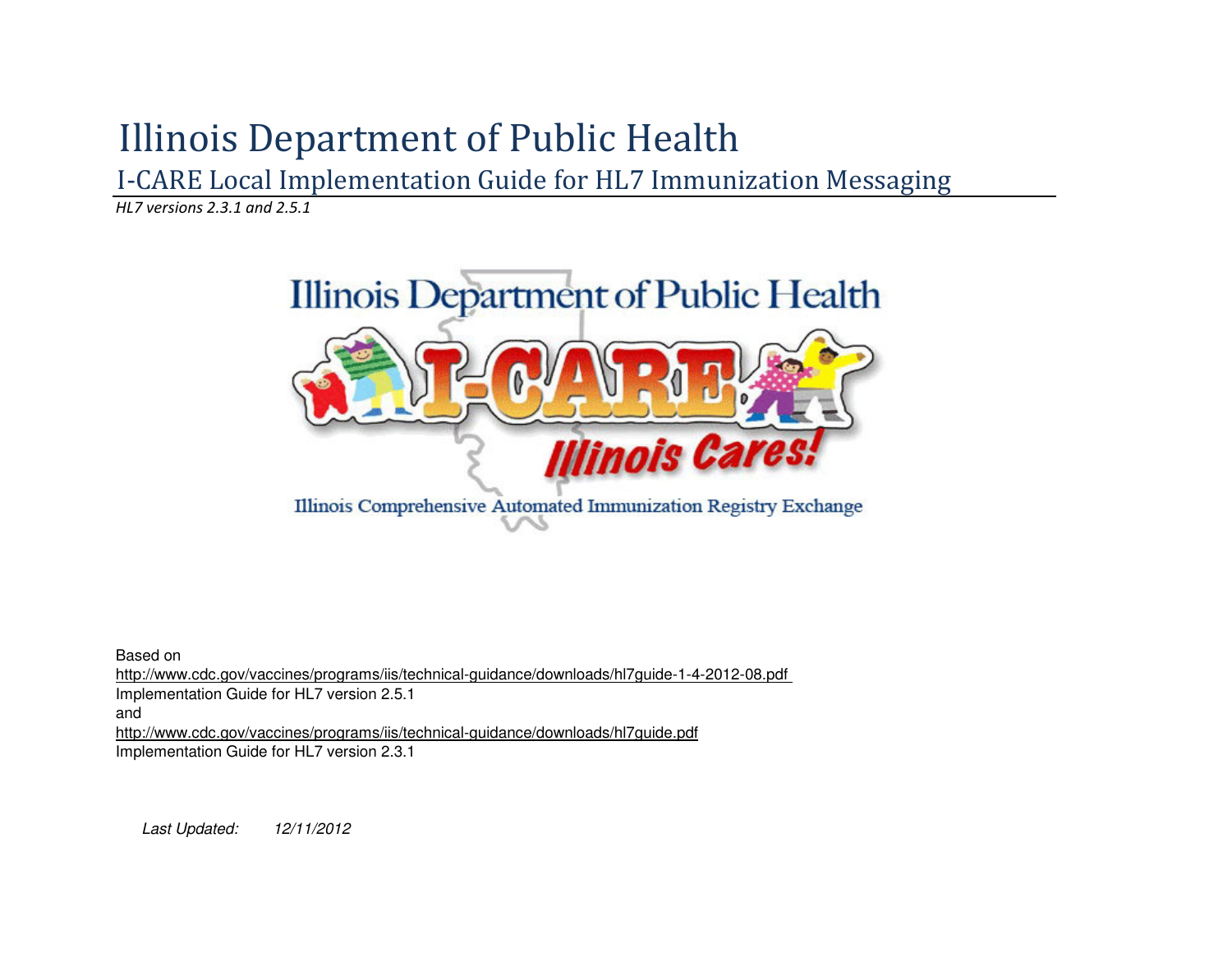# Illinois Department of Public Health

## I-CARE Local Implementation Guide for HL7 Immunization Messaging

*HL7 versions 2.3.1 and 2.5.1*

Based on
http://www.cdc.gov/vaccines/programs/iis/technical-guidance/downloads/hl7guide-1-4-2012-08.pdf
Implementation Guide for HL7 version 2.5.1
and
http://www.cdc.gov/vaccines/programs/iis/technical-guidance/downloads/hl7guide.pdf
Implementation Guide for HL7 version 2.3.1

*Last Updated: 12/11/2012*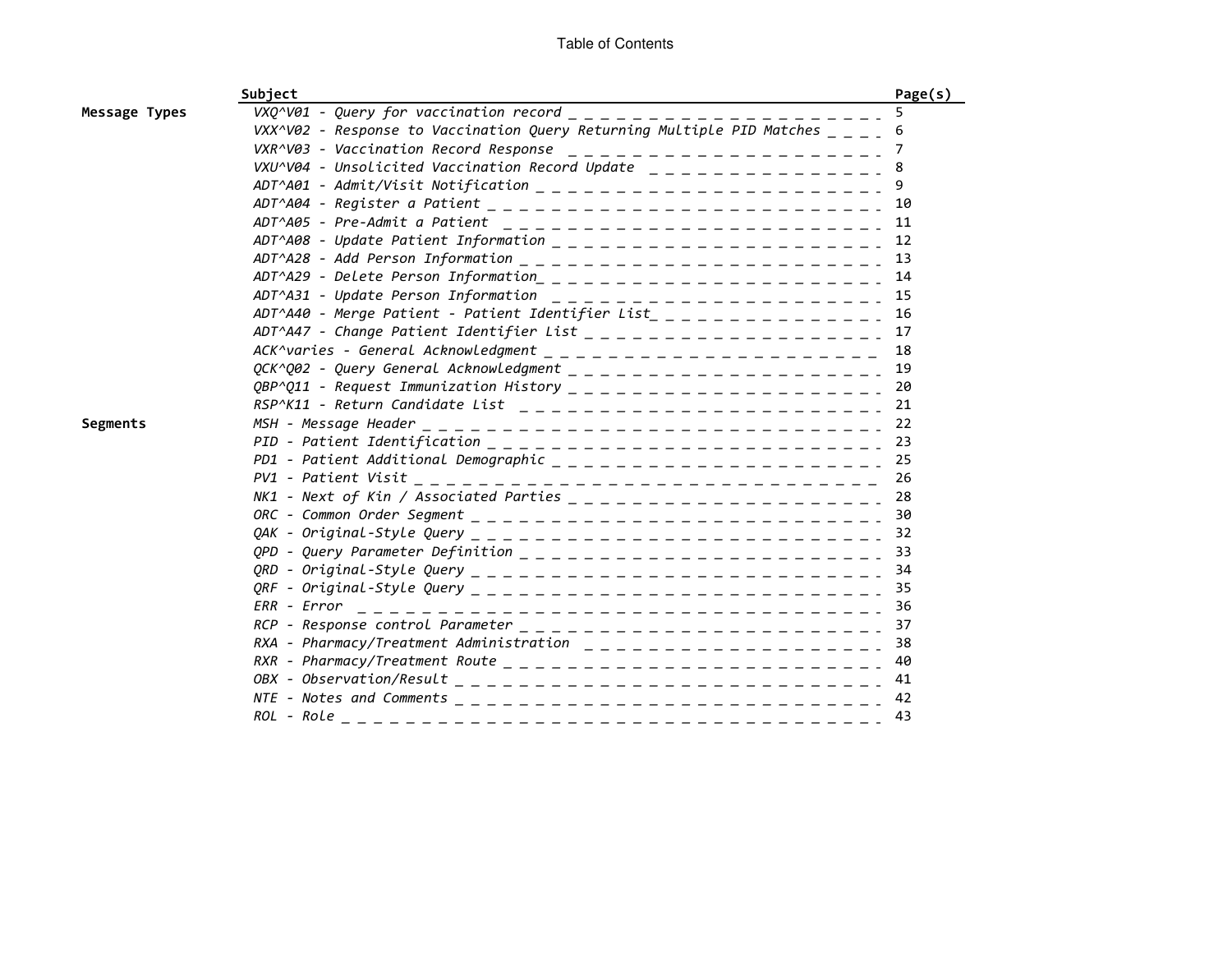# Table of Contents

| | Subject | Page(s) |
|---|---|---|
| **Message Types** | *VXQ^V01 - Query for vaccination record* | 5 |
| | *VXX^V02 - Response to Vaccination Query Returning Multiple PID Matches* | 6 |
| | *VXR^V03 - Vaccination Record Response* | 7 |
| | *VXU^V04 - Unsolicited Vaccination Record Update* | 8 |
| | *ADT^A01 - Admit/Visit Notification* | 9 |
| | *ADT^A04 - Register a Patient* | 10 |
| | *ADT^A05 - Pre-Admit a Patient* | 11 |
| | *ADT^A08 - Update Patient Information* | 12 |
| | *ADT^A28 - Add Person Information* | 13 |
| | *ADT^A29 - Delete Person Information* | 14 |
| | *ADT^A31 - Update Person Information* | 15 |
| | *ADT^A40 - Merge Patient - Patient Identifier List* | 16 |
| | *ADT^A47 - Change Patient Identifier List* | 17 |
| | *ACK^varies - General Acknowledgment* | 18 |
| | *QCK^Q02 - Query General Acknowledgment* | 19 |
| | *QBP^Q11 - Request Immunization History* | 20 |
| | *RSP^K11 - Return Candidate List* | 21 |
| **Segments** | *MSH - Message Header* | 22 |
| | *PID - Patient Identification* | 23 |
| | *PD1 - Patient Additional Demographic* | 25 |
| | *PV1 - Patient Visit* | 26 |
| | *NK1 - Next of Kin / Associated Parties* | 28 |
| | *ORC - Common Order Segment* | 30 |
| | *QAK - Original-Style Query* | 32 |
| | *QPD - Query Parameter Definition* | 33 |
| | *QRD - Original-Style Query* | 34 |
| | *QRF - Original-Style Query* | 35 |
| | *ERR - Error* | 36 |
| | *RCP - Response control Parameter* | 37 |
| | *RXA - Pharmacy/Treatment Administration* | 38 |
| | *RXR - Pharmacy/Treatment Route* | 40 |
| | *OBX - Observation/Result* | 41 |
| | *NTE - Notes and Comments* | 42 |
| | *ROL - Role* | 43 |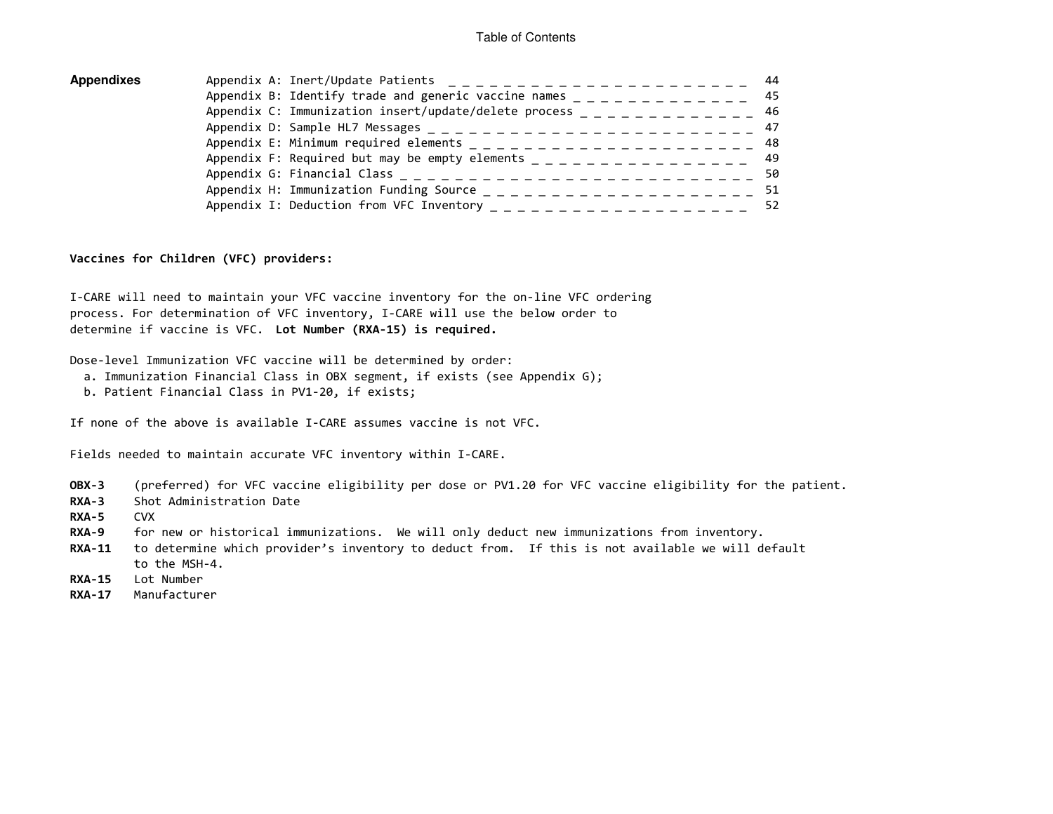Table of Contents

| **Appendixes** | | |
|---|---|---|
| | Appendix A: Inert/Update Patients | 44 |
| | Appendix B: Identify trade and generic vaccine names | 45 |
| | Appendix C: Immunization insert/update/delete process | 46 |
| | Appendix D: Sample HL7 Messages | 47 |
| | Appendix E: Minimum required elements | 48 |
| | Appendix F: Required but may be empty elements | 49 |
| | Appendix G: Financial Class | 50 |
| | Appendix H: Immunization Funding Source | 51 |
| | Appendix I: Deduction from VFC Inventory | 52 |

**Vaccines for Children (VFC) providers:**

I-CARE will need to maintain your VFC vaccine inventory for the on-line VFC ordering process. For determination of VFC inventory, I-CARE will use the below order to determine if vaccine is VFC. **Lot Number (RXA-15) is required.**

Dose-level Immunization VFC vaccine will be determined by order:

a. Immunization Financial Class in OBX segment, if exists (see Appendix G);
b. Patient Financial Class in PV1-20, if exists;

If none of the above is available I-CARE assumes vaccine is not VFC.

Fields needed to maintain accurate VFC inventory within I-CARE.

- **OBX-3** (preferred) for VFC vaccine eligibility per dose or PV1.20 for VFC vaccine eligibility for the patient.
- **RXA-3** Shot Administration Date
- **RXA-5** CVX
- **RXA-9** for new or historical immunizations. We will only deduct new immunizations from inventory.
- **RXA-11** to determine which provider's inventory to deduct from. If this is not available we will default to the MSH-4.
- **RXA-15** Lot Number
- **RXA-17** Manufacturer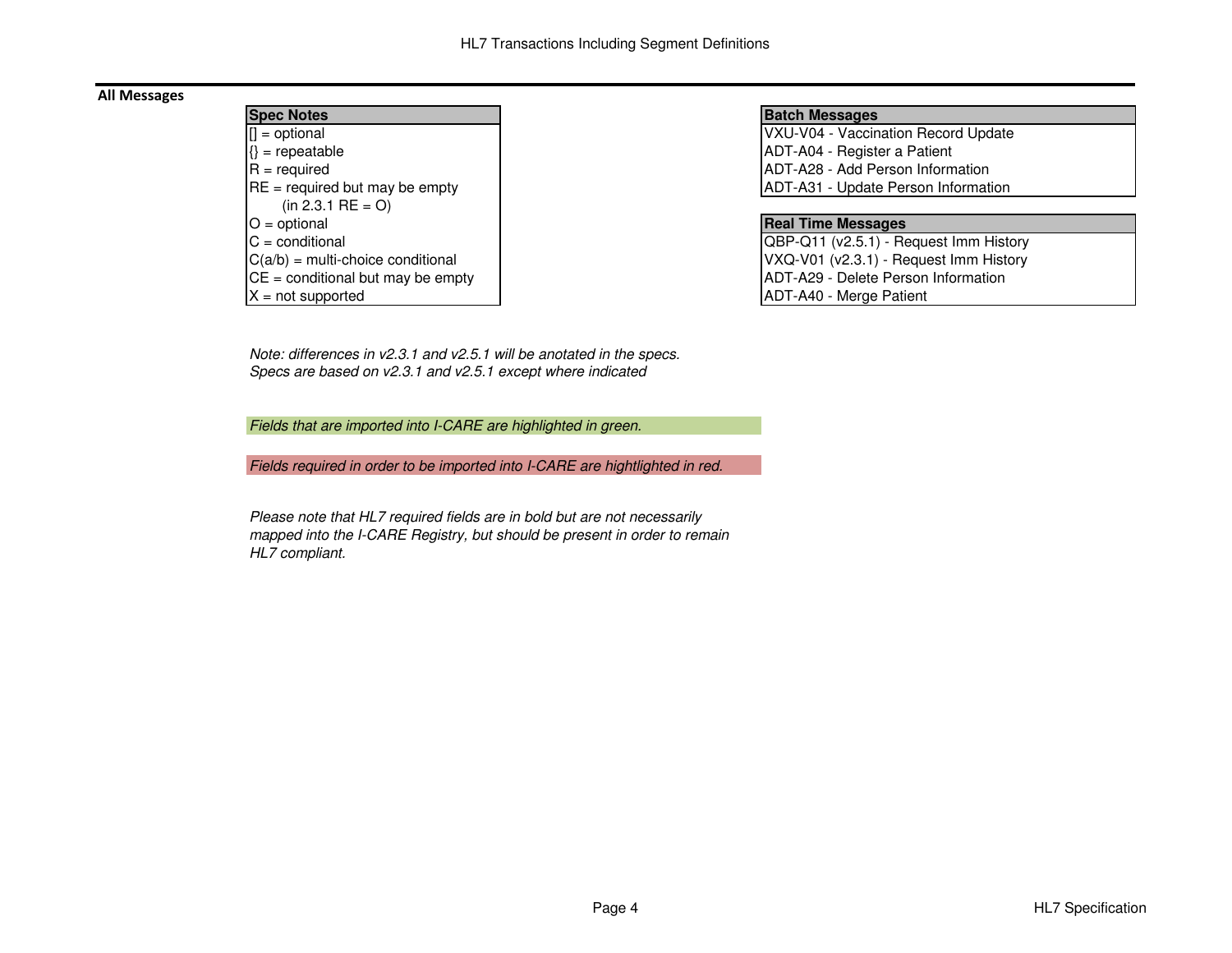## All Messages

| Spec Notes |
|---|
| [] = optional |
| {} = repeatable |
| R = required |
| RE = required but may be empty (in 2.3.1 RE = O) |
| O = optional |
| C = conditional |
| C(a/b) = multi-choice conditional |
| CE = conditional but may be empty |
| X = not supported |

| Batch Messages |
|---|
| VXU-V04 - Vaccination Record Update |
| ADT-A04 - Register a Patient |
| ADT-A28 - Add Person Information |
| ADT-A31 - Update Person Information |

| Real Time Messages |
|---|
| QBP-Q11 (v2.5.1) - Request Imm History |
| VXQ-V01 (v2.3.1) - Request Imm History |
| ADT-A29 - Delete Person Information |
| ADT-A40 - Merge Patient |

*Note: differences in v2.3.1 and v2.5.1 will be anotated in the specs.*
*Specs are based on v2.3.1 and v2.5.1 except where indicated*

*Fields that are imported into I-CARE are highlighted in green.*

*Fields required in order to be imported into I-CARE are hightlighted in red.*

*Please note that HL7 required fields are in bold but are not necessarily mapped into the I-CARE Registry, but should be present in order to remain HL7 compliant.*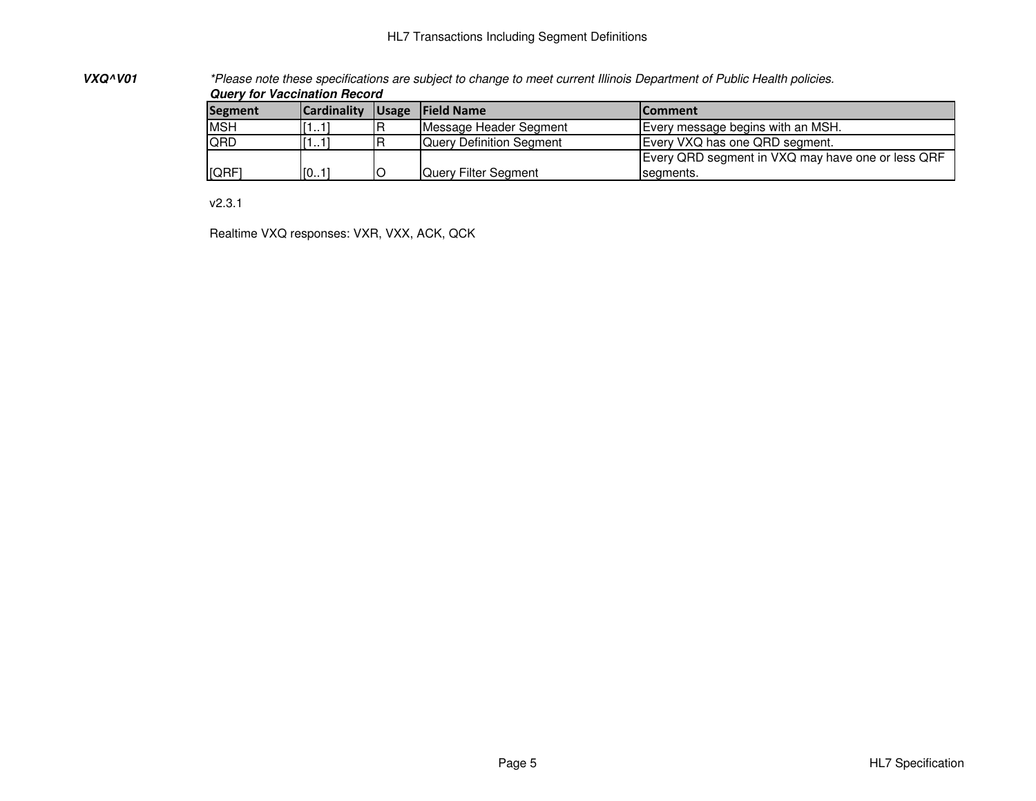***VXQ^V01***

*\*Please note these specifications are subject to change to meet current Illinois Department of Public Health policies.*

***Query for Vaccination Record***

| Segment | Cardinality | Usage | Field Name | Comment |
|---|---|---|---|---|
| MSH | [1..1] | R | Message Header Segment | Every message begins with an MSH. |
| QRD | [1..1] | R | Query Definition Segment | Every VXQ has one QRD segment. |
| [QRF] | [0..1] | O | Query Filter Segment | Every QRD segment in VXQ may have one or less QRF segments. |

v2.3.1

Realtime VXQ responses: VXR, VXX, ACK, QCK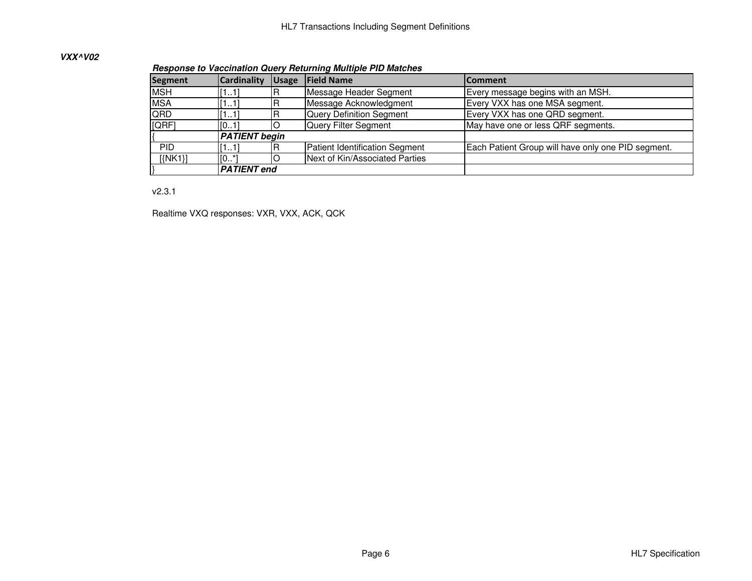***VXX^V02***

***Response to Vaccination Query Returning Multiple PID Matches***

| Segment | Cardinality | Usage | Field Name | Comment |
| --- | --- | --- | --- | --- |
| MSH | [1..1] | R | Message Header Segment | Every message begins with an MSH. |
| MSA | [1..1] | R | Message Acknowledgment | Every VXX has one MSA segment. |
| QRD | [1..1] | R | Query Definition Segment | Every VXX has one QRD segment. |
| [QRF] | [0..1] | O | Query Filter Segment | May have one or less QRF segments. |
| { | ***PATIENT begin*** | | | |
| PID | [1..1] | R | Patient Identification Segment | Each Patient Group will have only one PID segment. |
| [{NK1}] | [0..*] | O | Next of Kin/Associated Parties | |
| } | ***PATIENT end*** | | | |

v2.3.1

Realtime VXQ responses: VXR, VXX, ACK, QCK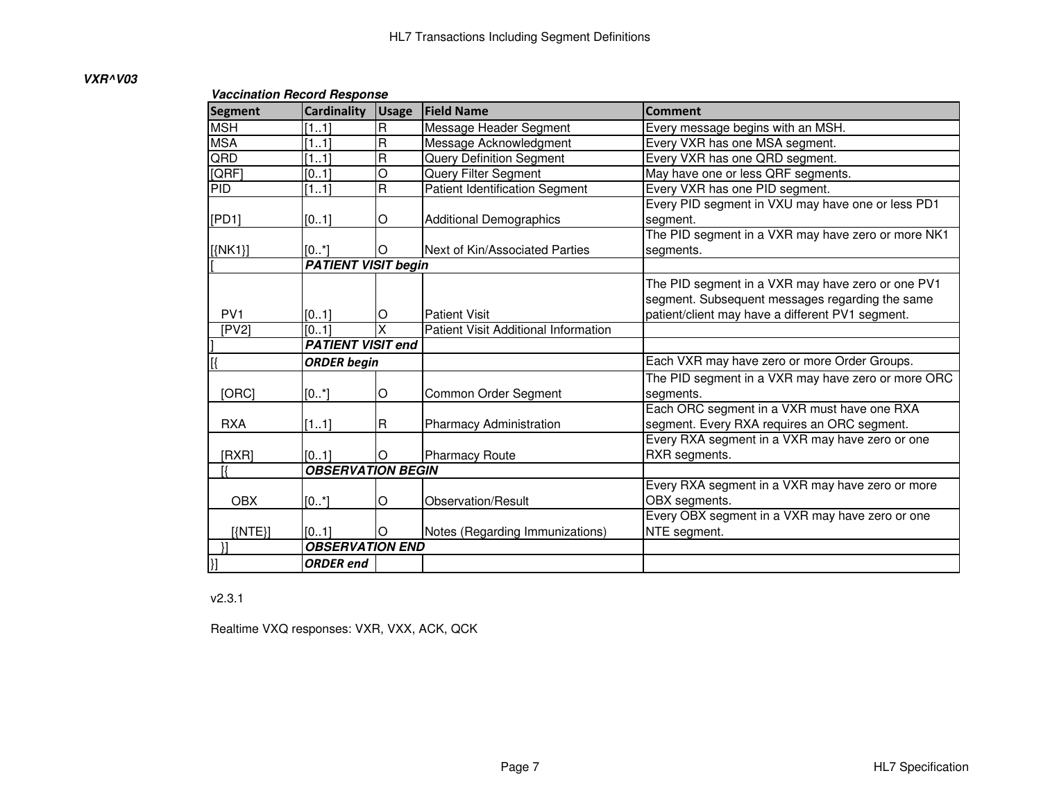***VXR^V03***

***Vaccination Record Response***

| Segment | Cardinality | Usage | Field Name | Comment |
|---|---|---|---|---|
| MSH | [1..1] | R | Message Header Segment | Every message begins with an MSH. |
| MSA | [1..1] | R | Message Acknowledgment | Every VXR has one MSA segment. |
| QRD | [1..1] | R | Query Definition Segment | Every VXR has one QRD segment. |
| [QRF] | [0..1] | O | Query Filter Segment | May have one or less QRF segments. |
| PID | [1..1] | R | Patient Identification Segment | Every VXR has one PID segment. |
| [PD1] | [0..1] | O | Additional Demographics | Every PID segment in VXU may have one or less PD1 segment. |
| [{NK1}] | [0..*] | O | Next of Kin/Associated Parties | The PID segment in a VXR may have zero or more NK1 segments. |
| [ | ***PATIENT VISIT begin*** | | | |
| PV1 | [0..1] | O | Patient Visit | The PID segment in a VXR may have zero or one PV1 segment. Subsequent messages regarding the same patient/client may have a different PV1 segment. |
| [PV2] | [0..1] | X | Patient Visit Additional Information | |
| ] | ***PATIENT VISIT end*** | | | |
| [{ | ***ORDER begin*** | | | Each VXR may have zero or more Order Groups. |
| [ORC] | [0..*] | O | Common Order Segment | The PID segment in a VXR may have zero or more ORC segments. |
| RXA | [1..1] | R | Pharmacy Administration | Each ORC segment in a VXR must have one RXA segment. Every RXA requires an ORC segment. |
| [RXR] | [0..1] | O | Pharmacy Route | Every RXA segment in a VXR may have zero or one RXR segments. |
| [{ | ***OBSERVATION BEGIN*** | | | |
| OBX | [0..*] | O | Observation/Result | Every RXA segment in a VXR may have zero or more OBX segments. |
| [{NTE}] | [0..1] | O | Notes (Regarding Immunizations) | Every OBX segment in a VXR may have zero or one NTE segment. |
| }] | ***OBSERVATION END*** | | | |
| }] | ***ORDER end*** | | | |

v2.3.1

Realtime VXQ responses: VXR, VXX, ACK, QCK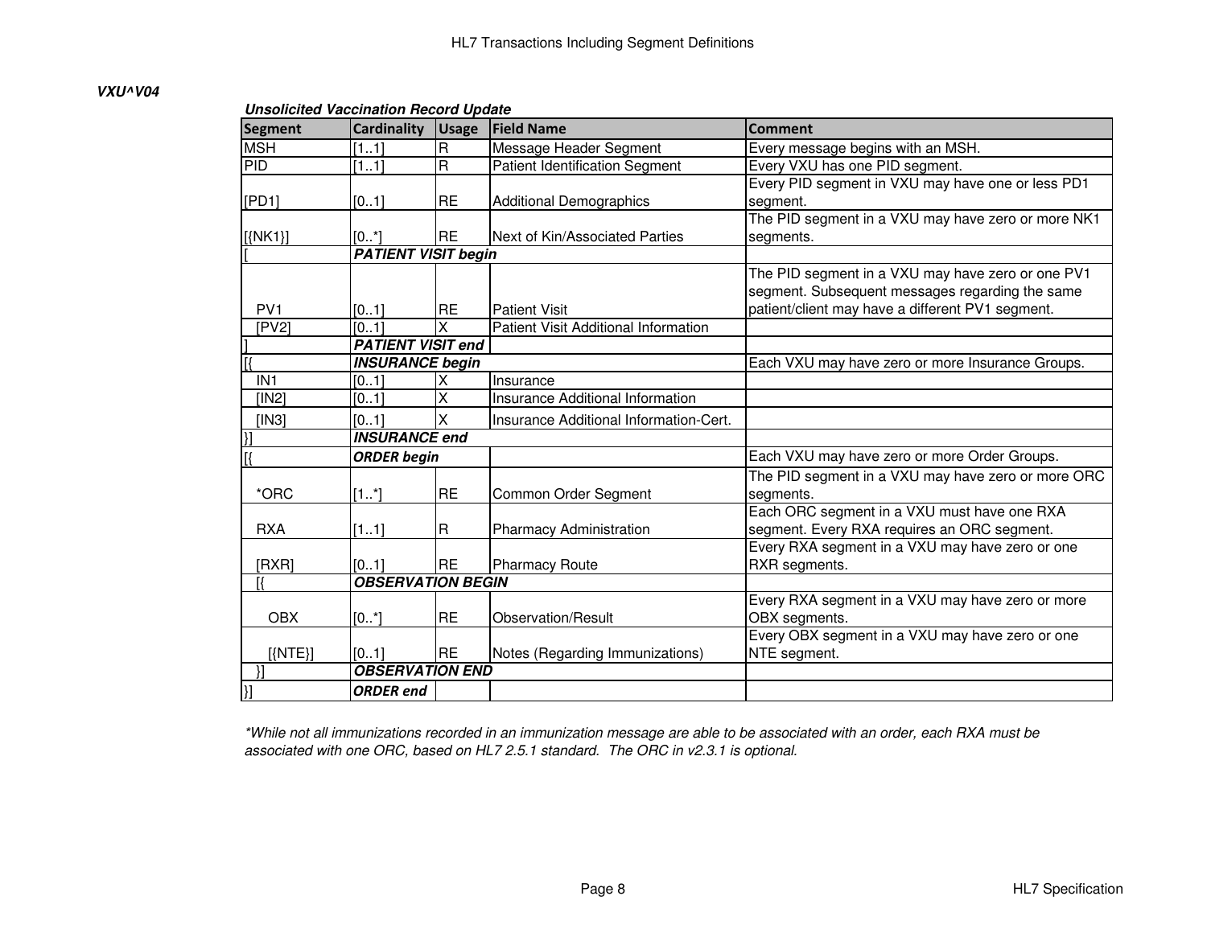**VXU^V04**

***Unsolicited Vaccination Record Update***

| Segment | Cardinality | Usage | Field Name | Comment |
|---|---|---|---|---|
| MSH | [1..1] | R | Message Header Segment | Every message begins with an MSH. |
| PID | [1..1] | R | Patient Identification Segment | Every VXU has one PID segment. |
| [PD1] | [0..1] | RE | Additional Demographics | Every PID segment in VXU may have one or less PD1 segment. |
| [{NK1}] | [0..*] | RE | Next of Kin/Associated Parties | The PID segment in a VXU may have zero or more NK1 segments. |
| [ | ***PATIENT VISIT begin*** | | | |
| PV1 | [0..1] | RE | Patient Visit | The PID segment in a VXU may have zero or one PV1 segment. Subsequent messages regarding the same patient/client may have a different PV1 segment. |
| [PV2] | [0..1] | X | Patient Visit Additional Information | |
| ] | ***PATIENT VISIT end*** | | | |
| [{ | ***INSURANCE begin*** | | | Each VXU may have zero or more Insurance Groups. |
| IN1 | [0..1] | X | Insurance | |
| [IN2] | [0..1] | X | Insurance Additional Information | |
| [IN3] | [0..1] | X | Insurance Additional Information-Cert. | |
| }] | ***INSURANCE end*** | | | |
| [{ | ***ORDER begin*** | | | Each VXU may have zero or more Order Groups. |
| *ORC | [1..*] | RE | Common Order Segment | The PID segment in a VXU may have zero or more ORC segments. |
| RXA | [1..1] | R | Pharmacy Administration | Each ORC segment in a VXU must have one RXA segment. Every RXA requires an ORC segment. |
| [RXR] | [0..1] | RE | Pharmacy Route | Every RXA segment in a VXU may have zero or one RXR segments. |
| [{ | ***OBSERVATION BEGIN*** | | | |
| OBX | [0..*] | RE | Observation/Result | Every RXA segment in a VXU may have zero or more OBX segments. |
| [{NTE}] | [0..1] | RE | Notes (Regarding Immunizations) | Every OBX segment in a VXU may have zero or one NTE segment. |
| }] | ***OBSERVATION END*** | | | |
| }] | ***ORDER end*** | | | |

*\*While not all immunizations recorded in an immunization message are able to be associated with an order, each RXA must be associated with one ORC, based on HL7 2.5.1 standard. The ORC in v2.3.1 is optional.*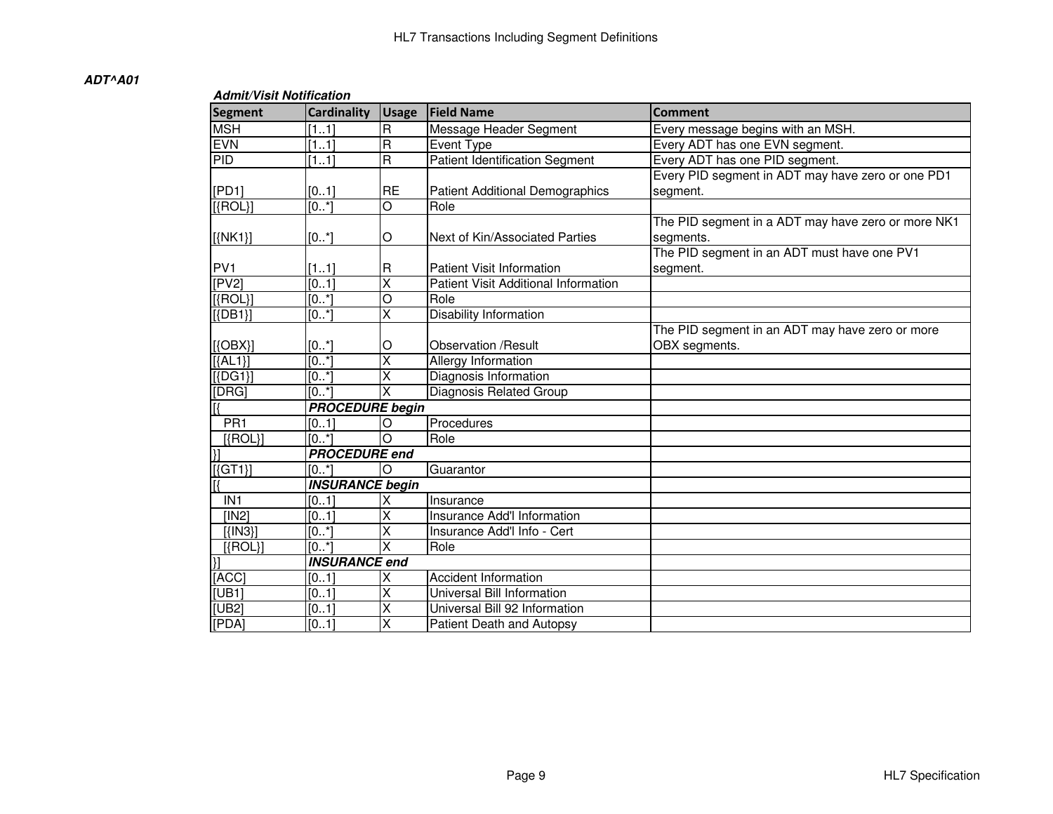### ADT^A01

***Admit/Visit Notification***

| Segment | Cardinality | Usage | Field Name | Comment |
|---|---|---|---|---|
| MSH | [1..1] | R | Message Header Segment | Every message begins with an MSH. |
| EVN | [1..1] | R | Event Type | Every ADT has one EVN segment. |
| PID | [1..1] | R | Patient Identification Segment | Every ADT has one PID segment. |
| [PD1] | [0..1] | RE | Patient Additional Demographics | Every PID segment in ADT may have zero or one PD1 segment. |
| [{ROL}] | [0..*] | O | Role | |
| [{NK1}] | [0..*] | O | Next of Kin/Associated Parties | The PID segment in a ADT may have zero or more NK1 segments. |
| PV1 | [1..1] | R | Patient Visit Information | The PID segment in an ADT must have one PV1 segment. |
| [PV2] | [0..1] | X | Patient Visit Additional Information | |
| [{ROL}] | [0..*] | O | Role | |
| [{DB1}] | [0..*] | X | Disability Information | |
| [{OBX}] | [0..*] | O | Observation /Result | The PID segment in an ADT may have zero or more OBX segments. |
| [{AL1}] | [0..*] | X | Allergy Information | |
| [{DG1}] | [0..*] | X | Diagnosis Information | |
| [DRG] | [0..*] | X | Diagnosis Related Group | |
| [{ | ***PROCEDURE begin*** | | | |
| PR1 | [0..1] | O | Procedures | |
| [{ROL}] | [0..*] | O | Role | |
| }] | ***PROCEDURE end*** | | | |
| [{GT1}] | [0..*] | O | Guarantor | |
| [{ | ***INSURANCE begin*** | | | |
| IN1 | [0..1] | X | Insurance | |
| [IN2] | [0..1] | X | Insurance Add'l Information | |
| [{IN3}] | [0..*] | X | Insurance Add'l Info - Cert | |
| [{ROL}] | [0..*] | X | Role | |
| }] | ***INSURANCE end*** | | | |
| [ACC] | [0..1] | X | Accident Information | |
| [UB1] | [0..1] | X | Universal Bill Information | |
| [UB2] | [0..1] | X | Universal Bill 92 Information | |
| [PDA] | [0..1] | X | Patient Death and Autopsy | |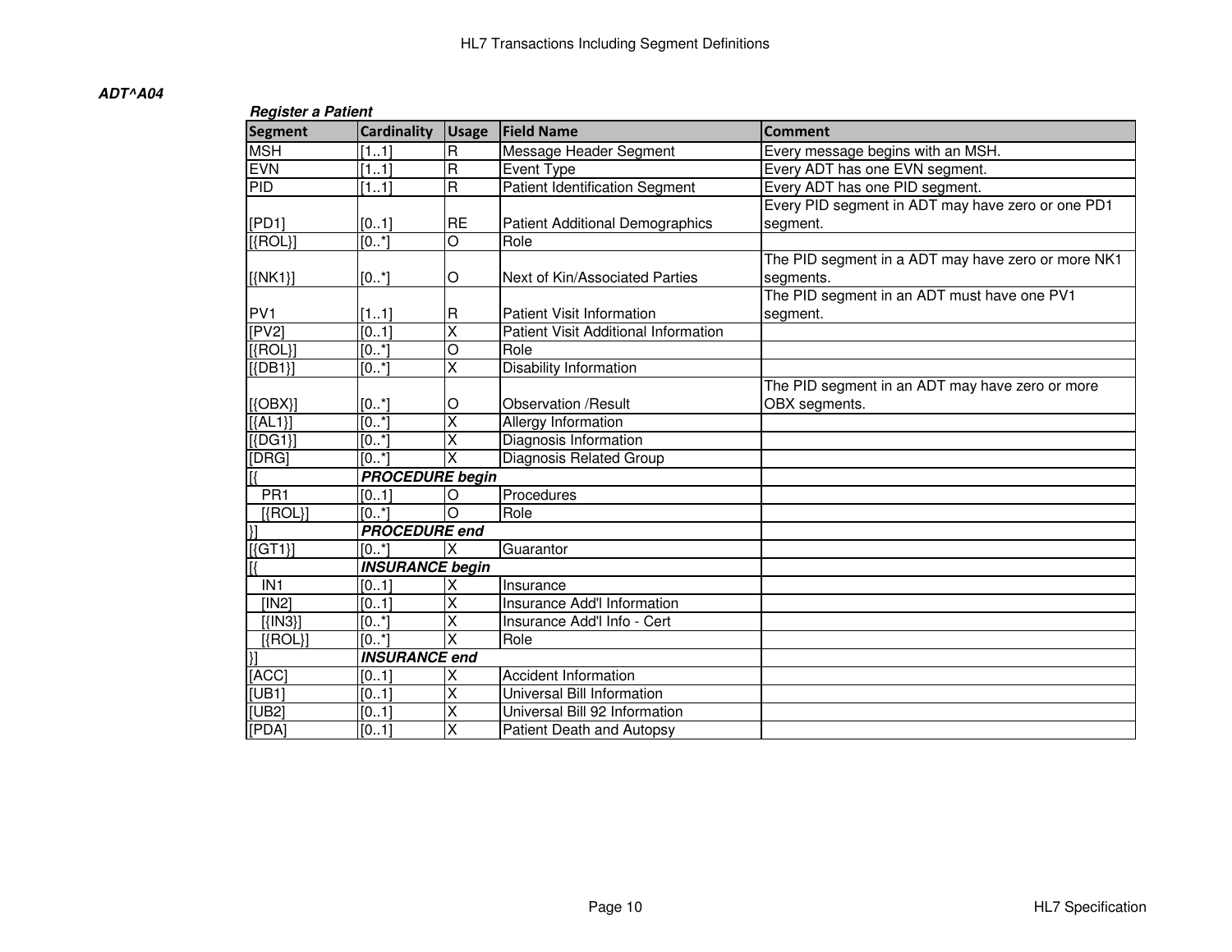***ADT^A04***

***Register a Patient***

| Segment | Cardinality | Usage | Field Name | Comment |
|---|---|---|---|---|
| MSH | [1..1] | R | Message Header Segment | Every message begins with an MSH. |
| EVN | [1..1] | R | Event Type | Every ADT has one EVN segment. |
| PID | [1..1] | R | Patient Identification Segment | Every ADT has one PID segment. |
| [PD1] | [0..1] | RE | Patient Additional Demographics | Every PID segment in ADT may have zero or one PD1 segment. |
| [{ROL}] | [0..*] | O | Role | |
| [{NK1}] | [0..*] | O | Next of Kin/Associated Parties | The PID segment in a ADT may have zero or more NK1 segments. |
| PV1 | [1..1] | R | Patient Visit Information | The PID segment in an ADT must have one PV1 segment. |
| [PV2] | [0..1] | X | Patient Visit Additional Information | |
| [{ROL}] | [0..*] | O | Role | |
| [{DB1}] | [0..*] | X | Disability Information | |
| [{OBX}] | [0..*] | O | Observation /Result | The PID segment in an ADT may have zero or more OBX segments. |
| [{AL1}] | [0..*] | X | Allergy Information | |
| [{DG1}] | [0..*] | X | Diagnosis Information | |
| [DRG] | [0..*] | X | Diagnosis Related Group | |
| [{ | ***PROCEDURE begin*** | | | |
| PR1 | [0..1] | O | Procedures | |
| [{ROL}] | [0..*] | O | Role | |
| }] | ***PROCEDURE end*** | | | |
| [{GT1}] | [0..*] | X | Guarantor | |
| [{ | ***INSURANCE begin*** | | | |
| IN1 | [0..1] | X | Insurance | |
| [IN2] | [0..1] | X | Insurance Add'l Information | |
| [{IN3}] | [0..*] | X | Insurance Add'l Info - Cert | |
| [{ROL}] | [0..*] | X | Role | |
| }] | ***INSURANCE end*** | | | |
| [ACC] | [0..1] | X | Accident Information | |
| [UB1] | [0..1] | X | Universal Bill Information | |
| [UB2] | [0..1] | X | Universal Bill 92 Information | |
| [PDA] | [0..1] | X | Patient Death and Autopsy | |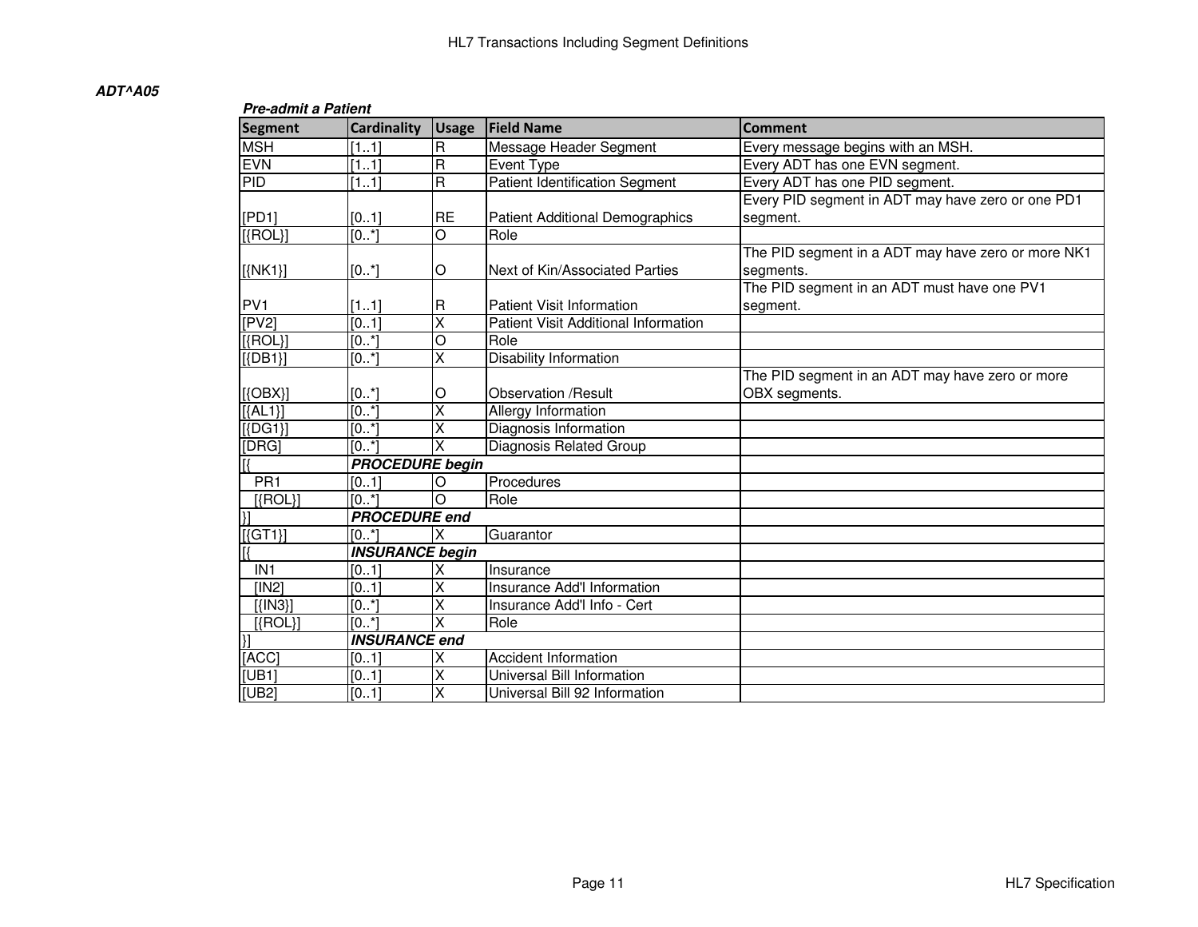***ADT^A05***

***Pre-admit a Patient***

| Segment | Cardinality | Usage | Field Name | Comment |
|---|---|---|---|---|
| MSH | [1..1] | R | Message Header Segment | Every message begins with an MSH. |
| EVN | [1..1] | R | Event Type | Every ADT has one EVN segment. |
| PID | [1..1] | R | Patient Identification Segment | Every ADT has one PID segment. |
| [PD1] | [0..1] | RE | Patient Additional Demographics | Every PID segment in ADT may have zero or one PD1 segment. |
| [{ROL}] | [0..*] | O | Role | |
| [{NK1}] | [0..*] | O | Next of Kin/Associated Parties | The PID segment in a ADT may have zero or more NK1 segments. |
| PV1 | [1..1] | R | Patient Visit Information | The PID segment in an ADT must have one PV1 segment. |
| [PV2] | [0..1] | X | Patient Visit Additional Information | |
| [{ROL}] | [0..*] | O | Role | |
| [{DB1}] | [0..*] | X | Disability Information | |
| [{OBX}] | [0..*] | O | Observation /Result | The PID segment in an ADT may have zero or more OBX segments. |
| [{AL1}] | [0..*] | X | Allergy Information | |
| [{DG1}] | [0..*] | X | Diagnosis Information | |
| [DRG] | [0..*] | X | Diagnosis Related Group | |
| [{ | ***PROCEDURE begin*** | | | |
| PR1 | [0..1] | O | Procedures | |
| [{ROL}] | [0..*] | O | Role | |
| }] | ***PROCEDURE end*** | | | |
| [{GT1}] | [0..*] | X | Guarantor | |
| [{ | ***INSURANCE begin*** | | | |
| IN1 | [0..1] | X | Insurance | |
| [IN2] | [0..1] | X | Insurance Add'l Information | |
| [{IN3}] | [0..*] | X | Insurance Add'l Info - Cert | |
| [{ROL}] | [0..*] | X | Role | |
| }] | ***INSURANCE end*** | | | |
| [ACC] | [0..1] | X | Accident Information | |
| [UB1] | [0..1] | X | Universal Bill Information | |
| [UB2] | [0..1] | X | Universal Bill 92 Information | |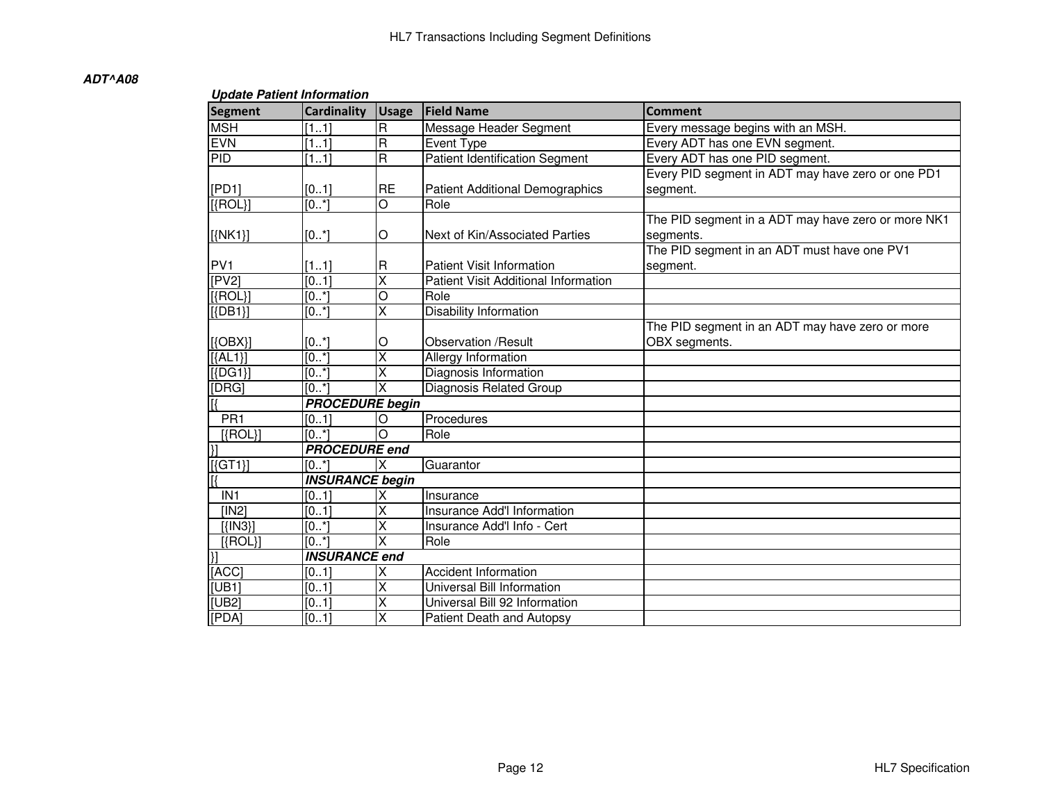***ADT^A08***

***Update Patient Information***

| Segment | Cardinality | Usage | Field Name | Comment |
|---|---|---|---|---|
| MSH | [1..1] | R | Message Header Segment | Every message begins with an MSH. |
| EVN | [1..1] | R | Event Type | Every ADT has one EVN segment. |
| PID | [1..1] | R | Patient Identification Segment | Every ADT has one PID segment. |
| [PD1] | [0..1] | RE | Patient Additional Demographics | Every PID segment in ADT may have zero or one PD1 segment. |
| [{ROL}] | [0..*] | O | Role | |
| [{NK1}] | [0..*] | O | Next of Kin/Associated Parties | The PID segment in a ADT may have zero or more NK1 segments. |
| PV1 | [1..1] | R | Patient Visit Information | The PID segment in an ADT must have one PV1 segment. |
| [PV2] | [0..1] | X | Patient Visit Additional Information | |
| [{ROL}] | [0..*] | O | Role | |
| [{DB1}] | [0..*] | X | Disability Information | |
| [{OBX}] | [0..*] | O | Observation /Result | The PID segment in an ADT may have zero or more OBX segments. |
| [{AL1}] | [0..*] | X | Allergy Information | |
| [{DG1}] | [0..*] | X | Diagnosis Information | |
| [DRG] | [0..*] | X | Diagnosis Related Group | |
| [{ | ***PROCEDURE begin*** | | | |
| PR1 | [0..1] | O | Procedures | |
| [{ROL}] | [0..*] | O | Role | |
| }] | ***PROCEDURE end*** | | | |
| [{GT1}] | [0..*] | X | Guarantor | |
| [{ | ***INSURANCE begin*** | | | |
| IN1 | [0..1] | X | Insurance | |
| [IN2] | [0..1] | X | Insurance Add'l Information | |
| [{IN3}] | [0..*] | X | Insurance Add'l Info - Cert | |
| [{ROL}] | [0..*] | X | Role | |
| }] | ***INSURANCE end*** | | | |
| [ACC] | [0..1] | X | Accident Information | |
| [UB1] | [0..1] | X | Universal Bill Information | |
| [UB2] | [0..1] | X | Universal Bill 92 Information | |
| [PDA] | [0..1] | X | Patient Death and Autopsy | |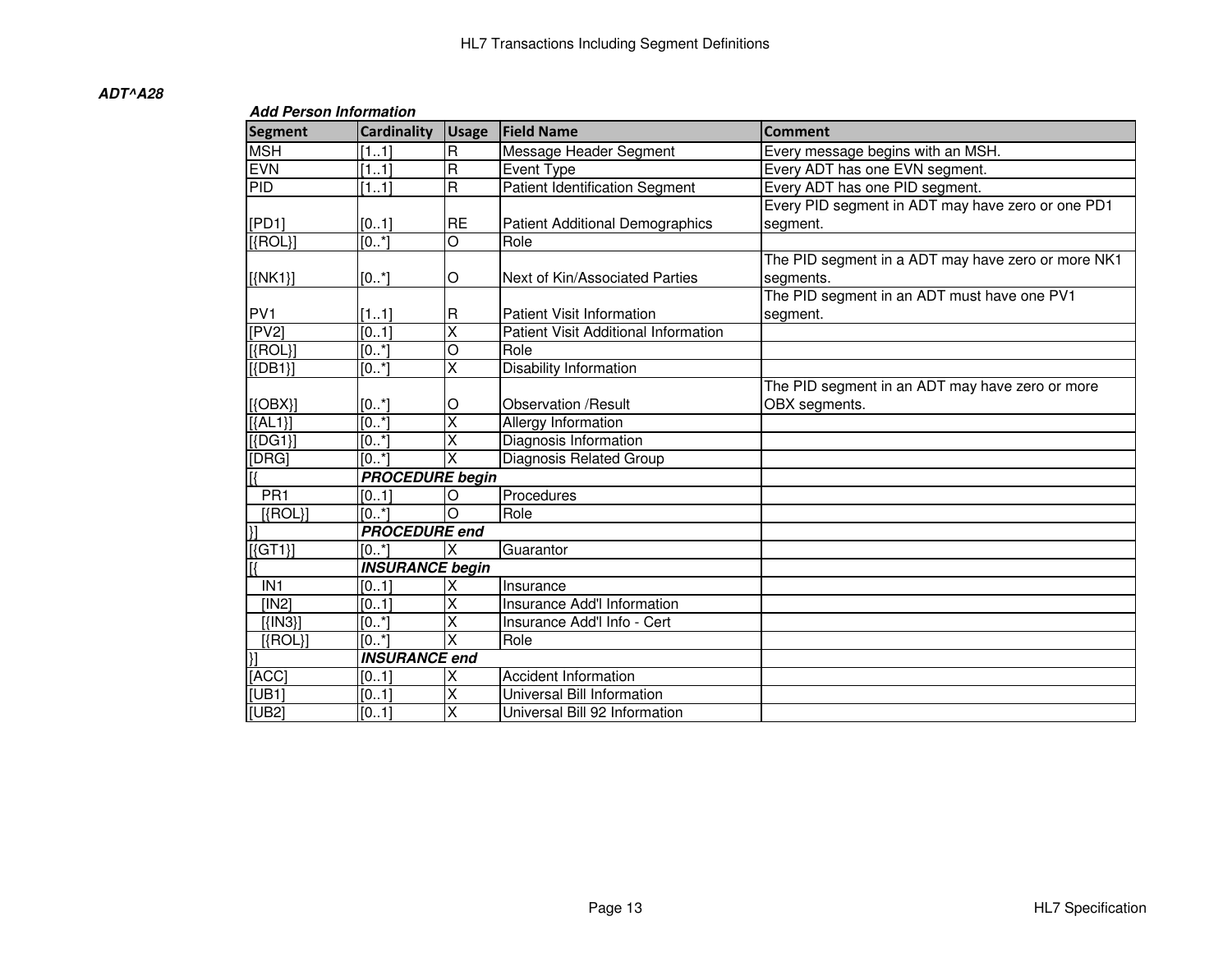***ADT^A28***

***Add Person Information***

| Segment | Cardinality | Usage | Field Name | Comment |
| --- | --- | --- | --- | --- |
| MSH | [1..1] | R | Message Header Segment | Every message begins with an MSH. |
| EVN | [1..1] | R | Event Type | Every ADT has one EVN segment. |
| PID | [1..1] | R | Patient Identification Segment | Every ADT has one PID segment. |
| [PD1] | [0..1] | RE | Patient Additional Demographics | Every PID segment in ADT may have zero or one PD1 segment. |
| [{ROL}] | [0..*] | O | Role | |
| [{NK1}] | [0..*] | O | Next of Kin/Associated Parties | The PID segment in a ADT may have zero or more NK1 segments. |
| PV1 | [1..1] | R | Patient Visit Information | The PID segment in an ADT must have one PV1 segment. |
| [PV2] | [0..1] | X | Patient Visit Additional Information | |
| [{ROL}] | [0..*] | O | Role | |
| [{DB1}] | [0..*] | X | Disability Information | |
| [{OBX}] | [0..*] | O | Observation /Result | The PID segment in an ADT may have zero or more OBX segments. |
| [{AL1}] | [0..*] | X | Allergy Information | |
| [{DG1}] | [0..*] | X | Diagnosis Information | |
| [DRG] | [0..*] | X | Diagnosis Related Group | |
| [{ | ***PROCEDURE begin*** | | | |
| PR1 | [0..1] | O | Procedures | |
| [{ROL}] | [0..*] | O | Role | |
| }] | ***PROCEDURE end*** | | | |
| [{GT1}] | [0..*] | X | Guarantor | |
| [{ | ***INSURANCE begin*** | | | |
| IN1 | [0..1] | X | Insurance | |
| [IN2] | [0..1] | X | Insurance Add'l Information | |
| [{IN3}] | [0..*] | X | Insurance Add'l Info - Cert | |
| [{ROL}] | [0..*] | X | Role | |
| }] | ***INSURANCE end*** | | | |
| [ACC] | [0..1] | X | Accident Information | |
| [UB1] | [0..1] | X | Universal Bill Information | |
| [UB2] | [0..1] | X | Universal Bill 92 Information | |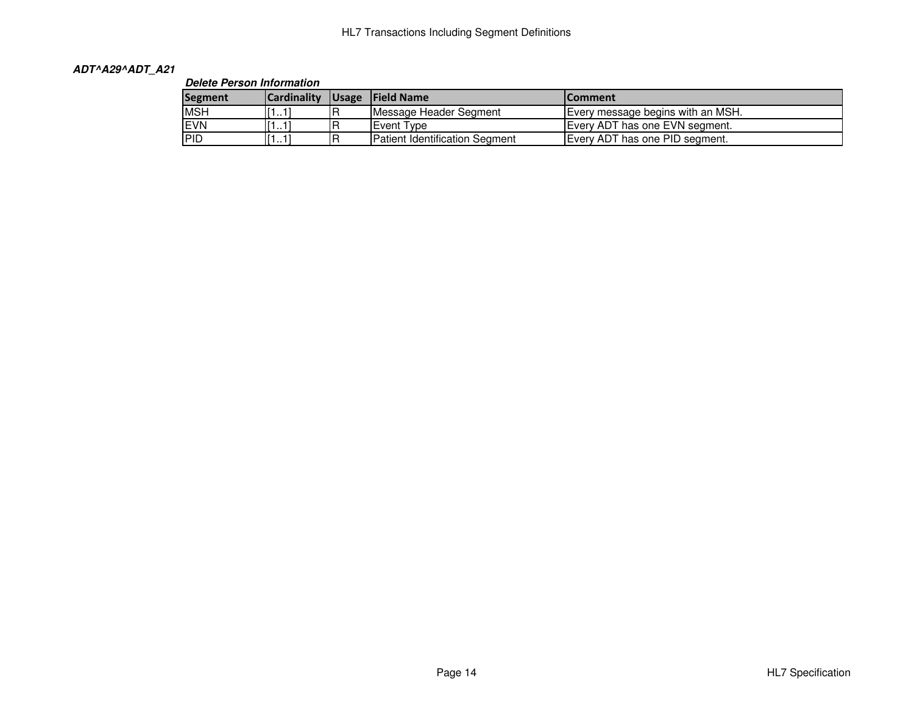***ADT^A29^ADT_A21***

***Delete Person Information***

| Segment | Cardinality | Usage | Field Name | Comment |
|---|---|---|---|---|
| MSH | [1..1] | R | Message Header Segment | Every message begins with an MSH. |
| EVN | [1..1] | R | Event Type | Every ADT has one EVN segment. |
| PID | [1..1] | R | Patient Identification Segment | Every ADT has one PID segment. |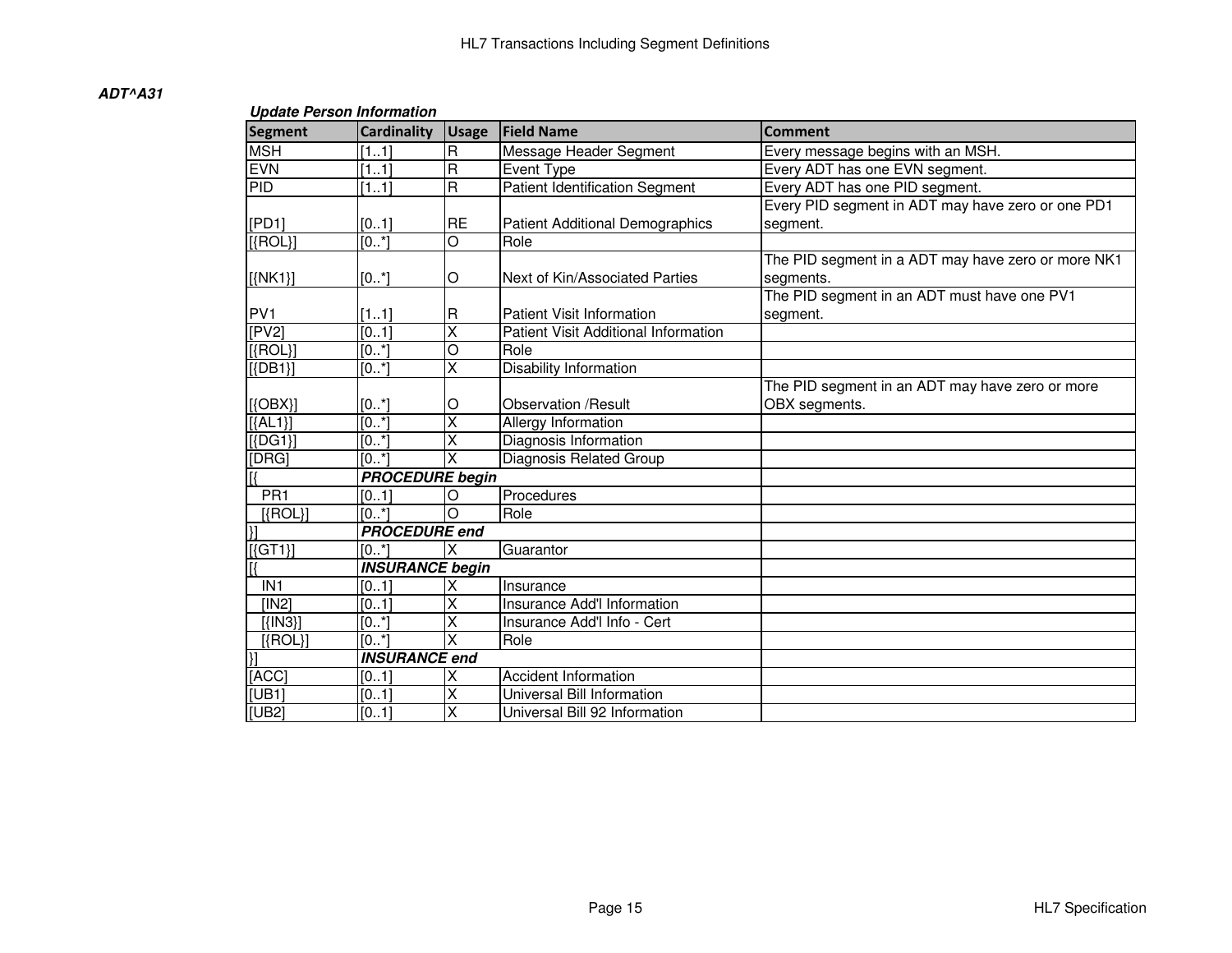***ADT^A31***

***Update Person Information***

| Segment | Cardinality | Usage | Field Name | Comment |
|---|---|---|---|---|
| MSH | [1..1] | R | Message Header Segment | Every message begins with an MSH. |
| EVN | [1..1] | R | Event Type | Every ADT has one EVN segment. |
| PID | [1..1] | R | Patient Identification Segment | Every ADT has one PID segment. |
| [PD1] | [0..1] | RE | Patient Additional Demographics | Every PID segment in ADT may have zero or one PD1 segment. |
| [{ROL}] | [0..*] | O | Role | |
| [{NK1}] | [0..*] | O | Next of Kin/Associated Parties | The PID segment in a ADT may have zero or more NK1 segments. |
| PV1 | [1..1] | R | Patient Visit Information | The PID segment in an ADT must have one PV1 segment. |
| [PV2] | [0..1] | X | Patient Visit Additional Information | |
| [{ROL}] | [0..*] | O | Role | |
| [{DB1}] | [0..*] | X | Disability Information | |
| [{OBX}] | [0..*] | O | Observation /Result | The PID segment in an ADT may have zero or more OBX segments. |
| [{AL1}] | [0..*] | X | Allergy Information | |
| [{DG1}] | [0..*] | X | Diagnosis Information | |
| [DRG] | [0..*] | X | Diagnosis Related Group | |
| [{ | ***PROCEDURE begin*** | | | |
| PR1 | [0..1] | O | Procedures | |
| [{ROL}] | [0..*] | O | Role | |
| }] | ***PROCEDURE end*** | | | |
| [{GT1}] | [0..*] | X | Guarantor | |
| [{ | ***INSURANCE begin*** | | | |
| IN1 | [0..1] | X | Insurance | |
| [IN2] | [0..1] | X | Insurance Add'l Information | |
| [{IN3}] | [0..*] | X | Insurance Add'l Info - Cert | |
| [{ROL}] | [0..*] | X | Role | |
| }] | ***INSURANCE end*** | | | |
| [ACC] | [0..1] | X | Accident Information | |
| [UB1] | [0..1] | X | Universal Bill Information | |
| [UB2] | [0..1] | X | Universal Bill 92 Information | |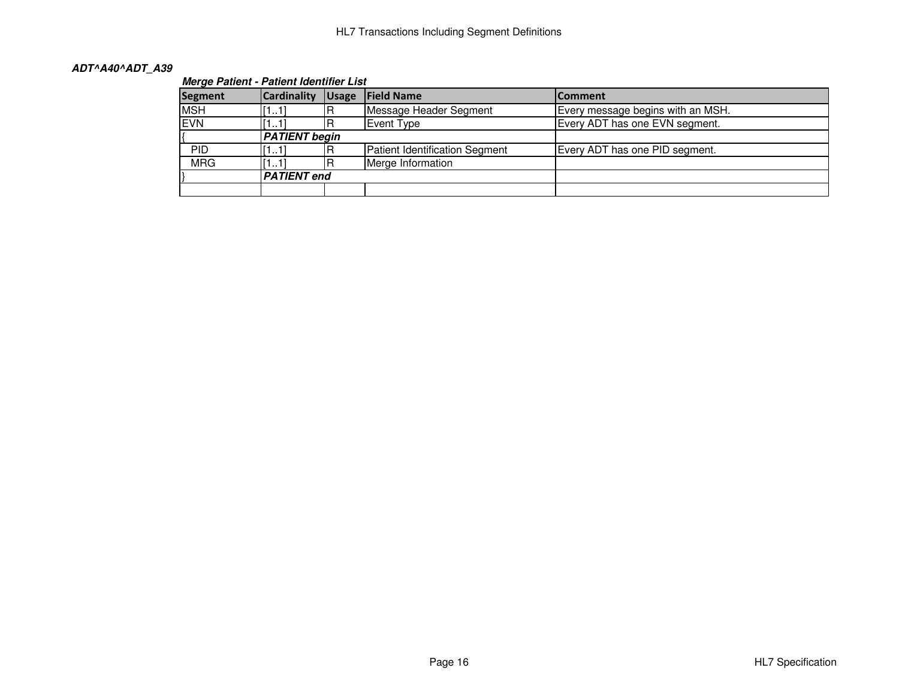***ADT^A40^ADT_A39***

***Merge Patient - Patient Identifier List***

| Segment | Cardinality | Usage | Field Name | Comment |
|---|---|---|---|---|
| MSH | [1..1] | R | Message Header Segment | Every message begins with an MSH. |
| EVN | [1..1] | R | Event Type | Every ADT has one EVN segment. |
| { | ***PATIENT begin*** | | | |
| PID | [1..1] | R | Patient Identification Segment | Every ADT has one PID segment. |
| MRG | [1..1] | R | Merge Information | |
| } | ***PATIENT end*** | | | |
| | | | | |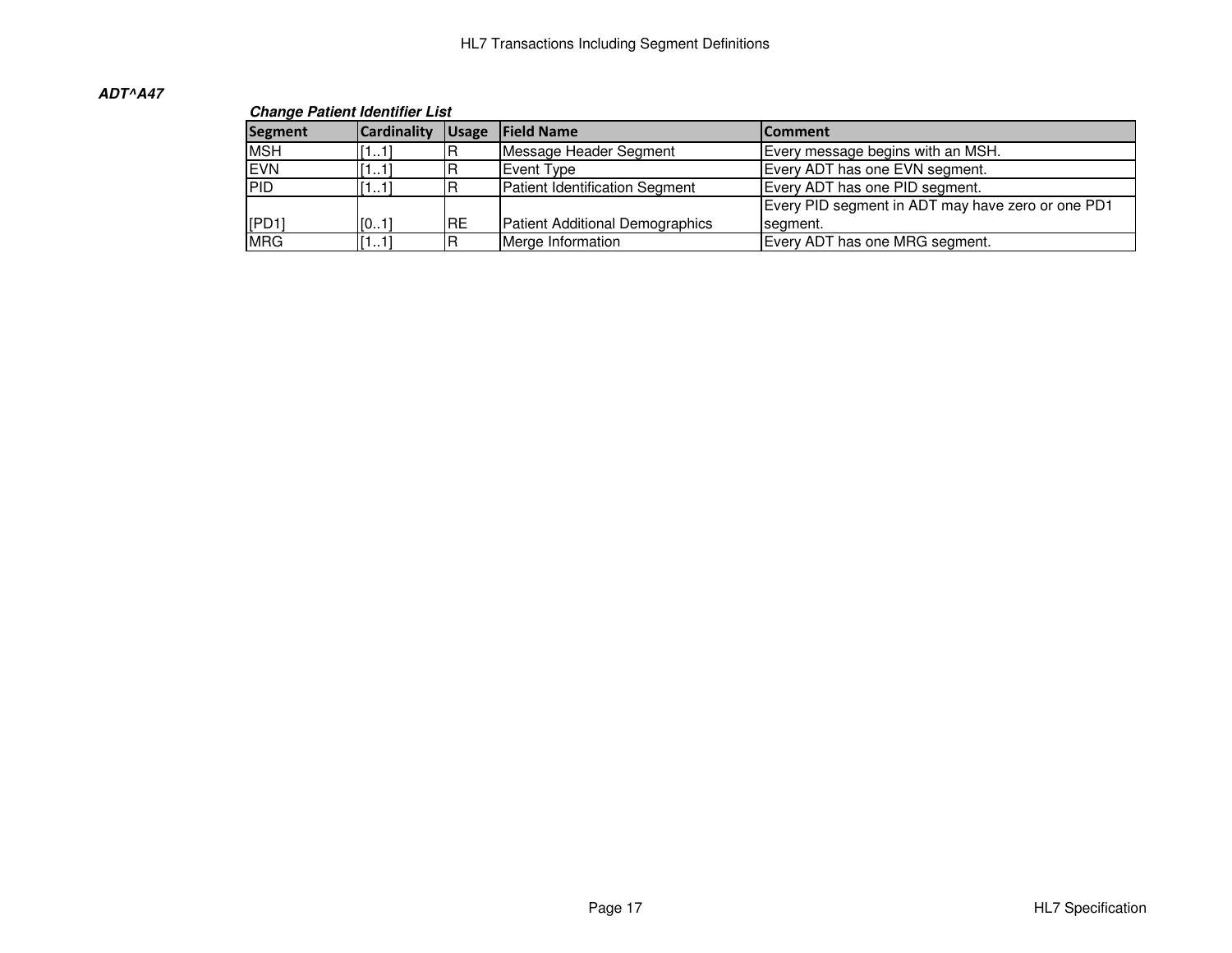***ADT^A47***

***Change Patient Identifier List***

| Segment | Cardinality | Usage | Field Name | Comment |
|---|---|---|---|---|
| MSH | [1..1] | R | Message Header Segment | Every message begins with an MSH. |
| EVN | [1..1] | R | Event Type | Every ADT has one EVN segment. |
| PID | [1..1] | R | Patient Identification Segment | Every ADT has one PID segment. |
| [PD1] | [0..1] | RE | Patient Additional Demographics | Every PID segment in ADT may have zero or one PD1 segment. |
| MRG | [1..1] | R | Merge Information | Every ADT has one MRG segment. |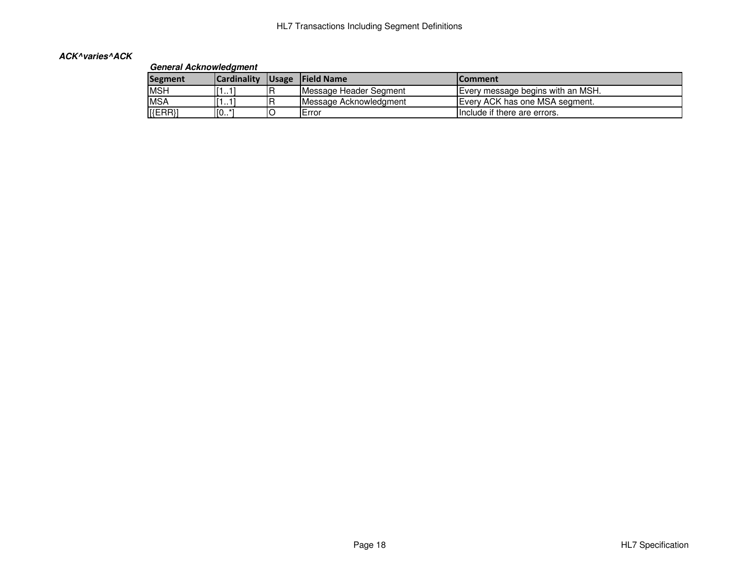### ***ACK^varies^ACK***

***General Acknowledgment***

| Segment | Cardinality | Usage | Field Name | Comment |
|---|---|---|---|---|
| MSH | [1..1] | R | Message Header Segment | Every message begins with an MSH. |
| MSA | [1..1] | R | Message Acknowledgment | Every ACK has one MSA segment. |
| [{ERR}] | [0..*] | O | Error | Include if there are errors. |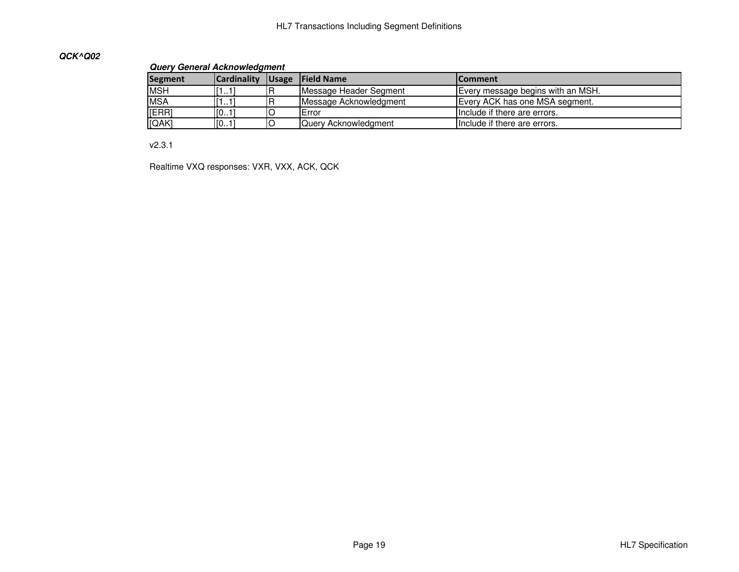***QCK^Q02***

***Query General Acknowledgment***

| Segment | Cardinality | Usage | Field Name | Comment |
|---|---|---|---|---|
| MSH | [1..1] | R | Message Header Segment | Every message begins with an MSH. |
| MSA | [1..1] | R | Message Acknowledgment | Every ACK has one MSA segment. |
| [ERR] | [0..1] | O | Error | Include if there are errors. |
| [QAK] | [0..1] | O | Query Acknowledgment | Include if there are errors. |

v2.3.1

Realtime VXQ responses: VXR, VXX, ACK, QCK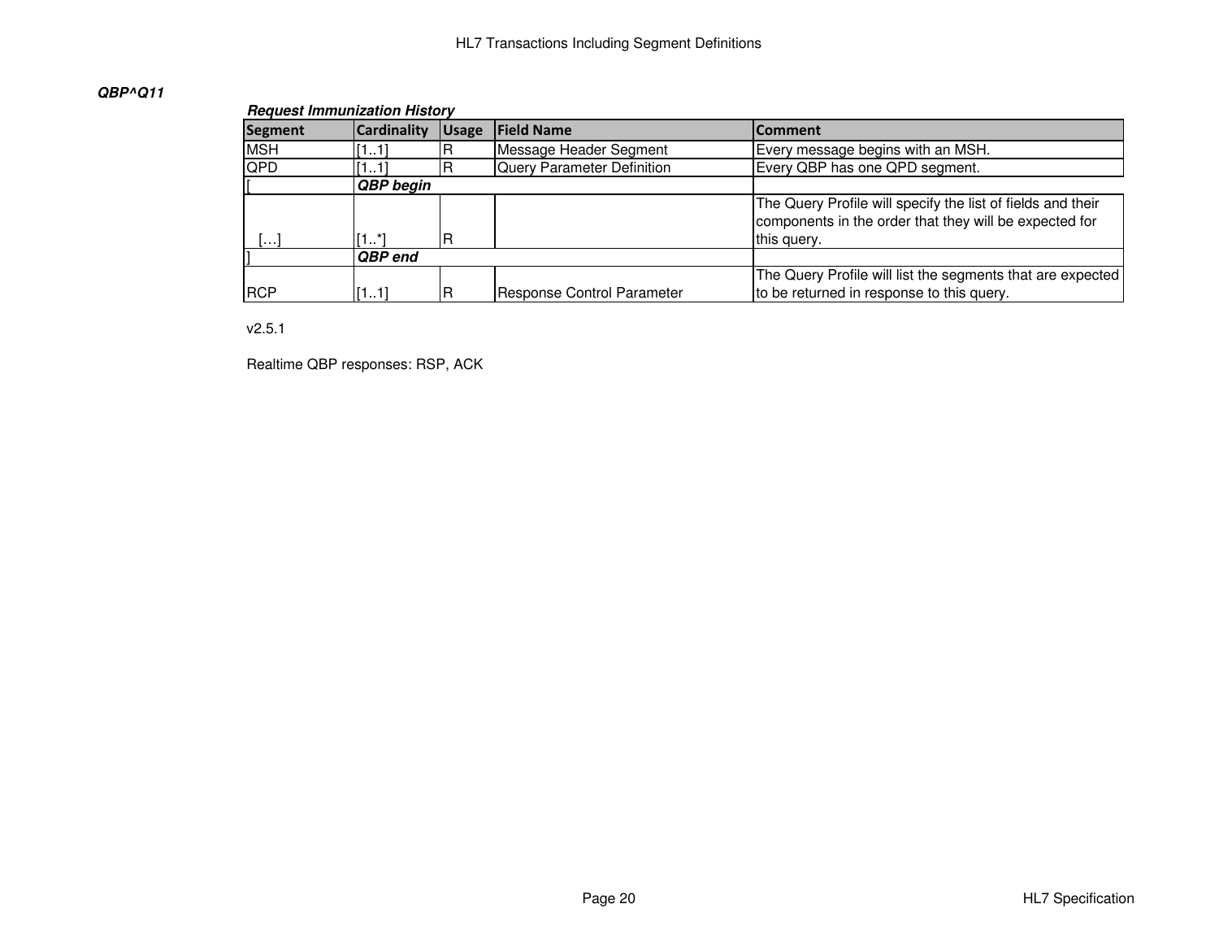***QBP^Q11***

***Request Immunization History***

| Segment | Cardinality | Usage | Field Name | Comment |
|---|---|---|---|---|
| MSH | [1..1] | R | Message Header Segment | Every message begins with an MSH. |
| QPD | [1..1] | R | Query Parameter Definition | Every QBP has one QPD segment. |
| [ | ***QBP begin*** | | | |
| […] | [1..*] | R | | The Query Profile will specify the list of fields and their components in the order that they will be expected for this query. |
| ] | ***QBP end*** | | | |
| RCP | [1..1] | R | Response Control Parameter | The Query Profile will list the segments that are expected to be returned in response to this query. |

v2.5.1

Realtime QBP responses: RSP, ACK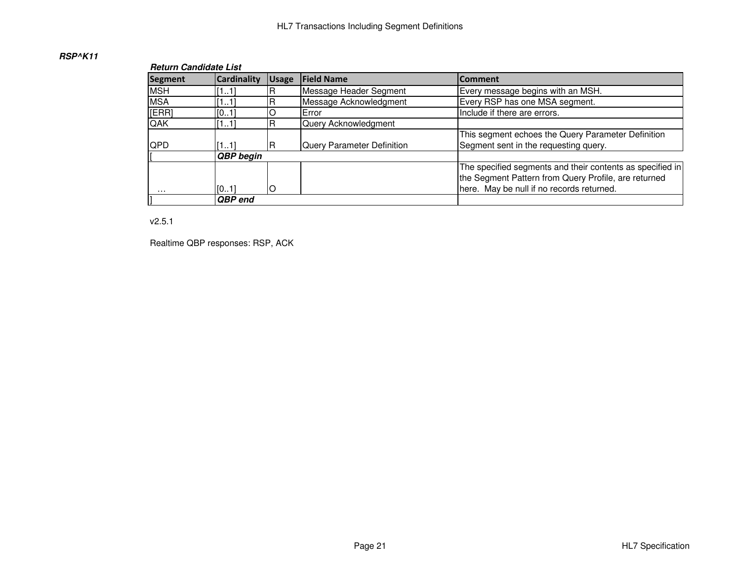***RSP^K11***

***Return Candidate List***

| Segment | Cardinality | Usage | Field Name | Comment |
|---|---|---|---|---|
| MSH | [1..1] | R | Message Header Segment | Every message begins with an MSH. |
| MSA | [1..1] | R | Message Acknowledgment | Every RSP has one MSA segment. |
| [ERR] | [0..1] | O | Error | Include if there are errors. |
| QAK | [1..1] | R | Query Acknowledgment | |
| QPD | [1..1] | R | Query Parameter Definition | This segment echoes the Query Parameter Definition Segment sent in the requesting query. |
| [ | ***QBP begin*** | | | |
| … | [0..1] | O | | The specified segments and their contents as specified in the Segment Pattern from Query Profile, are returned here. May be null if no records returned. |
| ] | ***QBP end*** | | | |

v2.5.1

Realtime QBP responses: RSP, ACK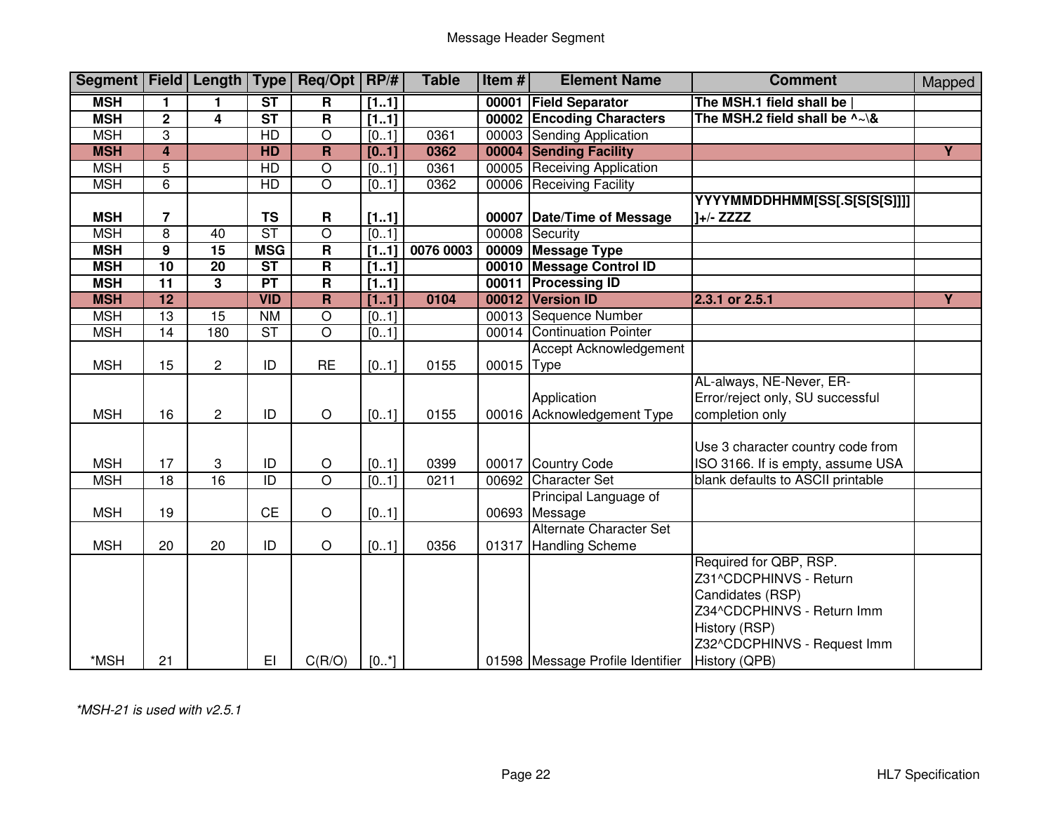## Message Header Segment

| Segment | Field | Length | Type | Req/Opt | RP/# | Table | Item # | Element Name | Comment | Mapped |
|---|---|---|---|---|---|---|---|---|---|---|
| **MSH** | **1** | **1** | **ST** | **R** | **[1..1]** | | **00001** | **Field Separator** | **The MSH.1 field shall be \|** | |
| **MSH** | **2** | **4** | **ST** | **R** | **[1..1]** | | **00002** | **Encoding Characters** | **The MSH.2 field shall be ^~\&** | |
| MSH | 3 | | HD | O | [0..1] | 0361 | 00003 | Sending Application | | |
| **MSH** | **4** | | **HD** | **R** | **[0..1]** | **0362** | **00004** | **Sending Facility** | | **Y** |
| MSH | 5 | | HD | O | [0..1] | 0361 | 00005 | Receiving Application | | |
| MSH | 6 | | HD | O | [0..1] | 0362 | 00006 | Receiving Facility | | |
| **MSH** | **7** | | **TS** | **R** | **[1..1]** | | **00007** | **Date/Time of Message** | **YYYYMMDDHHMM[SS[.S[S[S[S]]]] ]+/- ZZZZ** | |
| MSH | 8 | 40 | ST | O | [0..1] | | 00008 | Security | | |
| **MSH** | **9** | **15** | **MSG** | **R** | **[1..1]** | **0076 0003** | **00009** | **Message Type** | | |
| **MSH** | **10** | **20** | **ST** | **R** | **[1..1]** | | **00010** | **Message Control ID** | | |
| **MSH** | **11** | **3** | **PT** | **R** | **[1..1]** | | **00011** | **Processing ID** | | |
| **MSH** | **12** | | **VID** | **R** | **[1..1]** | **0104** | **00012** | **Version ID** | **2.3.1 or 2.5.1** | **Y** |
| MSH | 13 | 15 | NM | O | [0..1] | | 00013 | Sequence Number | | |
| MSH | 14 | 180 | ST | O | [0..1] | | 00014 | Continuation Pointer | | |
| MSH | 15 | 2 | ID | RE | [0..1] | 0155 | 00015 | Accept Acknowledgement Type | | |
| MSH | 16 | 2 | ID | O | [0..1] | 0155 | 00016 | Application Acknowledgement Type | AL-always, NE-Never, ER-Error/reject only, SU successful completion only | |
| MSH | 17 | 3 | ID | O | [0..1] | 0399 | 00017 | Country Code | Use 3 character country code from ISO 3166. If is empty, assume USA | |
| MSH | 18 | 16 | ID | O | [0..1] | 0211 | 00692 | Character Set | blank defaults to ASCII printable | |
| MSH | 19 | | CE | O | [0..1] | | 00693 | Principal Language of Message | | |
| MSH | 20 | 20 | ID | O | [0..1] | 0356 | 01317 | Alternate Character Set Handling Scheme | | |
| *MSH | 21 | | EI | C(R/O) | [0..*] | | 01598 | Message Profile Identifier | Required for QBP, RSP. Z31^CDCPHINVS - Return Candidates (RSP) Z34^CDCPHINVS - Return Imm History (RSP) Z32^CDCPHINVS - Request Imm History (QPB) | |

*\*MSH-21 is used with v2.5.1*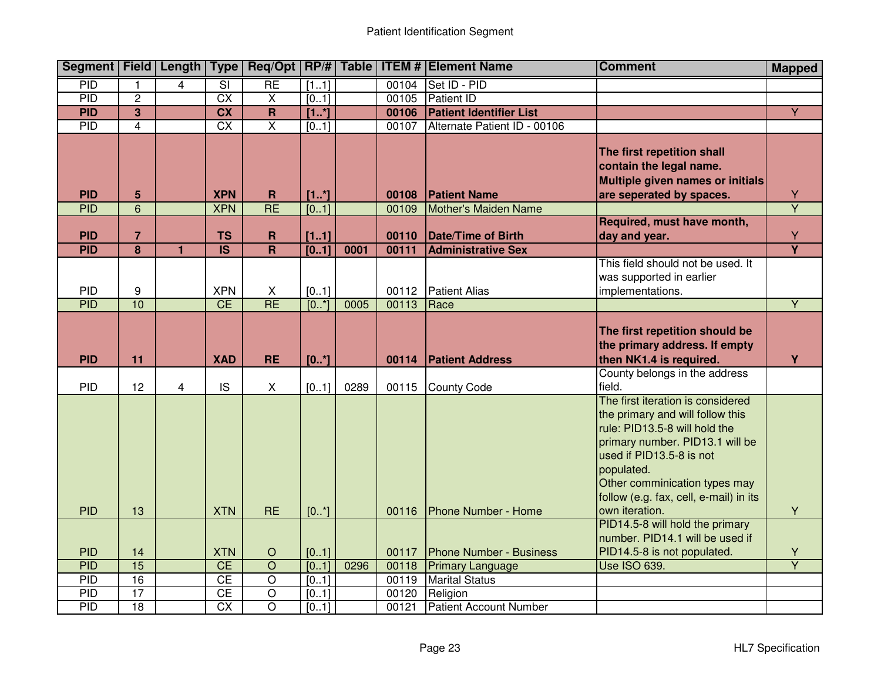# Patient Identification Segment

| Segment | Field | Length | Type | Req/Opt | RP/# | Table | ITEM # | Element Name | Comment | Mapped |
|---|---|---|---|---|---|---|---|---|---|---|
| PID | 1 | 4 | SI | RE | [1..1] | | 00104 | Set ID - PID | | |
| PID | 2 | | CX | X | [0..1] | | 00105 | Patient ID | | |
| **PID** | **3** | | **CX** | **R** | **[1..*]** | | **00106** | **Patient Identifier List** | | Y |
| PID | 4 | | CX | X | [0..1] | | 00107 | Alternate Patient ID - 00106 | | |
| **PID** | **5** | | **XPN** | **R** | **[1..*]** | | **00108** | **Patient Name** | **The first repetition shall contain the legal name. Multiple given names or initials are seperated by spaces.** | Y |
| PID | 6 | | XPN | RE | [0..1] | | 00109 | Mother's Maiden Name | | Y |
| **PID** | **7** | | **TS** | **R** | **[1..1]** | | **00110** | **Date/Time of Birth** | **Required, must have month, day and year.** | Y |
| **PID** | **8** | **1** | **IS** | **R** | **[0..1]** | **0001** | **00111** | **Administrative Sex** | | **Y** |
| PID | 9 | | XPN | X | [0..1] | | 00112 | Patient Alias | This field should not be used. It was supported in earlier implementations. | |
| PID | 10 | | CE | RE | [0..*] | 0005 | 00113 | Race | | Y |
| **PID** | **11** | | **XAD** | **RE** | **[0..*]** | | **00114** | **Patient Address** | **The first repetition should be the primary address. If empty then NK1.4 is required.** | **Y** |
| PID | 12 | 4 | IS | X | [0..1] | 0289 | 00115 | County Code | County belongs in the address field. | |
| PID | 13 | | XTN | RE | [0..*] | | 00116 | Phone Number - Home | The first iteration is considered the primary and will follow this rule: PID13.5-8 will hold the primary number. PID13.1 will be used if PID13.5-8 is not populated. Other comminication types may follow (e.g. fax, cell, e-mail) in its own iteration. | Y |
| PID | 14 | | XTN | O | [0..1] | | 00117 | Phone Number - Business | PID14.5-8 will hold the primary number. PID14.1 will be used if PID14.5-8 is not populated. | Y |
| PID | 15 | | CE | O | [0..1] | 0296 | 00118 | Primary Language | Use ISO 639. | Y |
| PID | 16 | | CE | O | [0..1] | | 00119 | Marital Status | | |
| PID | 17 | | CE | O | [0..1] | | 00120 | Religion | | |
| PID | 18 | | CX | O | [0..1] | | 00121 | Patient Account Number | | |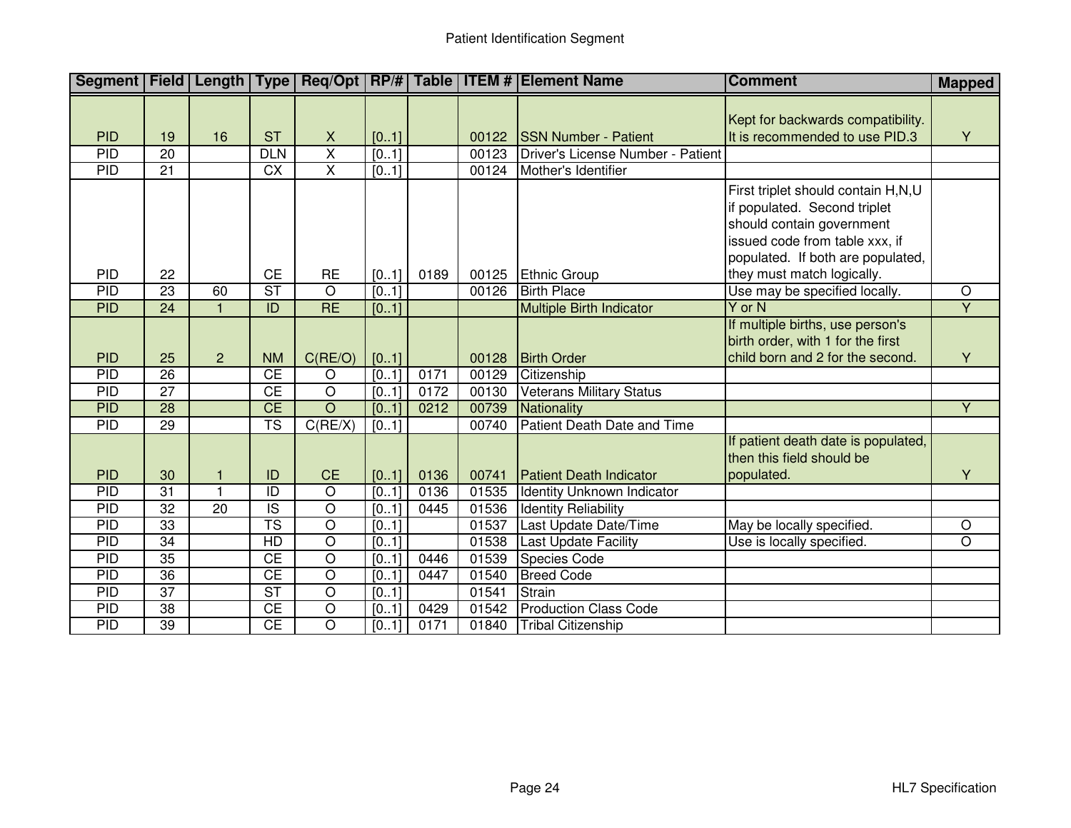Patient Identification Segment

| Segment | Field | Length | Type | Req/Opt | RP/# | Table | ITEM # | Element Name | Comment | Mapped |
|---|---|---|---|---|---|---|---|---|---|---|
| PID | 19 | 16 | ST | X | [0..1] | | 00122 | SSN Number - Patient | Kept for backwards compatibility. It is recommended to use PID.3 | Y |
| PID | 20 | | DLN | X | [0..1] | | 00123 | Driver's License Number - Patient | | |
| PID | 21 | | CX | X | [0..1] | | 00124 | Mother's Identifier | | |
| PID | 22 | | CE | RE | [0..1] | 0189 | 00125 | Ethnic Group | First triplet should contain H,N,U if populated. Second triplet should contain government issued code from table xxx, if populated. If both are populated, they must match logically. | |
| PID | 23 | 60 | ST | O | [0..1] | | 00126 | Birth Place | Use may be specified locally. | O |
| PID | 24 | 1 | ID | RE | [0..1] | | | Multiple Birth Indicator | Y or N | Y |
| PID | 25 | 2 | NM | C(RE/O) | [0..1] | | 00128 | Birth Order | If multiple births, use person's birth order, with 1 for the first child born and 2 for the second. | Y |
| PID | 26 | | CE | O | [0..1] | 0171 | 00129 | Citizenship | | |
| PID | 27 | | CE | O | [0..1] | 0172 | 00130 | Veterans Military Status | | |
| PID | 28 | | CE | O | [0..1] | 0212 | 00739 | Nationality | | Y |
| PID | 29 | | TS | C(RE/X) | [0..1] | | 00740 | Patient Death Date and Time | | |
| PID | 30 | 1 | ID | CE | [0..1] | 0136 | 00741 | Patient Death Indicator | If patient death date is populated, then this field should be populated. | Y |
| PID | 31 | 1 | ID | O | [0..1] | 0136 | 01535 | Identity Unknown Indicator | | |
| PID | 32 | 20 | IS | O | [0..1] | 0445 | 01536 | Identity Reliability | | |
| PID | 33 | | TS | O | [0..1] | | 01537 | Last Update Date/Time | May be locally specified. | O |
| PID | 34 | | HD | O | [0..1] | | 01538 | Last Update Facility | Use is locally specified. | O |
| PID | 35 | | CE | O | [0..1] | 0446 | 01539 | Species Code | | |
| PID | 36 | | CE | O | [0..1] | 0447 | 01540 | Breed Code | | |
| PID | 37 | | ST | O | [0..1] | | 01541 | Strain | | |
| PID | 38 | | CE | O | [0..1] | 0429 | 01542 | Production Class Code | | |
| PID | 39 | | CE | O | [0..1] | 0171 | 01840 | Tribal Citizenship | | |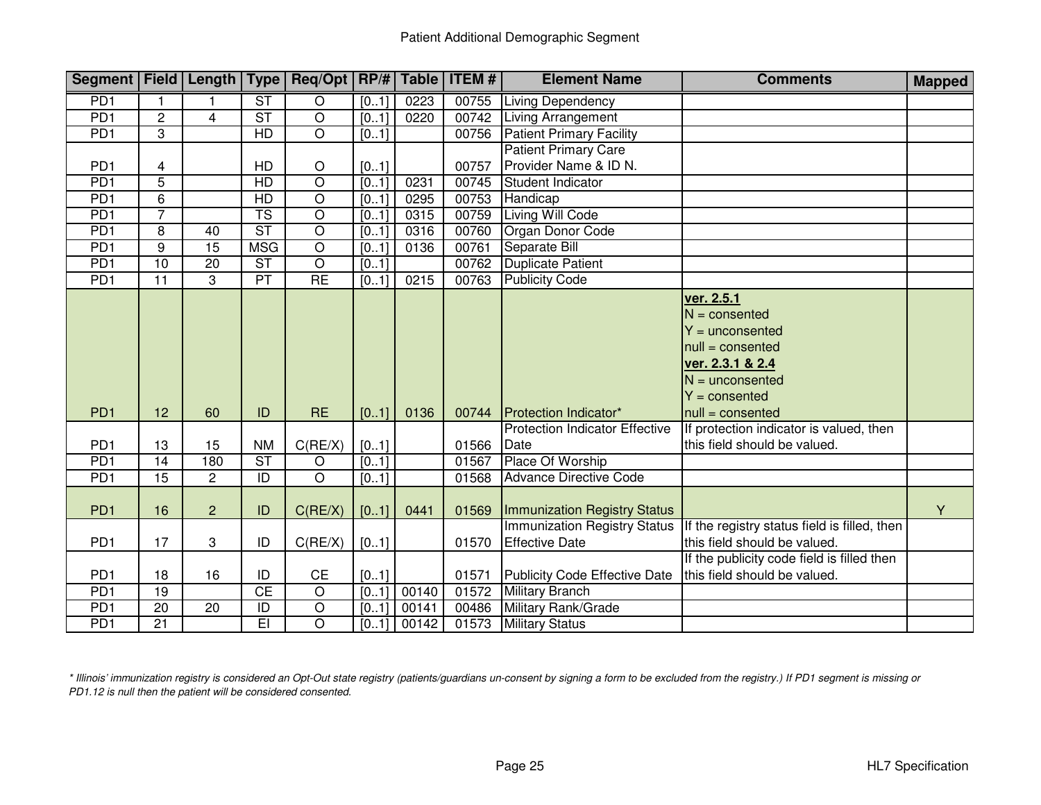# Patient Additional Demographic Segment

| Segment | Field | Length | Type | Req/Opt | RP/# | Table | ITEM # | Element Name | Comments | Mapped |
|---|---|---|---|---|---|---|---|---|---|---|
| PD1 | 1 | 1 | ST | O | [0..1] | 0223 | 00755 | Living Dependency | | |
| PD1 | 2 | 4 | ST | O | [0..1] | 0220 | 00742 | Living Arrangement | | |
| PD1 | 3 | | HD | O | [0..1] | | 00756 | Patient Primary Facility | | |
| PD1 | 4 | | HD | O | [0..1] | | 00757 | Patient Primary Care Provider Name & ID N. | | |
| PD1 | 5 | | HD | O | [0..1] | 0231 | 00745 | Student Indicator | | |
| PD1 | 6 | | HD | O | [0..1] | 0295 | 00753 | Handicap | | |
| PD1 | 7 | | TS | O | [0..1] | 0315 | 00759 | Living Will Code | | |
| PD1 | 8 | 40 | ST | O | [0..1] | 0316 | 00760 | Organ Donor Code | | |
| PD1 | 9 | 15 | MSG | O | [0..1] | 0136 | 00761 | Separate Bill | | |
| PD1 | 10 | 20 | ST | O | [0..1] | | 00762 | Duplicate Patient | | |
| PD1 | 11 | 3 | PT | RE | [0..1] | 0215 | 00763 | Publicity Code | | |
| PD1 | 12 | 60 | ID | RE | [0..1] | 0136 | 00744 | Protection Indicator* | **ver. 2.5.1**<br>N = consented<br>Y = unconsented<br>null = consented<br>**ver. 2.3.1 & 2.4**<br>N = unconsented<br>Y = consented<br>null = consented | |
| PD1 | 13 | 15 | NM | C(RE/X) | [0..1] | | 01566 | Protection Indicator Effective Date | If protection indicator is valued, then this field should be valued. | |
| PD1 | 14 | 180 | ST | O | [0..1] | | 01567 | Place Of Worship | | |
| PD1 | 15 | 2 | ID | O | [0..1] | | 01568 | Advance Directive Code | | |
| PD1 | 16 | 2 | ID | C(RE/X) | [0..1] | 0441 | 01569 | Immunization Registry Status | | Y |
| PD1 | 17 | 3 | ID | C(RE/X) | [0..1] | | 01570 | Immunization Registry Status Effective Date | If the registry status field is filled, then this field should be valued. | |
| PD1 | 18 | 16 | ID | CE | [0..1] | | 01571 | Publicity Code Effective Date | If the publicity code field is filled then this field should be valued. | |
| PD1 | 19 | | CE | O | [0..1] | 00140 | 01572 | Military Branch | | |
| PD1 | 20 | 20 | ID | O | [0..1] | 00141 | 00486 | Military Rank/Grade | | |
| PD1 | 21 | | EI | O | [0..1] | 00142 | 01573 | Military Status | | |

*\* Illinois' immunization registry is considered an Opt-Out state registry (patients/guardians un-consent by signing a form to be excluded from the registry.) If PD1 segment is missing or PD1.12 is null then the patient will be considered consented.*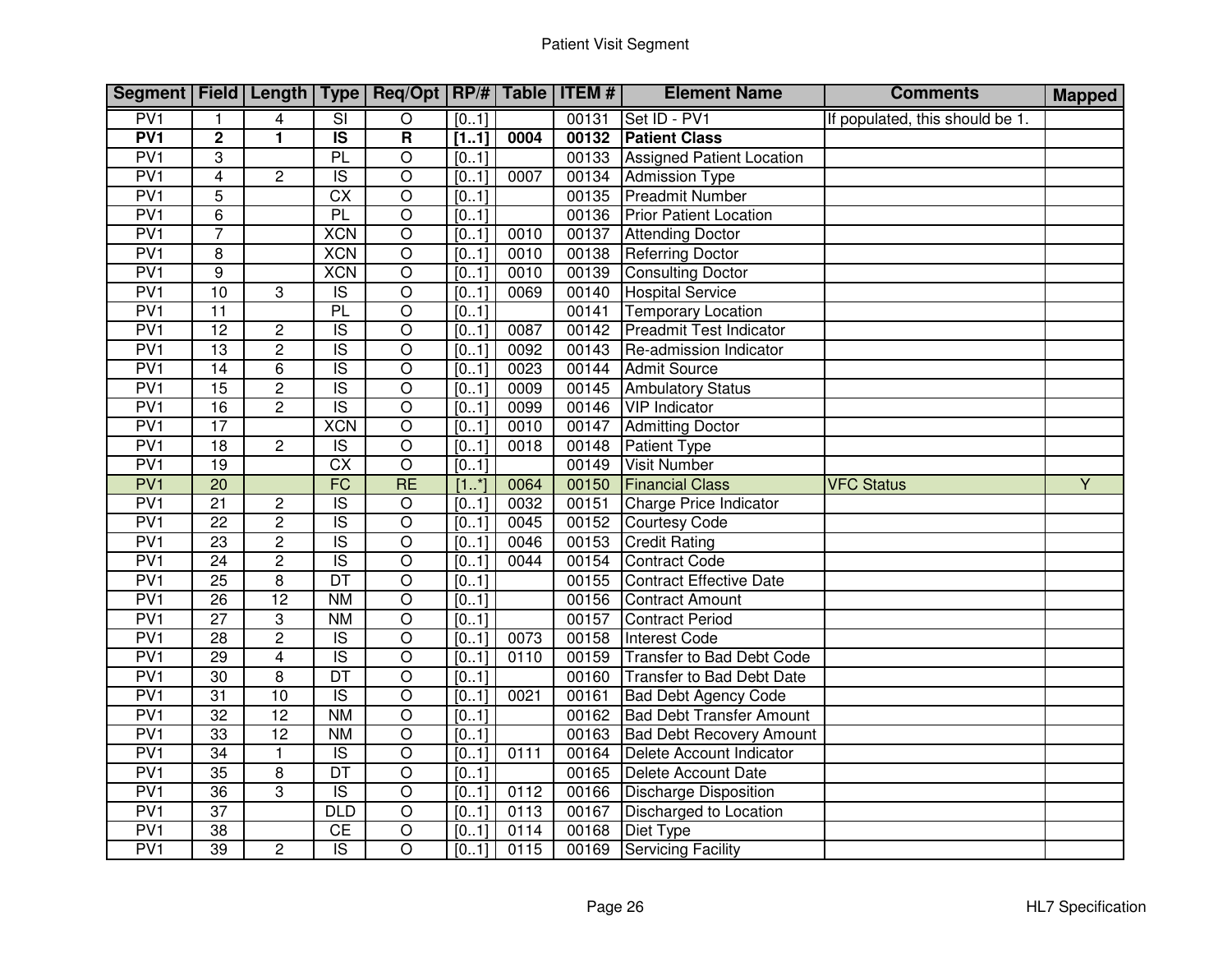# Patient Visit Segment

| Segment | Field | Length | Type | Req/Opt | RP/# | Table | ITEM # | Element Name | Comments | Mapped |
|---|---|---|---|---|---|---|---|---|---|---|
| PV1 | 1 | 4 | SI | O | [0..1] | | 00131 | Set ID - PV1 | If populated, this should be 1. | |
| **PV1** | **2** | **1** | **IS** | **R** | **[1..1]** | **0004** | **00132** | **Patient Class** | | |
| PV1 | 3 | | PL | O | [0..1] | | 00133 | Assigned Patient Location | | |
| PV1 | 4 | 2 | IS | O | [0..1] | 0007 | 00134 | Admission Type | | |
| PV1 | 5 | | CX | O | [0..1] | | 00135 | Preadmit Number | | |
| PV1 | 6 | | PL | O | [0..1] | | 00136 | Prior Patient Location | | |
| PV1 | 7 | | XCN | O | [0..1] | 0010 | 00137 | Attending Doctor | | |
| PV1 | 8 | | XCN | O | [0..1] | 0010 | 00138 | Referring Doctor | | |
| PV1 | 9 | | XCN | O | [0..1] | 0010 | 00139 | Consulting Doctor | | |
| PV1 | 10 | 3 | IS | O | [0..1] | 0069 | 00140 | Hospital Service | | |
| PV1 | 11 | | PL | O | [0..1] | | 00141 | Temporary Location | | |
| PV1 | 12 | 2 | IS | O | [0..1] | 0087 | 00142 | Preadmit Test Indicator | | |
| PV1 | 13 | 2 | IS | O | [0..1] | 0092 | 00143 | Re-admission Indicator | | |
| PV1 | 14 | 6 | IS | O | [0..1] | 0023 | 00144 | Admit Source | | |
| PV1 | 15 | 2 | IS | O | [0..1] | 0009 | 00145 | Ambulatory Status | | |
| PV1 | 16 | 2 | IS | O | [0..1] | 0099 | 00146 | VIP Indicator | | |
| PV1 | 17 | | XCN | O | [0..1] | 0010 | 00147 | Admitting Doctor | | |
| PV1 | 18 | 2 | IS | O | [0..1] | 0018 | 00148 | Patient Type | | |
| PV1 | 19 | | CX | O | [0..1] | | 00149 | Visit Number | | |
| PV1 | 20 | | FC | RE | [1..*] | 0064 | 00150 | Financial Class | VFC Status | Y |
| PV1 | 21 | 2 | IS | O | [0..1] | 0032 | 00151 | Charge Price Indicator | | |
| PV1 | 22 | 2 | IS | O | [0..1] | 0045 | 00152 | Courtesy Code | | |
| PV1 | 23 | 2 | IS | O | [0..1] | 0046 | 00153 | Credit Rating | | |
| PV1 | 24 | 2 | IS | O | [0..1] | 0044 | 00154 | Contract Code | | |
| PV1 | 25 | 8 | DT | O | [0..1] | | 00155 | Contract Effective Date | | |
| PV1 | 26 | 12 | NM | O | [0..1] | | 00156 | Contract Amount | | |
| PV1 | 27 | 3 | NM | O | [0..1] | | 00157 | Contract Period | | |
| PV1 | 28 | 2 | IS | O | [0..1] | 0073 | 00158 | Interest Code | | |
| PV1 | 29 | 4 | IS | O | [0..1] | 0110 | 00159 | Transfer to Bad Debt Code | | |
| PV1 | 30 | 8 | DT | O | [0..1] | | 00160 | Transfer to Bad Debt Date | | |
| PV1 | 31 | 10 | IS | O | [0..1] | 0021 | 00161 | Bad Debt Agency Code | | |
| PV1 | 32 | 12 | NM | O | [0..1] | | 00162 | Bad Debt Transfer Amount | | |
| PV1 | 33 | 12 | NM | O | [0..1] | | 00163 | Bad Debt Recovery Amount | | |
| PV1 | 34 | 1 | IS | O | [0..1] | 0111 | 00164 | Delete Account Indicator | | |
| PV1 | 35 | 8 | DT | O | [0..1] | | 00165 | Delete Account Date | | |
| PV1 | 36 | 3 | IS | O | [0..1] | 0112 | 00166 | Discharge Disposition | | |
| PV1 | 37 | | DLD | O | [0..1] | 0113 | 00167 | Discharged to Location | | |
| PV1 | 38 | | CE | O | [0..1] | 0114 | 00168 | Diet Type | | |
| PV1 | 39 | 2 | IS | O | [0..1] | 0115 | 00169 | Servicing Facility | | |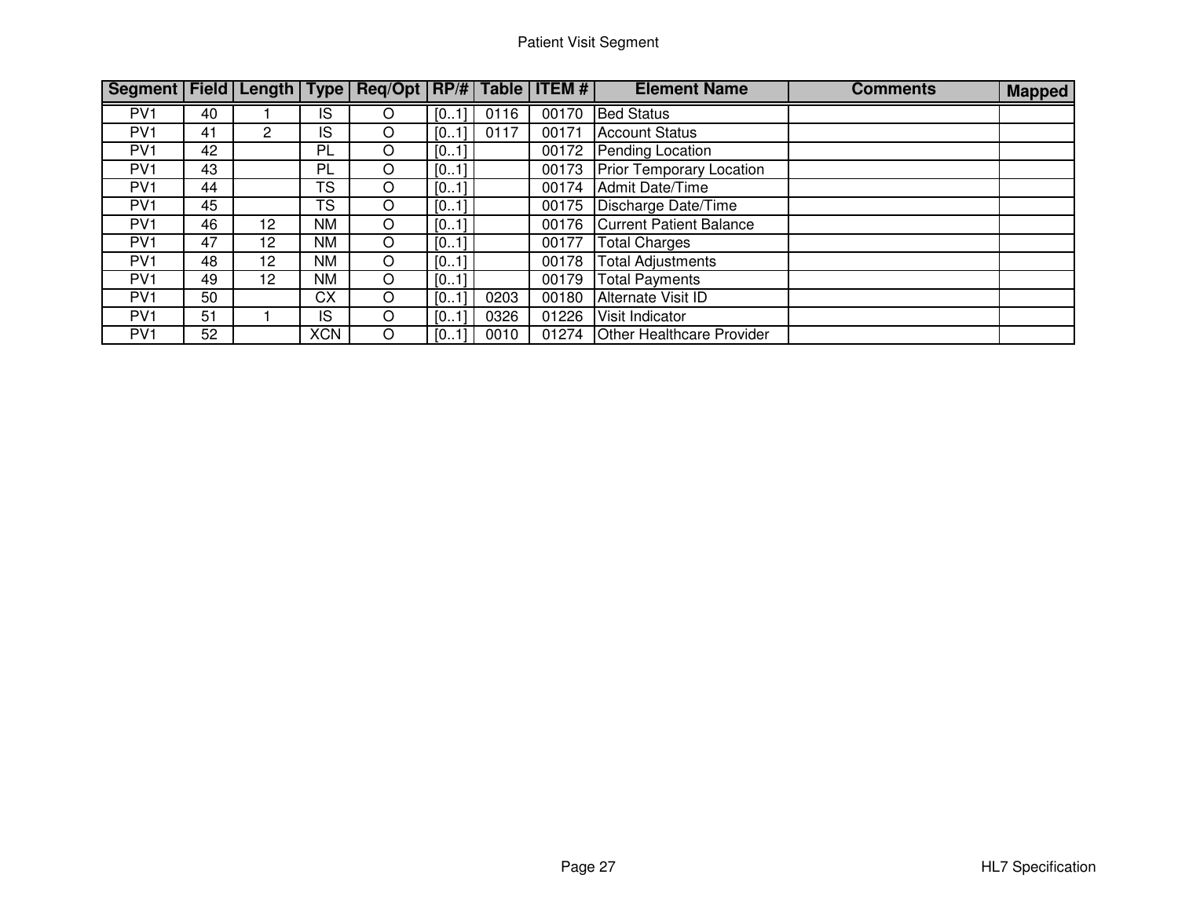# Patient Visit Segment

| Segment | Field | Length | Type | Req/Opt | RP/# | Table | ITEM # | Element Name | Comments | Mapped |
|---|---|---|---|---|---|---|---|---|---|---|
| PV1 | 40 | 1 | IS | O | [0..1] | 0116 | 00170 | Bed Status | | |
| PV1 | 41 | 2 | IS | O | [0..1] | 0117 | 00171 | Account Status | | |
| PV1 | 42 | | PL | O | [0..1] | | 00172 | Pending Location | | |
| PV1 | 43 | | PL | O | [0..1] | | 00173 | Prior Temporary Location | | |
| PV1 | 44 | | TS | O | [0..1] | | 00174 | Admit Date/Time | | |
| PV1 | 45 | | TS | O | [0..1] | | 00175 | Discharge Date/Time | | |
| PV1 | 46 | 12 | NM | O | [0..1] | | 00176 | Current Patient Balance | | |
| PV1 | 47 | 12 | NM | O | [0..1] | | 00177 | Total Charges | | |
| PV1 | 48 | 12 | NM | O | [0..1] | | 00178 | Total Adjustments | | |
| PV1 | 49 | 12 | NM | O | [0..1] | | 00179 | Total Payments | | |
| PV1 | 50 | | CX | O | [0..1] | 0203 | 00180 | Alternate Visit ID | | |
| PV1 | 51 | 1 | IS | O | [0..1] | 0326 | 01226 | Visit Indicator | | |
| PV1 | 52 | | XCN | O | [0..1] | 0010 | 01274 | Other Healthcare Provider | | |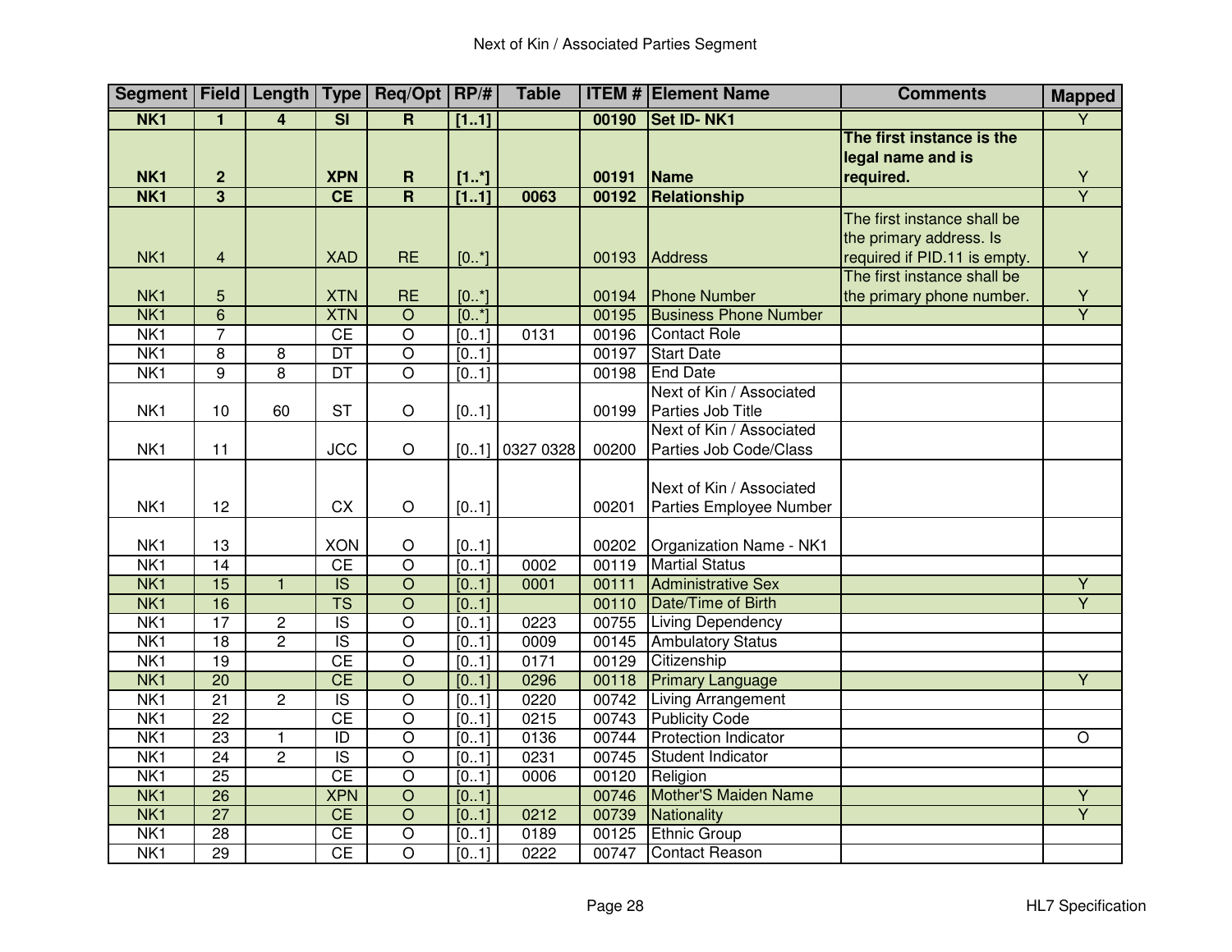# Next of Kin / Associated Parties Segment

| Segment | Field | Length | Type | Req/Opt | RP/# | Table | ITEM # | Element Name | Comments | Mapped |
|---|---|---|---|---|---|---|---|---|---|---|
| **NK1** | **1** | **4** | **SI** | **R** | **[1..1]** | | **00190** | **Set ID- NK1** | | Y |
| **NK1** | **2** | | **XPN** | **R** | **[1..*]** | | **00191** | **Name** | **The first instance is the legal name and is required.** | Y |
| **NK1** | **3** | | **CE** | **R** | **[1..1]** | **0063** | **00192** | **Relationship** | | Y |
| NK1 | 4 | | XAD | RE | [0..*] | | 00193 | Address | The first instance shall be the primary address. Is required if PID.11 is empty. | Y |
| NK1 | 5 | | XTN | RE | [0..*] | | 00194 | Phone Number | The first instance shall be the primary phone number. | Y |
| NK1 | 6 | | XTN | O | [0..*] | | 00195 | Business Phone Number | | Y |
| NK1 | 7 | | CE | O | [0..1] | 0131 | 00196 | Contact Role | | |
| NK1 | 8 | 8 | DT | O | [0..1] | | 00197 | Start Date | | |
| NK1 | 9 | 8 | DT | O | [0..1] | | 00198 | End Date | | |
| NK1 | 10 | 60 | ST | O | [0..1] | | 00199 | Next of Kin / Associated Parties Job Title | | |
| NK1 | 11 | | JCC | O | [0..1] | 0327 0328 | 00200 | Next of Kin / Associated Parties Job Code/Class | | |
| NK1 | 12 | | CX | O | [0..1] | | 00201 | Next of Kin / Associated Parties Employee Number | | |
| NK1 | 13 | | XON | O | [0..1] | | 00202 | Organization Name - NK1 | | |
| NK1 | 14 | | CE | O | [0..1] | 0002 | 00119 | Martial Status | | |
| NK1 | 15 | 1 | IS | O | [0..1] | 0001 | 00111 | Administrative Sex | | Y |
| NK1 | 16 | | TS | O | [0..1] | | 00110 | Date/Time of Birth | | Y |
| NK1 | 17 | 2 | IS | O | [0..1] | 0223 | 00755 | Living Dependency | | |
| NK1 | 18 | 2 | IS | O | [0..1] | 0009 | 00145 | Ambulatory Status | | |
| NK1 | 19 | | CE | O | [0..1] | 0171 | 00129 | Citizenship | | |
| NK1 | 20 | | CE | O | [0..1] | 0296 | 00118 | Primary Language | | Y |
| NK1 | 21 | 2 | IS | O | [0..1] | 0220 | 00742 | Living Arrangement | | |
| NK1 | 22 | | CE | O | [0..1] | 0215 | 00743 | Publicity Code | | |
| NK1 | 23 | 1 | ID | O | [0..1] | 0136 | 00744 | Protection Indicator | | O |
| NK1 | 24 | 2 | IS | O | [0..1] | 0231 | 00745 | Student Indicator | | |
| NK1 | 25 | | CE | O | [0..1] | 0006 | 00120 | Religion | | |
| NK1 | 26 | | XPN | O | [0..1] | | 00746 | Mother'S Maiden Name | | Y |
| NK1 | 27 | | CE | O | [0..1] | 0212 | 00739 | Nationality | | Y |
| NK1 | 28 | | CE | O | [0..1] | 0189 | 00125 | Ethnic Group | | |
| NK1 | 29 | | CE | O | [0..1] | 0222 | 00747 | Contact Reason | | |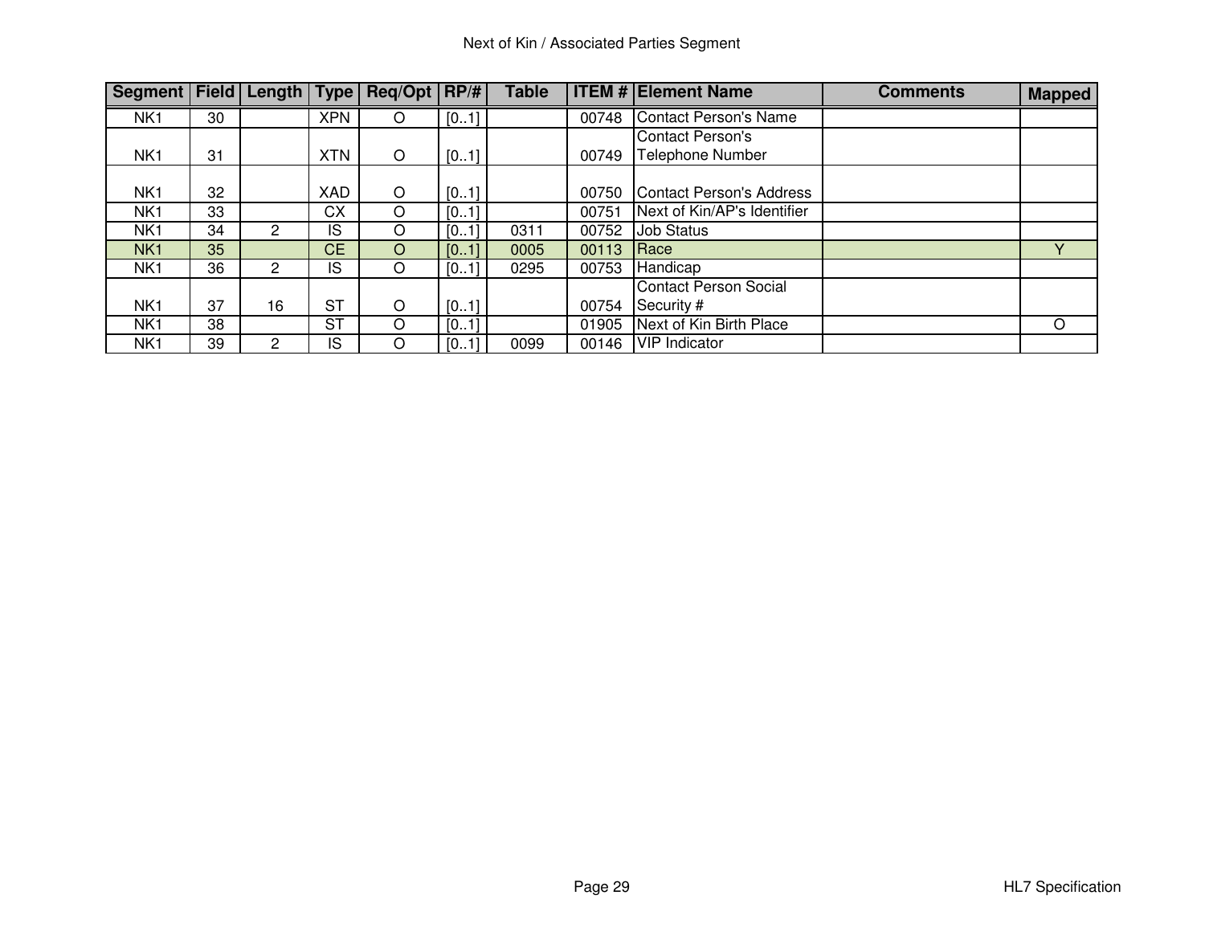Next of Kin / Associated Parties Segment

| Segment | Field | Length | Type | Req/Opt | RP/# | Table | ITEM # | Element Name | Comments | Mapped |
|---|---|---|---|---|---|---|---|---|---|---|
| NK1 | 30 | | XPN | O | [0..1] | | 00748 | Contact Person's Name | | |
| NK1 | 31 | | XTN | O | [0..1] | | 00749 | Contact Person's Telephone Number | | |
| NK1 | 32 | | XAD | O | [0..1] | | 00750 | Contact Person's Address | | |
| NK1 | 33 | | CX | O | [0..1] | | 00751 | Next of Kin/AP's Identifier | | |
| NK1 | 34 | 2 | IS | O | [0..1] | 0311 | 00752 | Job Status | | |
| NK1 | 35 | | CE | O | [0..1] | 0005 | 00113 | Race | | Y |
| NK1 | 36 | 2 | IS | O | [0..1] | 0295 | 00753 | Handicap | | |
| NK1 | 37 | 16 | ST | O | [0..1] | | 00754 | Contact Person Social Security # | | |
| NK1 | 38 | | ST | O | [0..1] | | 01905 | Next of Kin Birth Place | | O |
| NK1 | 39 | 2 | IS | O | [0..1] | 0099 | 00146 | VIP Indicator | | |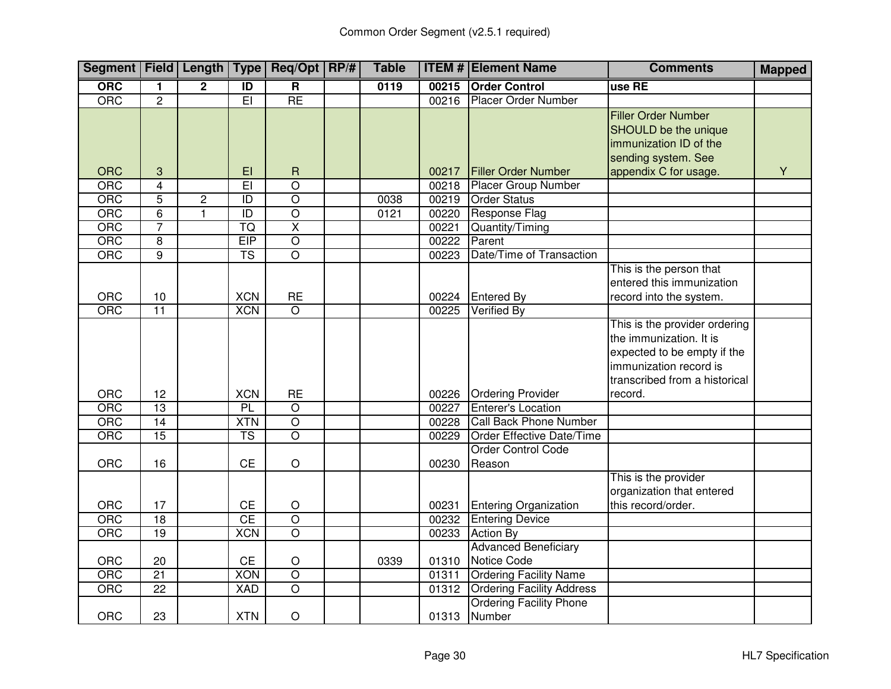Common Order Segment (v2.5.1 required)

| Segment | Field | Length | Type | Req/Opt | RP/# | Table | ITEM # | Element Name | Comments | Mapped |
|---|---|---|---|---|---|---|---|---|---|---|
| **ORC** | **1** | **2** | **ID** | **R** | | **0119** | **00215** | **Order Control** | **use RE** | |
| ORC | 2 | | EI | RE | | | 00216 | Placer Order Number | | |
| ORC | 3 | | EI | R | | | 00217 | Filler Order Number | Filler Order Number SHOULD be the unique immunization ID of the sending system. See appendix C for usage. | Y |
| ORC | 4 | | EI | O | | | 00218 | Placer Group Number | | |
| ORC | 5 | 2 | ID | O | | 0038 | 00219 | Order Status | | |
| ORC | 6 | 1 | ID | O | | 0121 | 00220 | Response Flag | | |
| ORC | 7 | | TQ | X | | | 00221 | Quantity/Timing | | |
| ORC | 8 | | EIP | O | | | 00222 | Parent | | |
| ORC | 9 | | TS | O | | | 00223 | Date/Time of Transaction | | |
| ORC | 10 | | XCN | RE | | | 00224 | Entered By | This is the person that entered this immunization record into the system. | |
| ORC | 11 | | XCN | O | | | 00225 | Verified By | | |
| ORC | 12 | | XCN | RE | | | 00226 | Ordering Provider | This is the provider ordering the immunization. It is expected to be empty if the immunization record is transcribed from a historical record. | |
| ORC | 13 | | PL | O | | | 00227 | Enterer's Location | | |
| ORC | 14 | | XTN | O | | | 00228 | Call Back Phone Number | | |
| ORC | 15 | | TS | O | | | 00229 | Order Effective Date/Time | | |
| ORC | 16 | | CE | O | | | 00230 | Order Control Code Reason | | |
| ORC | 17 | | CE | O | | | 00231 | Entering Organization | This is the provider organization that entered this record/order. | |
| ORC | 18 | | CE | O | | | 00232 | Entering Device | | |
| ORC | 19 | | XCN | O | | | 00233 | Action By | | |
| ORC | 20 | | CE | O | | 0339 | 01310 | Advanced Beneficiary Notice Code | | |
| ORC | 21 | | XON | O | | | 01311 | Ordering Facility Name | | |
| ORC | 22 | | XAD | O | | | 01312 | Ordering Facility Address | | |
| ORC | 23 | | XTN | O | | | 01313 | Ordering Facility Phone Number | | |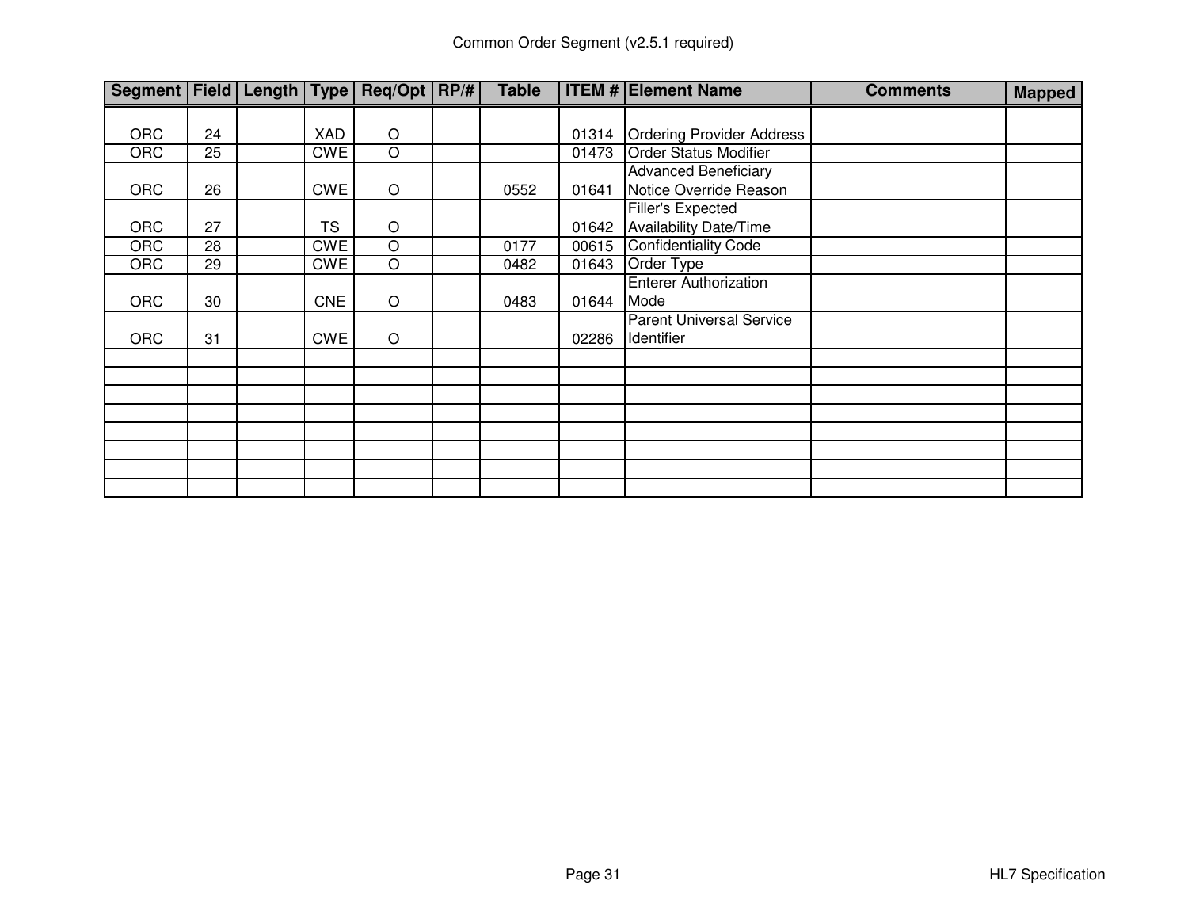Common Order Segment (v2.5.1 required)

| Segment | Field | Length | Type | Req/Opt | RP/# | Table | ITEM # | Element Name | Comments | Mapped |
|---|---|---|---|---|---|---|---|---|---|---|
| ORC | 24 | | XAD | O | | | 01314 | Ordering Provider Address | | |
| ORC | 25 | | CWE | O | | | 01473 | Order Status Modifier | | |
| ORC | 26 | | CWE | O | | 0552 | 01641 | Advanced Beneficiary Notice Override Reason | | |
| ORC | 27 | | TS | O | | | 01642 | Filler's Expected Availability Date/Time | | |
| ORC | 28 | | CWE | O | | 0177 | 00615 | Confidentiality Code | | |
| ORC | 29 | | CWE | O | | 0482 | 01643 | Order Type | | |
| ORC | 30 | | CNE | O | | 0483 | 01644 | Enterer Authorization Mode | | |
| ORC | 31 | | CWE | O | | | 02286 | Parent Universal Service Identifier | | |
| | | | | | | | | | | |
| | | | | | | | | | | |
| | | | | | | | | | | |
| | | | | | | | | | | |
| | | | | | | | | | | |
| | | | | | | | | | | |
| | | | | | | | | | | |
| | | | | | | | | | | |

HL7 Specification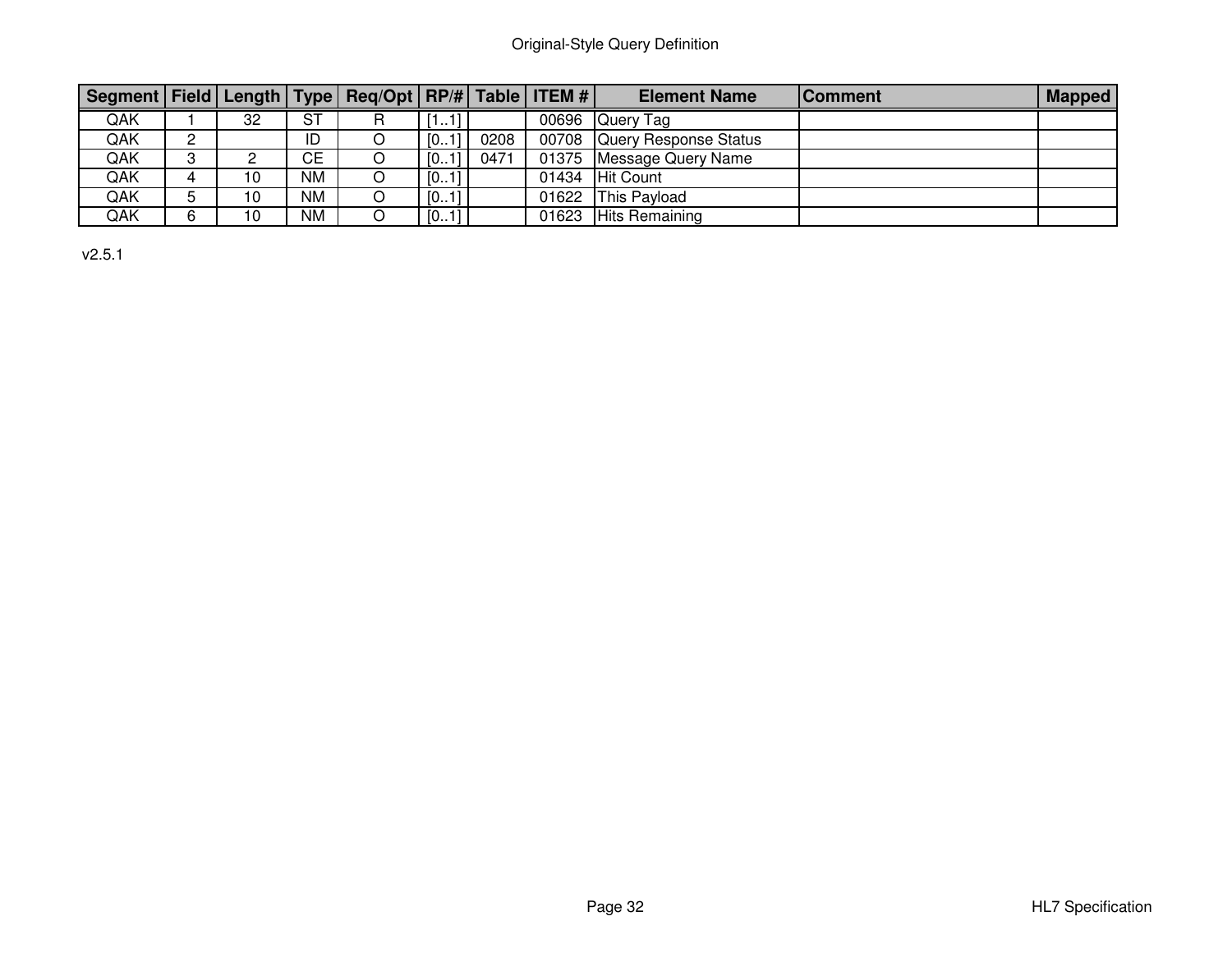Original-Style Query Definition

| Segment | Field | Length | Type | Req/Opt | RP/# | Table | ITEM # | Element Name | Comment | Mapped |
|---|---|---|---|---|---|---|---|---|---|---|
| QAK | 1 | 32 | ST | R | [1..1] | | 00696 | Query Tag | | |
| QAK | 2 | | ID | O | [0..1] | 0208 | 00708 | Query Response Status | | |
| QAK | 3 | 2 | CE | O | [0..1] | 0471 | 01375 | Message Query Name | | |
| QAK | 4 | 10 | NM | O | [0..1] | | 01434 | Hit Count | | |
| QAK | 5 | 10 | NM | O | [0..1] | | 01622 | This Payload | | |
| QAK | 6 | 10 | NM | O | [0..1] | | 01623 | Hits Remaining | | |

v2.5.1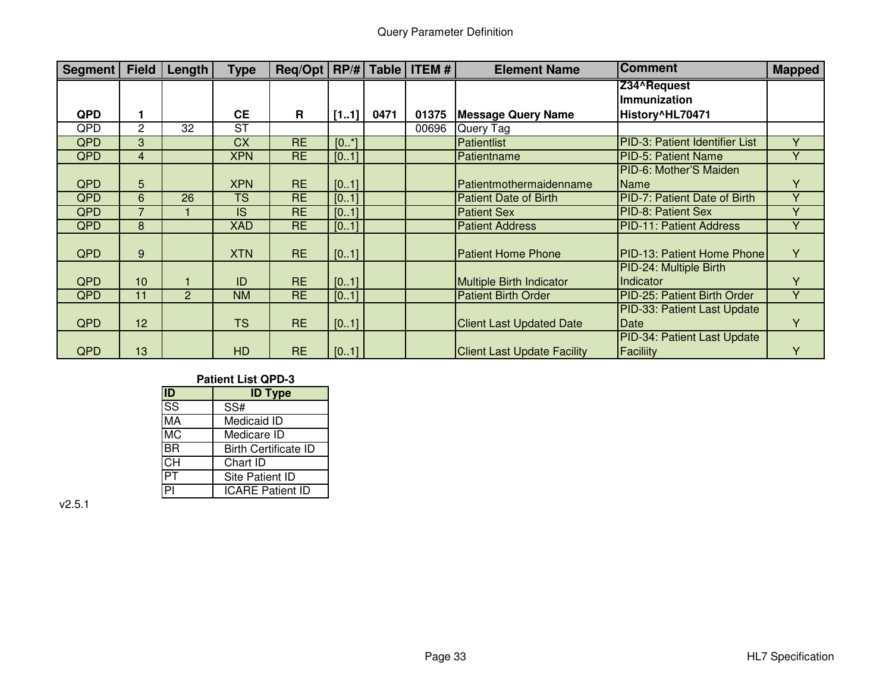# Query Parameter Definition

| Segment | Field | Length | Type | Req/Opt | RP/# | Table | ITEM # | Element Name | Comment | Mapped |
|---|---|---|---|---|---|---|---|---|---|---|
| **QPD** | **1** | | **CE** | **R** | **[1..1]** | **0471** | **01375** | **Message Query Name** | **Z34^Request Immunization History^HL70471** | |
| QPD | 2 | 32 | ST | | | | 00696 | Query Tag | | |
| QPD | 3 | | CX | RE | [0..*] | | | Patientlist | PID-3: Patient Identifier List | Y |
| QPD | 4 | | XPN | RE | [0..1] | | | Patientname | PID-5: Patient Name | Y |
| QPD | 5 | | XPN | RE | [0..1] | | | Patientmothermaidenname | PID-6: Mother'S Maiden Name | Y |
| QPD | 6 | 26 | TS | RE | [0..1] | | | Patient Date of Birth | PID-7: Patient Date of Birth | Y |
| QPD | 7 | 1 | IS | RE | [0..1] | | | Patient Sex | PID-8: Patient Sex | Y |
| QPD | 8 | | XAD | RE | [0..1] | | | Patient Address | PID-11: Patient Address | Y |
| QPD | 9 | | XTN | RE | [0..1] | | | Patient Home Phone | PID-13: Patient Home Phone | Y |
| QPD | 10 | 1 | ID | RE | [0..1] | | | Multiple Birth Indicator | PID-24: Multiple Birth Indicator | Y |
| QPD | 11 | 2 | NM | RE | [0..1] | | | Patient Birth Order | PID-25: Patient Birth Order | Y |
| QPD | 12 | | TS | RE | [0..1] | | | Client Last Updated Date | PID-33: Patient Last Update Date | Y |
| QPD | 13 | | HD | RE | [0..1] | | | Client Last Update Facility | PID-34: Patient Last Update Faciliity | Y |

**Patient List QPD-3**

| ID | ID Type |
|---|---|
| SS | SS# |
| MA | Medicaid ID |
| MC | Medicare ID |
| BR | Birth Certificate ID |
| CH | Chart ID |
| PT | Site Patient ID |
| PI | ICARE Patient ID |

v2.5.1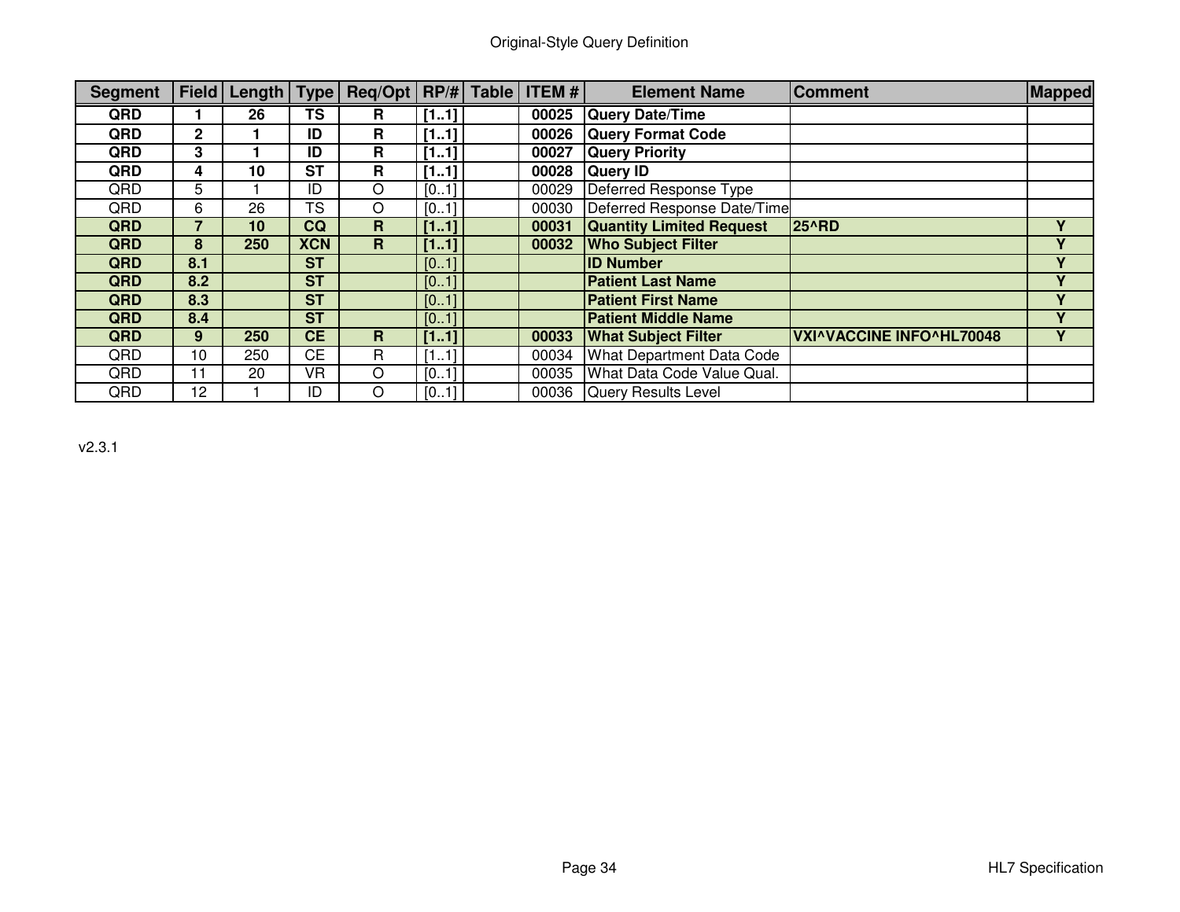Original-Style Query Definition

| Segment | Field | Length | Type | Req/Opt | RP/# | Table | ITEM # | Element Name | Comment | Mapped |
|---|---|---|---|---|---|---|---|---|---|---|
| **QRD** | **1** | **26** | **TS** | **R** | **[1..1]** | | **00025** | **Query Date/Time** | | |
| **QRD** | **2** | **1** | **ID** | **R** | **[1..1]** | | **00026** | **Query Format Code** | | |
| **QRD** | **3** | **1** | **ID** | **R** | **[1..1]** | | **00027** | **Query Priority** | | |
| **QRD** | **4** | **10** | **ST** | **R** | **[1..1]** | | **00028** | **Query ID** | | |
| QRD | 5 | 1 | ID | O | [0..1] | | 00029 | Deferred Response Type | | |
| QRD | 6 | 26 | TS | O | [0..1] | | 00030 | Deferred Response Date/Time | | |
| **QRD** | **7** | **10** | **CQ** | **R** | **[1..1]** | | **00031** | **Quantity Limited Request** | **25^RD** | **Y** |
| **QRD** | **8** | **250** | **XCN** | **R** | **[1..1]** | | **00032** | **Who Subject Filter** | | **Y** |
| **QRD** | **8.1** | | **ST** | | [0..1] | | | **ID Number** | | **Y** |
| **QRD** | **8.2** | | **ST** | | [0..1] | | | **Patient Last Name** | | **Y** |
| **QRD** | **8.3** | | **ST** | | [0..1] | | | **Patient First Name** | | **Y** |
| **QRD** | **8.4** | | **ST** | | [0..1] | | | **Patient Middle Name** | | **Y** |
| **QRD** | **9** | **250** | **CE** | **R** | **[1..1]** | | **00033** | **What Subject Filter** | **VXI^VACCINE INFO^HL70048** | **Y** |
| QRD | 10 | 250 | CE | R | [1..1] | | 00034 | What Department Data Code | | |
| QRD | 11 | 20 | VR | O | [0..1] | | 00035 | What Data Code Value Qual. | | |
| QRD | 12 | 1 | ID | O | [0..1] | | 00036 | Query Results Level | | |

v2.3.1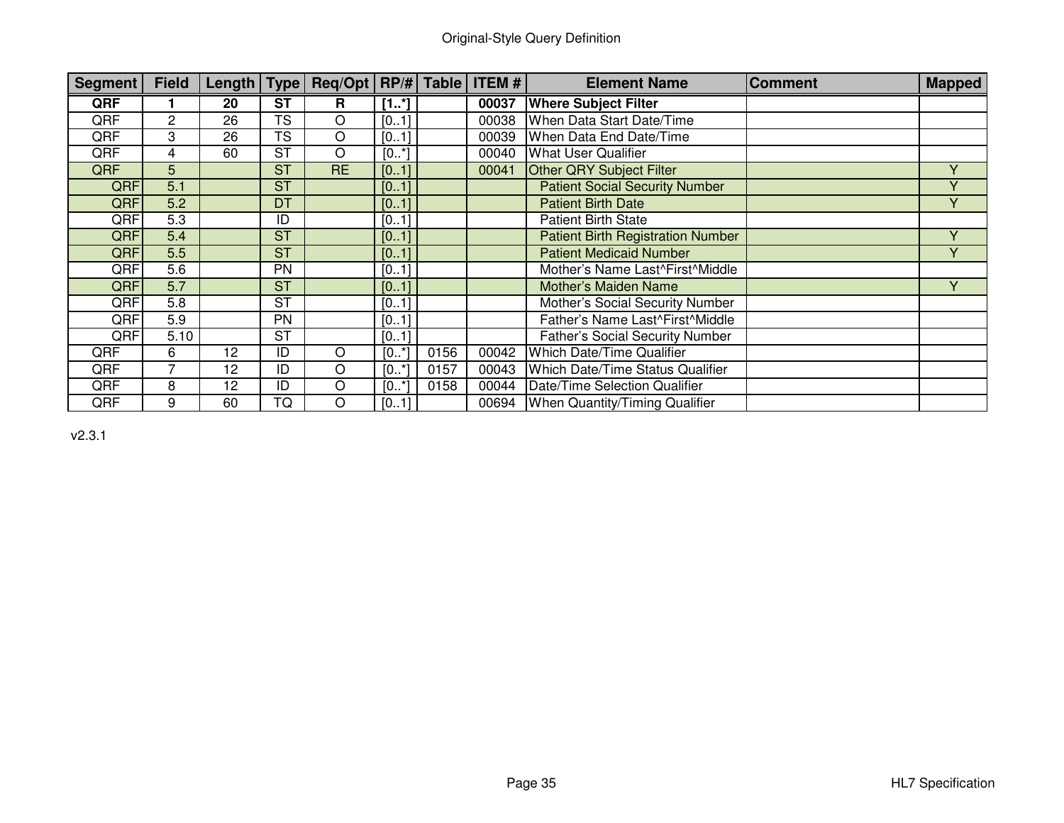# Original-Style Query Definition

| Segment | Field | Length | Type | Req/Opt | RP/# | Table | ITEM # | Element Name | Comment | Mapped |
|---|---|---|---|---|---|---|---|---|---|---|
| **QRF** | **1** | **20** | **ST** | **R** | **[1..*]** | | **00037** | **Where Subject Filter** | | |
| QRF | 2 | 26 | TS | O | [0..1] | | 00038 | When Data Start Date/Time | | |
| QRF | 3 | 26 | TS | O | [0..1] | | 00039 | When Data End Date/Time | | |
| QRF | 4 | 60 | ST | O | [0..*] | | 00040 | What User Qualifier | | |
| QRF | 5 | | ST | RE | [0..1] | | 00041 | Other QRY Subject Filter | | Y |
| QRF | 5.1 | | ST | | [0..1] | | | Patient Social Security Number | | Y |
| QRF | 5.2 | | DT | | [0..1] | | | Patient Birth Date | | Y |
| QRF | 5.3 | | ID | | [0..1] | | | Patient Birth State | | |
| QRF | 5.4 | | ST | | [0..1] | | | Patient Birth Registration Number | | Y |
| QRF | 5.5 | | ST | | [0..1] | | | Patient Medicaid Number | | Y |
| QRF | 5.6 | | PN | | [0..1] | | | Mother's Name Last^First^Middle | | |
| QRF | 5.7 | | ST | | [0..1] | | | Mother's Maiden Name | | Y |
| QRF | 5.8 | | ST | | [0..1] | | | Mother's Social Security Number | | |
| QRF | 5.9 | | PN | | [0..1] | | | Father's Name Last^First^Middle | | |
| QRF | 5.10 | | ST | | [0..1] | | | Father's Social Security Number | | |
| QRF | 6 | 12 | ID | O | [0..*] | 0156 | 00042 | Which Date/Time Qualifier | | |
| QRF | 7 | 12 | ID | O | [0..*] | 0157 | 00043 | Which Date/Time Status Qualifier | | |
| QRF | 8 | 12 | ID | O | [0..*] | 0158 | 00044 | Date/Time Selection Qualifier | | |
| QRF | 9 | 60 | TQ | O | [0..1] | | 00694 | When Quantity/Timing Qualifier | | |

v2.3.1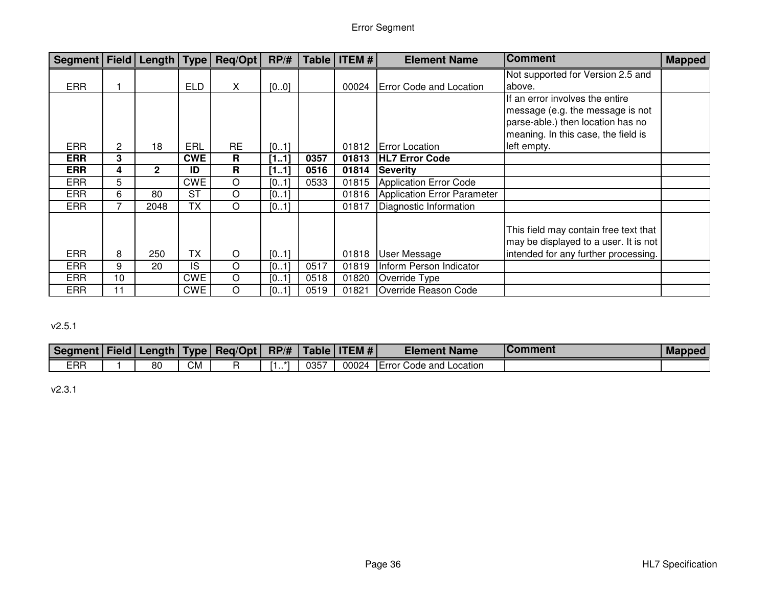# Error Segment

| Segment | Field | Length | Type | Req/Opt | RP/# | Table | ITEM # | Element Name | Comment | Mapped |
|---|---|---|---|---|---|---|---|---|---|---|
| ERR | 1 | | ELD | X | [0..0] | | 00024 | Error Code and Location | Not supported for Version 2.5 and above. | |
| ERR | 2 | 18 | ERL | RE | [0..1] | | 01812 | Error Location | If an error involves the entire message (e.g. the message is not parse-able.) then location has no meaning. In this case, the field is left empty. | |
| **ERR** | **3** | | **CWE** | **R** | **[1..1]** | **0357** | **01813** | **HL7 Error Code** | | |
| **ERR** | **4** | **2** | **ID** | **R** | **[1..1]** | **0516** | **01814** | **Severity** | | |
| ERR | 5 | | CWE | O | [0..1] | 0533 | 01815 | Application Error Code | | |
| ERR | 6 | 80 | ST | O | [0..1] | | 01816 | Application Error Parameter | | |
| ERR | 7 | 2048 | TX | O | [0..1] | | 01817 | Diagnostic Information | | |
| ERR | 8 | 250 | TX | O | [0..1] | | 01818 | User Message | This field may contain free text that may be displayed to a user. It is not intended for any further processing. | |
| ERR | 9 | 20 | IS | O | [0..1] | 0517 | 01819 | Inform Person Indicator | | |
| ERR | 10 | | CWE | O | [0..1] | 0518 | 01820 | Override Type | | |
| ERR | 11 | | CWE | O | [0..1] | 0519 | 01821 | Override Reason Code | | |

v2.5.1

| Segment | Field | Length | Type | Req/Opt | RP/# | Table | ITEM # | Element Name | Comment | Mapped |
|---|---|---|---|---|---|---|---|---|---|---|
| ERR | 1 | 80 | CM | R | [1..*] | 0357 | 00024 | Error Code and Location | | |

v2.3.1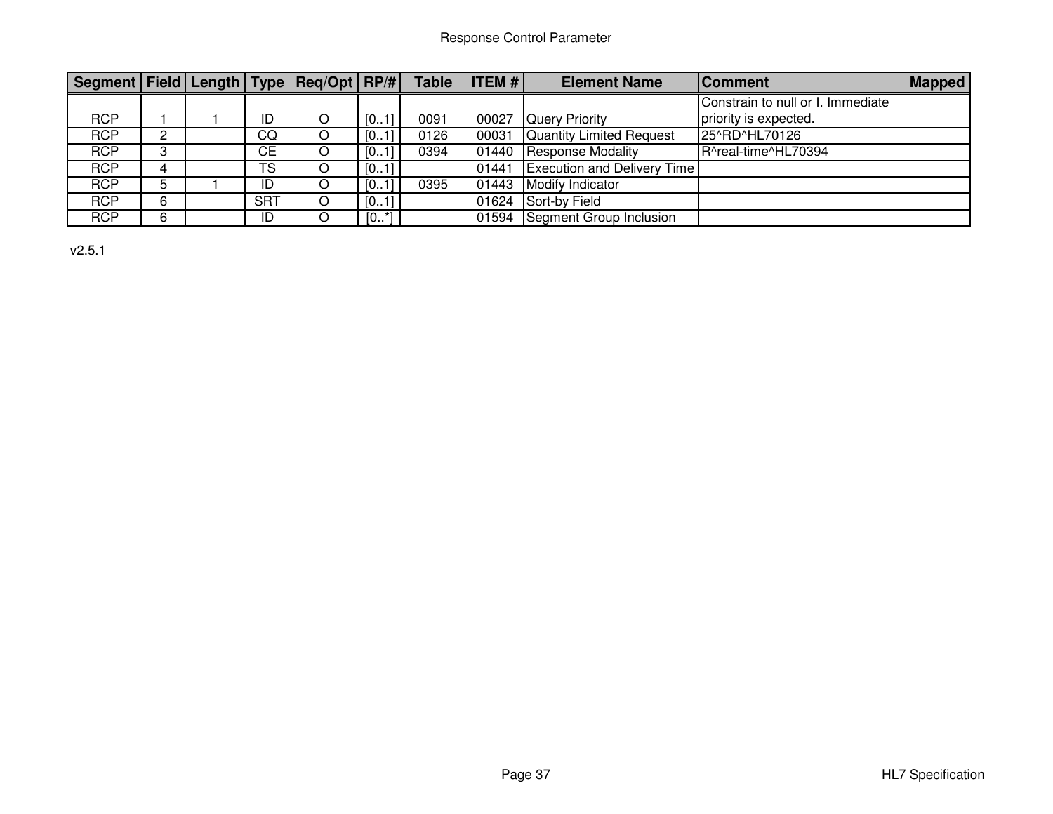Response Control Parameter

| Segment | Field | Length | Type | Req/Opt | RP/# | Table | ITEM # | Element Name | Comment | Mapped |
|---|---|---|---|---|---|---|---|---|---|---|
| RCP | 1 | 1 | ID | O | [0..1] | 0091 | 00027 | Query Priority | Constrain to null or I. Immediate priority is expected. | |
| RCP | 2 | | CQ | O | [0..1] | 0126 | 00031 | Quantity Limited Request | 25^RD^HL70126 | |
| RCP | 3 | | CE | O | [0..1] | 0394 | 01440 | Response Modality | R^real-time^HL70394 | |
| RCP | 4 | | TS | O | [0..1] | | 01441 | Execution and Delivery Time | | |
| RCP | 5 | 1 | ID | O | [0..1] | 0395 | 01443 | Modify Indicator | | |
| RCP | 6 | | SRT | O | [0..1] | | 01624 | Sort-by Field | | |
| RCP | 6 | | ID | O | [0..*] | | 01594 | Segment Group Inclusion | | |

v2.5.1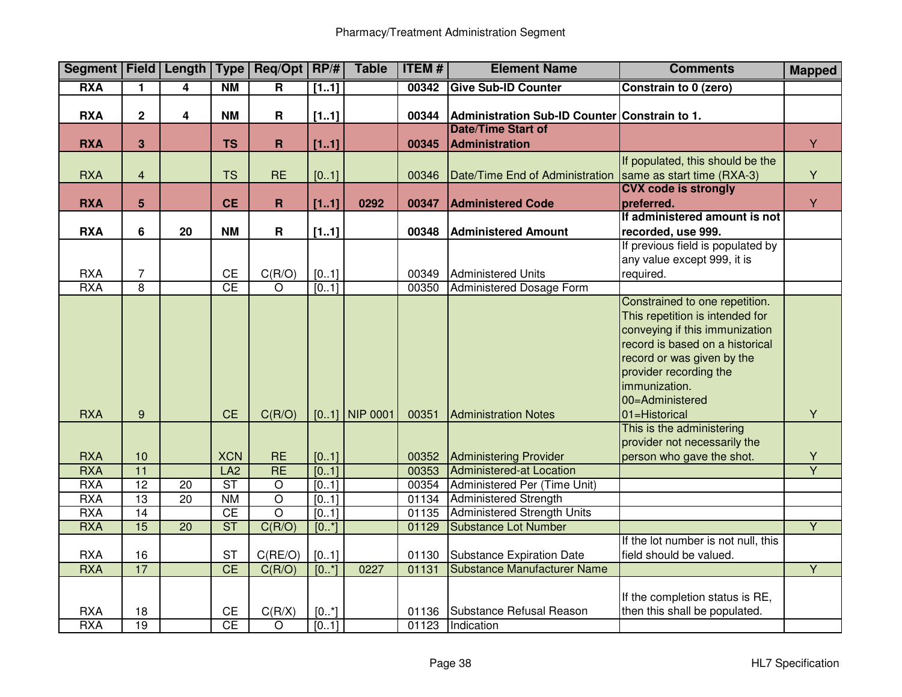Pharmacy/Treatment Administration Segment

| Segment | Field | Length | Type | Req/Opt | RP/# | Table | ITEM # | Element Name | Comments | Mapped |
|---|---|---|---|---|---|---|---|---|---|---|
| **RXA** | **1** | **4** | **NM** | **R** | **[1..1]** | | **00342** | **Give Sub-ID Counter** | **Constrain to 0 (zero)** | |
| **RXA** | **2** | **4** | **NM** | **R** | **[1..1]** | | **00344** | **Administration Sub-ID Counter** | **Constrain to 1.** | |
| **RXA** | **3** | | **TS** | **R** | **[1..1]** | | **00345** | **Date/Time Start of Administration** | | Y |
| RXA | 4 | | TS | RE | [0..1] | | 00346 | Date/Time End of Administration | If populated, this should be the same as start time (RXA-3) | Y |
| **RXA** | **5** | | **CE** | **R** | **[1..1]** | **0292** | **00347** | **Administered Code** | **CVX code is strongly preferred.** | Y |
| **RXA** | **6** | **20** | **NM** | **R** | **[1..1]** | | **00348** | **Administered Amount** | **If administered amount is not recorded, use 999.** | |
| RXA | 7 | | CE | C(R/O) | [0..1] | | 00349 | Administered Units | If previous field is populated by any value except 999, it is required. | |
| RXA | 8 | | CE | O | [0..1] | | 00350 | Administered Dosage Form | | |
| RXA | 9 | | CE | C(R/O) | [0..1] | NIP 0001 | 00351 | Administration Notes | Constrained to one repetition. This repetition is intended for conveying if this immunization record is based on a historical record or was given by the provider recording the immunization. 00=Administered 01=Historical | Y |
| RXA | 10 | | XCN | RE | [0..1] | | 00352 | Administering Provider | This is the administering provider not necessarily the person who gave the shot. | Y |
| RXA | 11 | | LA2 | RE | [0..1] | | 00353 | Administered-at Location | | Y |
| RXA | 12 | 20 | ST | O | [0..1] | | 00354 | Administered Per (Time Unit) | | |
| RXA | 13 | 20 | NM | O | [0..1] | | 01134 | Administered Strength | | |
| RXA | 14 | | CE | O | [0..1] | | 01135 | Administered Strength Units | | |
| RXA | 15 | 20 | ST | C(R/O) | [0..*] | | 01129 | Substance Lot Number | | Y |
| RXA | 16 | | ST | C(RE/O) | [0..1] | | 01130 | Substance Expiration Date | If the lot number is not null, this field should be valued. | |
| RXA | 17 | | CE | C(R/O) | [0..*] | 0227 | 01131 | Substance Manufacturer Name | | Y |
| RXA | 18 | | CE | C(R/X) | [0..*] | | 01136 | Substance Refusal Reason | If the completion status is RE, then this shall be populated. | |
| RXA | 19 | | CE | O | [0..1] | | 01123 | Indication | | |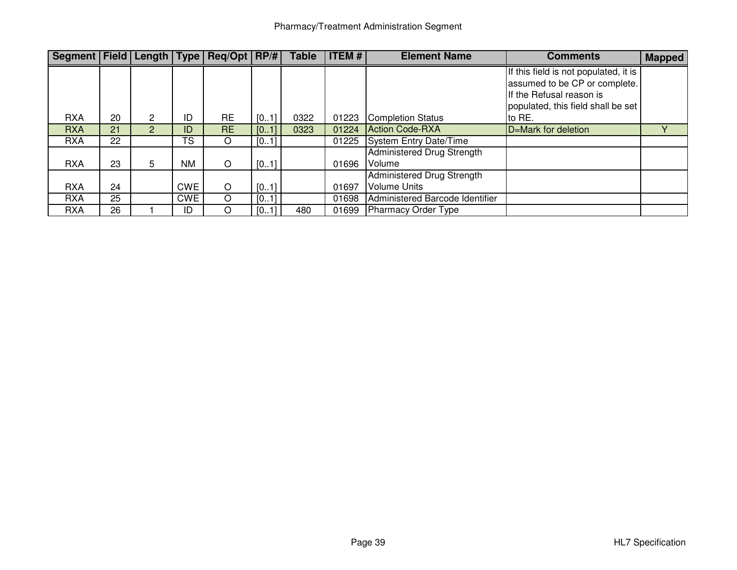| Segment | Field | Length | Type | Req/Opt | RP/# | Table | ITEM # | Element Name | Comments | Mapped |
|---|---|---|---|---|---|---|---|---|---|---|
| RXA | 20 | 2 | ID | RE | [0..1] | 0322 | 01223 | Completion Status | If this field is not populated, it is assumed to be CP or complete. If the Refusal reason is populated, this field shall be set to RE. | |
| RXA | 21 | 2 | ID | RE | [0..1] | 0323 | 01224 | Action Code-RXA | D=Mark for deletion | Y |
| RXA | 22 | | TS | O | [0..1] | | 01225 | System Entry Date/Time | | |
| RXA | 23 | 5 | NM | O | [0..1] | | 01696 | Administered Drug Strength Volume | | |
| RXA | 24 | | CWE | O | [0..1] | | 01697 | Administered Drug Strength Volume Units | | |
| RXA | 25 | | CWE | O | [0..1] | | 01698 | Administered Barcode Identifier | | |
| RXA | 26 | 1 | ID | O | [0..1] | 480 | 01699 | Pharmacy Order Type | | |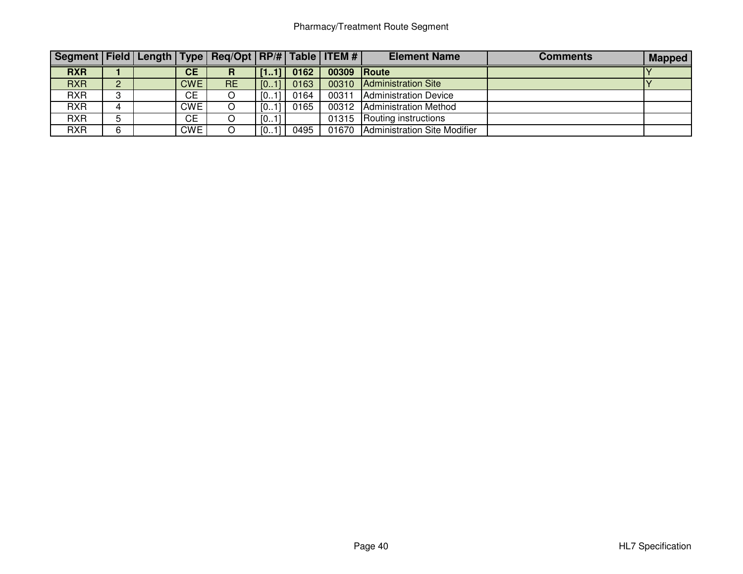Pharmacy/Treatment Route Segment

| Segment | Field | Length | Type | Req/Opt | RP/# | Table | ITEM # | Element Name | Comments | Mapped |
|---|---|---|---|---|---|---|---|---|---|---|
| **RXR** | **1** | | **CE** | **R** | **[1..1]** | **0162** | **00309** | **Route** | | Y |
| RXR | 2 | | CWE | RE | [0..1] | 0163 | 00310 | Administration Site | | Y |
| RXR | 3 | | CE | O | [0..1] | 0164 | 00311 | Administration Device | | |
| RXR | 4 | | CWE | O | [0..1] | 0165 | 00312 | Administration Method | | |
| RXR | 5 | | CE | O | [0..1] | | 01315 | Routing instructions | | |
| RXR | 6 | | CWE | O | [0..1] | 0495 | 01670 | Administration Site Modifier | | |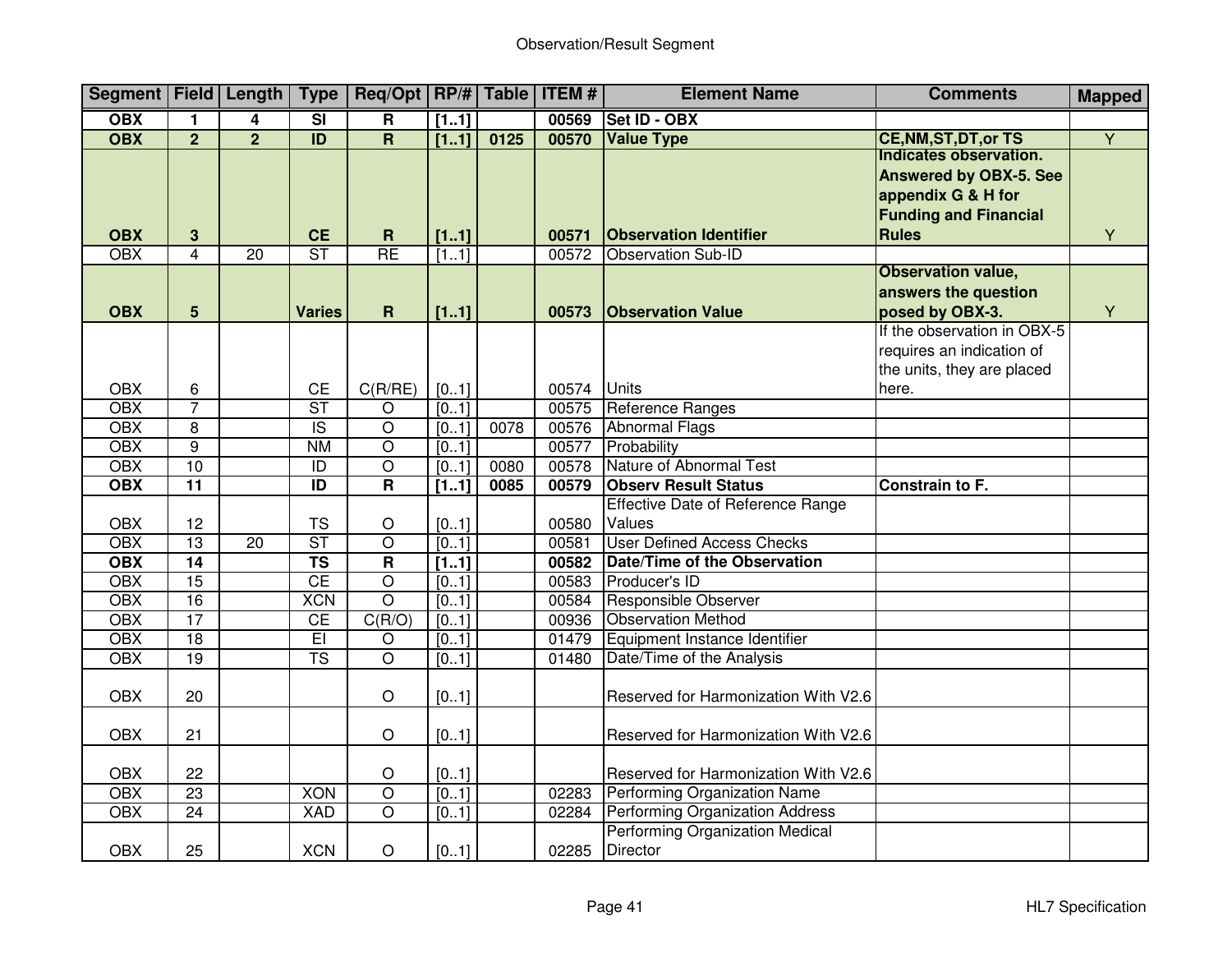## Observation/Result Segment

| Segment | Field | Length | Type | Req/Opt | RP/# | Table | ITEM # | Element Name | Comments | Mapped |
|---|---|---|---|---|---|---|---|---|---|---|
| **OBX** | **1** | **4** | **SI** | **R** | **[1..1]** | | **00569** | **Set ID - OBX** | | |
| **OBX** | **2** | **2** | **ID** | **R** | **[1..1]** | **0125** | **00570** | **Value Type** | **CE,NM,ST,DT,or TS** | Y |
| **OBX** | **3** | | **CE** | **R** | **[1..1]** | | **00571** | **Observation Identifier** | **Indicates observation. Answered by OBX-5. See appendix G & H for Funding and Financial Rules** | Y |
| OBX | 4 | 20 | ST | RE | [1..1] | | 00572 | Observation Sub-ID | | |
| **OBX** | **5** | | **Varies** | **R** | **[1..1]** | | **00573** | **Observation Value** | **Observation value, answers the question posed by OBX-3.** | Y |
| OBX | 6 | | CE | C(R/RE) | [0..1] | | 00574 | Units | If the observation in OBX-5 requires an indication of the units, they are placed here. | |
| OBX | 7 | | ST | O | [0..1] | | 00575 | Reference Ranges | | |
| OBX | 8 | | IS | O | [0..1] | 0078 | 00576 | Abnormal Flags | | |
| OBX | 9 | | NM | O | [0..1] | | 00577 | Probability | | |
| OBX | 10 | | ID | O | [0..1] | 0080 | 00578 | Nature of Abnormal Test | | |
| **OBX** | **11** | | **ID** | **R** | **[1..1]** | **0085** | **00579** | **Observ Result Status** | **Constrain to F.** | |
| OBX | 12 | | TS | O | [0..1] | | 00580 | Effective Date of Reference Range Values | | |
| OBX | 13 | 20 | ST | O | [0..1] | | 00581 | User Defined Access Checks | | |
| **OBX** | **14** | | **TS** | **R** | **[1..1]** | | **00582** | **Date/Time of the Observation** | | |
| OBX | 15 | | CE | O | [0..1] | | 00583 | Producer's ID | | |
| OBX | 16 | | XCN | O | [0..1] | | 00584 | Responsible Observer | | |
| OBX | 17 | | CE | C(R/O) | [0..1] | | 00936 | Observation Method | | |
| OBX | 18 | | EI | O | [0..1] | | 01479 | Equipment Instance Identifier | | |
| OBX | 19 | | TS | O | [0..1] | | 01480 | Date/Time of the Analysis | | |
| OBX | 20 | | | O | [0..1] | | | Reserved for Harmonization With V2.6 | | |
| OBX | 21 | | | O | [0..1] | | | Reserved for Harmonization With V2.6 | | |
| OBX | 22 | | | O | [0..1] | | | Reserved for Harmonization With V2.6 | | |
| OBX | 23 | | XON | O | [0..1] | | 02283 | Performing Organization Name | | |
| OBX | 24 | | XAD | O | [0..1] | | 02284 | Performing Organization Address | | |
| OBX | 25 | | XCN | O | [0..1] | | 02285 | Performing Organization Medical Director | | |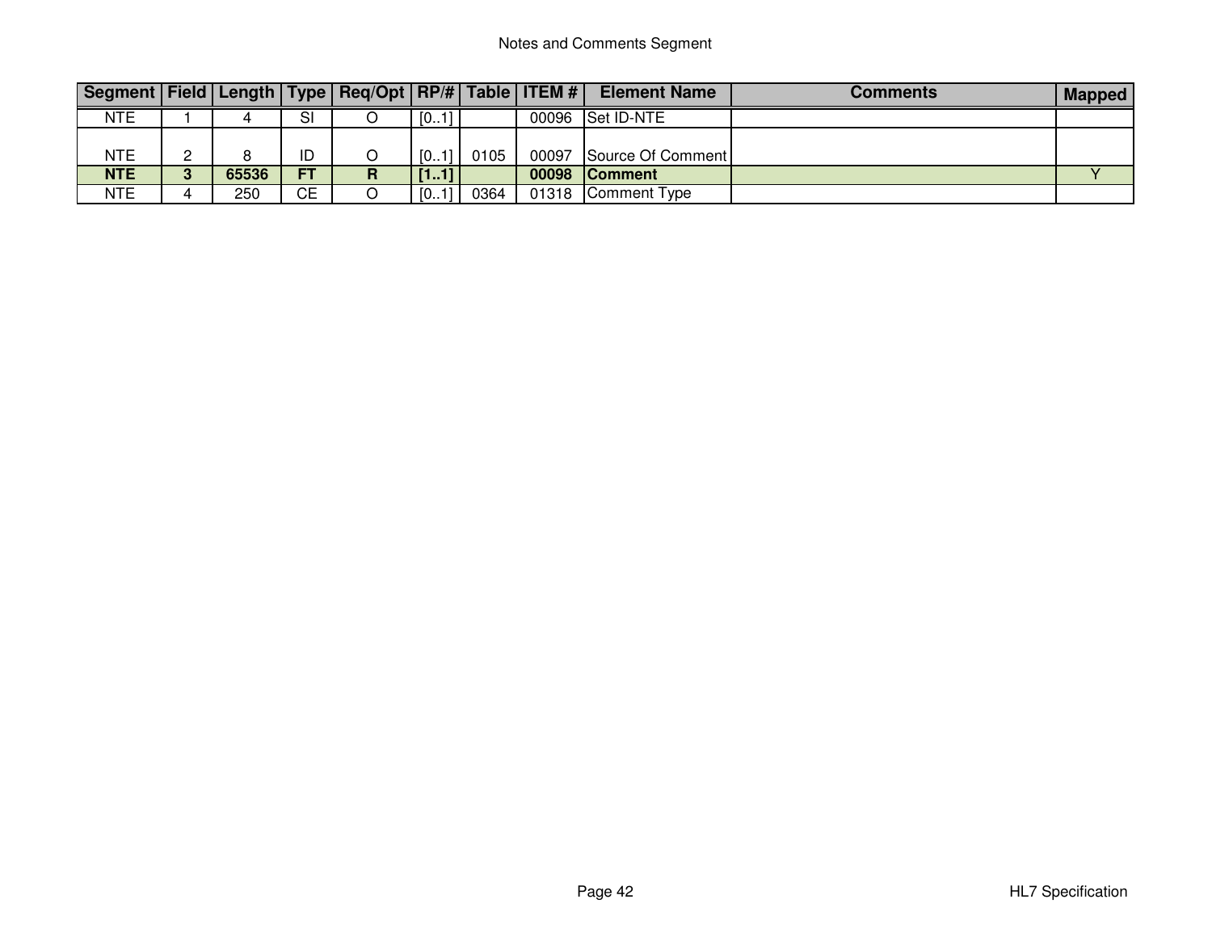Notes and Comments Segment

| Segment | Field | Length | Type | Req/Opt | RP/# | Table | ITEM # | Element Name | Comments | Mapped |
|---|---|---|---|---|---|---|---|---|---|---|
| NTE | 1 | 4 | SI | O | [0..1] | | 00096 | Set ID-NTE | | |
| NTE | 2 | 8 | ID | O | [0..1] | 0105 | 00097 | Source Of Comment | | |
| **NTE** | **3** | **65536** | **FT** | **R** | **[1..1]** | | **00098** | **Comment** | | Y |
| NTE | 4 | 250 | CE | O | [0..1] | 0364 | 01318 | Comment Type | | |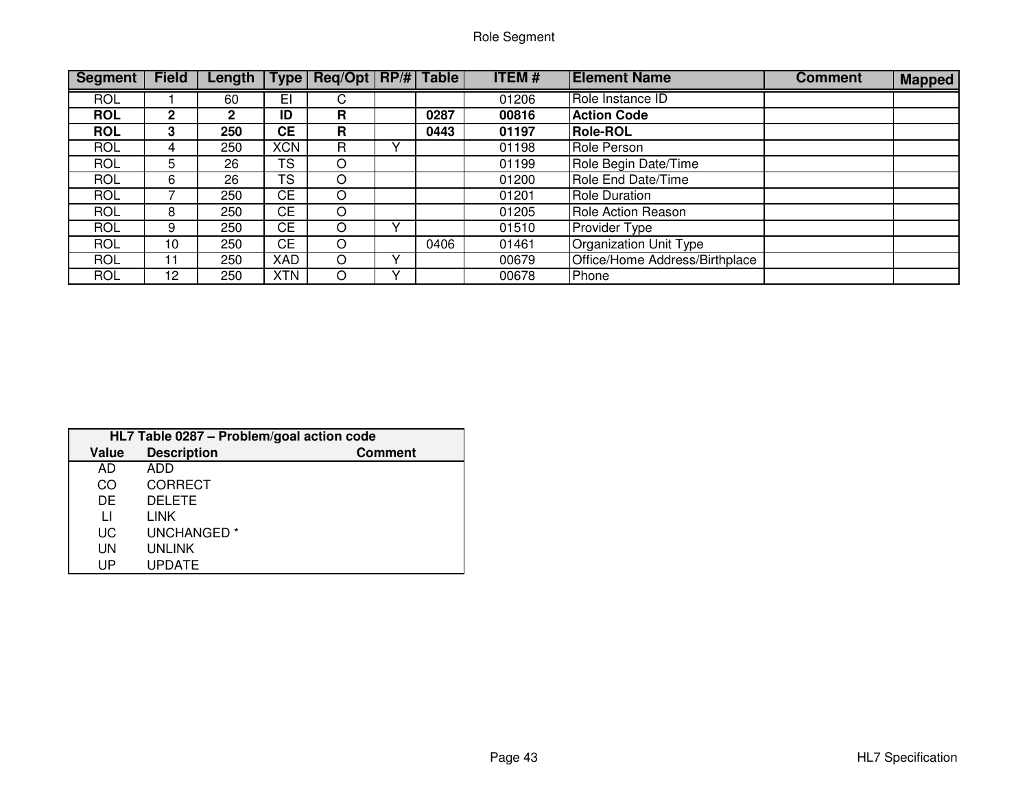## Role Segment

| Segment | Field | Length | Type | Req/Opt | RP/# | Table | ITEM # | Element Name | Comment | Mapped |
|---|---|---|---|---|---|---|---|---|---|---|
| ROL | 1 | 60 | EI | C | | | 01206 | Role Instance ID | | |
| **ROL** | **2** | **2** | **ID** | **R** | | **0287** | **00816** | **Action Code** | | |
| **ROL** | **3** | **250** | **CE** | **R** | | **0443** | **01197** | **Role-ROL** | | |
| ROL | 4 | 250 | XCN | R | Y | | 01198 | Role Person | | |
| ROL | 5 | 26 | TS | O | | | 01199 | Role Begin Date/Time | | |
| ROL | 6 | 26 | TS | O | | | 01200 | Role End Date/Time | | |
| ROL | 7 | 250 | CE | O | | | 01201 | Role Duration | | |
| ROL | 8 | 250 | CE | O | | | 01205 | Role Action Reason | | |
| ROL | 9 | 250 | CE | O | Y | | 01510 | Provider Type | | |
| ROL | 10 | 250 | CE | O | | 0406 | 01461 | Organization Unit Type | | |
| ROL | 11 | 250 | XAD | O | Y | | 00679 | Office/Home Address/Birthplace | | |
| ROL | 12 | 250 | XTN | O | Y | | 00678 | Phone | | |

**HL7 Table 0287 – Problem/goal action code**

| Value | Description | Comment |
|---|---|---|
| AD | ADD | |
| CO | CORRECT | |
| DE | DELETE | |
| LI | LINK | |
| UC | UNCHANGED * | |
| UN | UNLINK | |
| UP | UPDATE | |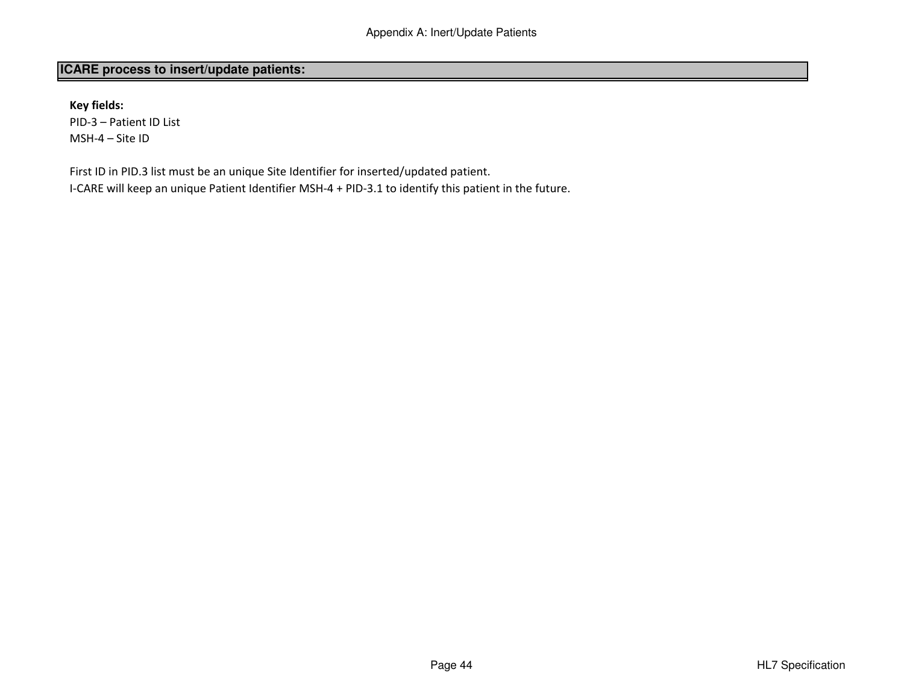## ICARE process to insert/update patients:

**Key fields:**

PID-3 – Patient ID List
MSH-4 – Site ID

First ID in PID.3 list must be an unique Site Identifier for inserted/updated patient.
I-CARE will keep an unique Patient Identifier MSH-4 + PID-3.1 to identify this patient in the future.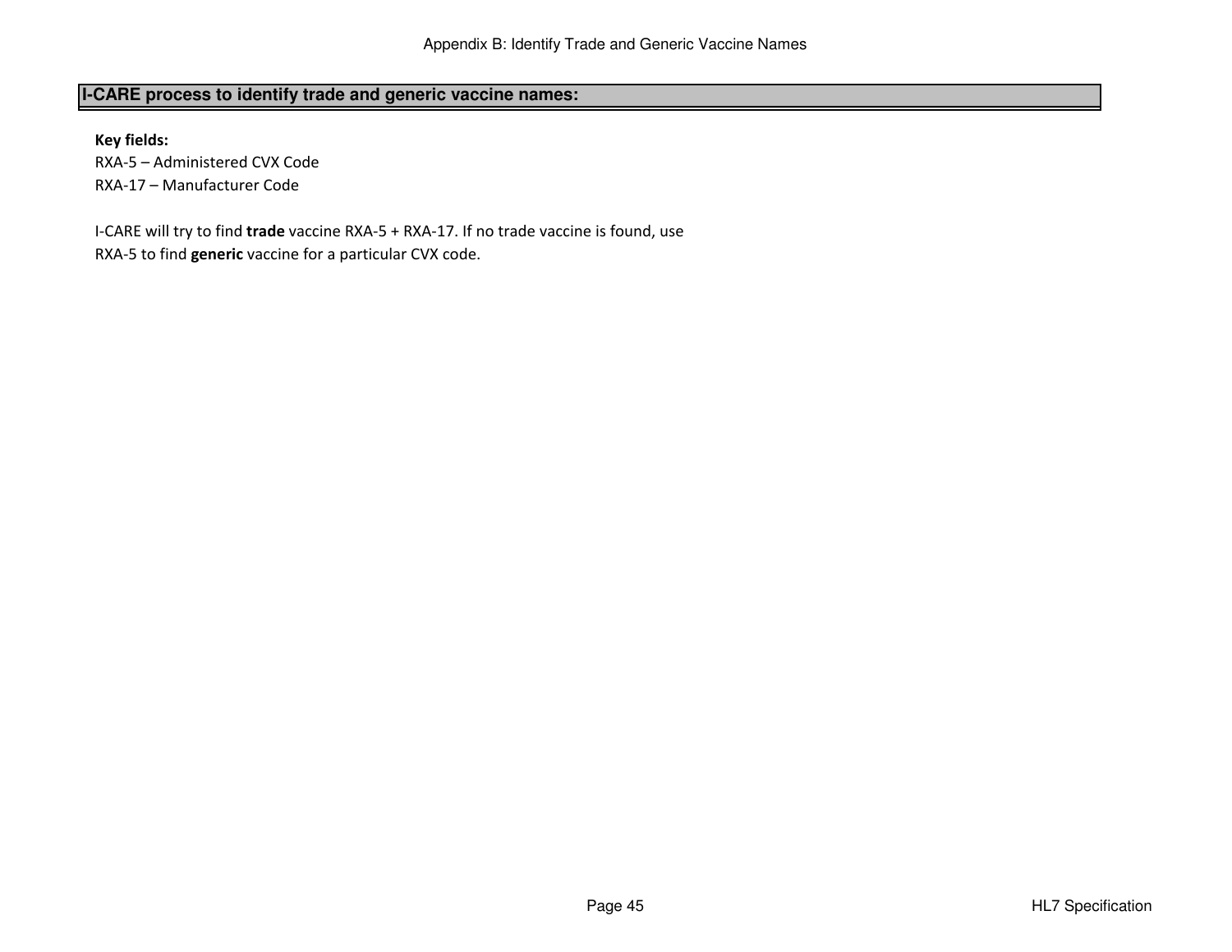## I-CARE process to identify trade and generic vaccine names:

**Key fields:**
RXA-5 – Administered CVX Code
RXA-17 – Manufacturer Code

I-CARE will try to find **trade** vaccine RXA-5 + RXA-17. If no trade vaccine is found, use RXA-5 to find **generic** vaccine for a particular CVX code.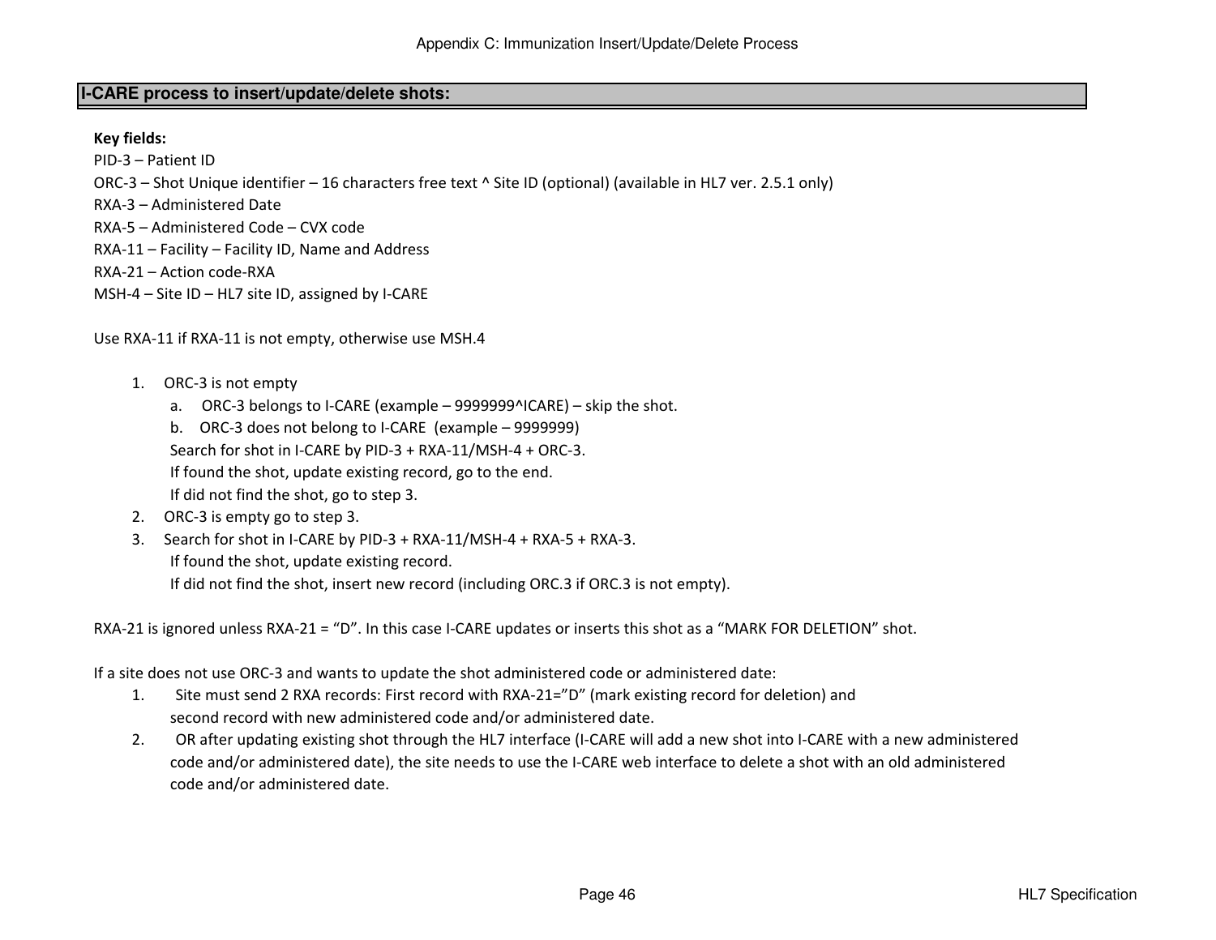## I-CARE process to insert/update/delete shots:

**Key fields:**

PID-3 – Patient ID
ORC-3 – Shot Unique identifier – 16 characters free text ^ Site ID (optional) (available in HL7 ver. 2.5.1 only)
RXA-3 – Administered Date
RXA-5 – Administered Code – CVX code
RXA-11 – Facility – Facility ID, Name and Address
RXA-21 – Action code-RXA
MSH-4 – Site ID – HL7 site ID, assigned by I-CARE

Use RXA-11 if RXA-11 is not empty, otherwise use MSH.4

1. ORC-3 is not empty
   a. ORC-3 belongs to I-CARE (example – 9999999^ICARE) – skip the shot.
   b. ORC-3 does not belong to I-CARE (example – 9999999)
   Search for shot in I-CARE by PID-3 + RXA-11/MSH-4 + ORC-3.
   If found the shot, update existing record, go to the end.
   If did not find the shot, go to step 3.
2. ORC-3 is empty go to step 3.
3. Search for shot in I-CARE by PID-3 + RXA-11/MSH-4 + RXA-5 + RXA-3.
   If found the shot, update existing record.
   If did not find the shot, insert new record (including ORC.3 if ORC.3 is not empty).

RXA-21 is ignored unless RXA-21 = "D". In this case I-CARE updates or inserts this shot as a "MARK FOR DELETION" shot.

If a site does not use ORC-3 and wants to update the shot administered code or administered date:

1. Site must send 2 RXA records: First record with RXA-21="D" (mark existing record for deletion) and second record with new administered code and/or administered date.
2. OR after updating existing shot through the HL7 interface (I-CARE will add a new shot into I-CARE with a new administered code and/or administered date), the site needs to use the I-CARE web interface to delete a shot with an old administered code and/or administered date.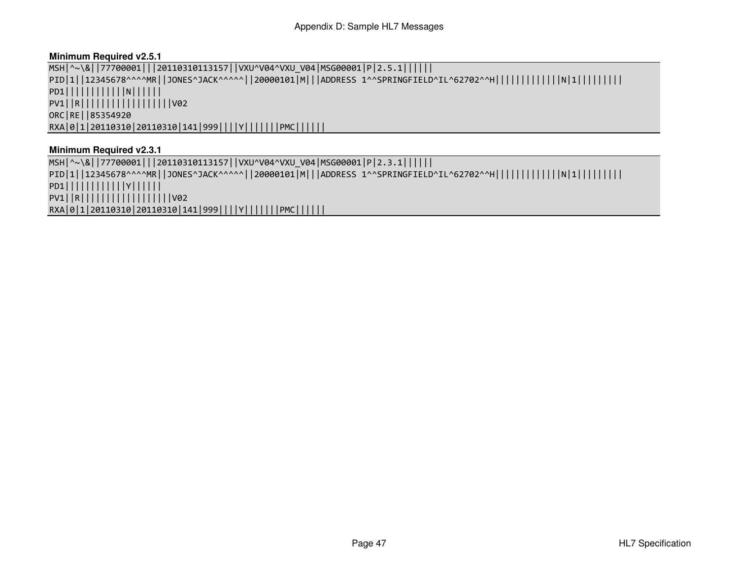**Minimum Required v2.5.1**

```
MSH|^~\&||77700001|||20110310113157||VXU^V04^VXU_V04|MSG00001|P|2.5.1|||||
PID|1||12345678^^^^MR||JONES^JACK^^^^^||20000101|M|||ADDRESS 1^^SPRINGFIELD^IL^62702^^H||||||||||||N|1|||||||||
PD1|||||||||||N||||||
PV1||R||||||||||||||||||V02
ORC|RE||85354920
RXA|0|1|20110310|20110310|141|999||||Y||||||PMC|||||
```

**Minimum Required v2.3.1**

```
MSH|^~\&||77700001|||20110310113157||VXU^V04^VXU_V04|MSG00001|P|2.3.1|||||
PID|1||12345678^^^^MR||JONES^JACK^^^^^||20000101|M|||ADDRESS 1^^SPRINGFIELD^IL^62702^^H||||||||||||N|1|||||||||
PD1|||||||||||Y||||||
PV1||R||||||||||||||||||V02
RXA|0|1|20110310|20110310|141|999||||Y||||||PMC|||||
```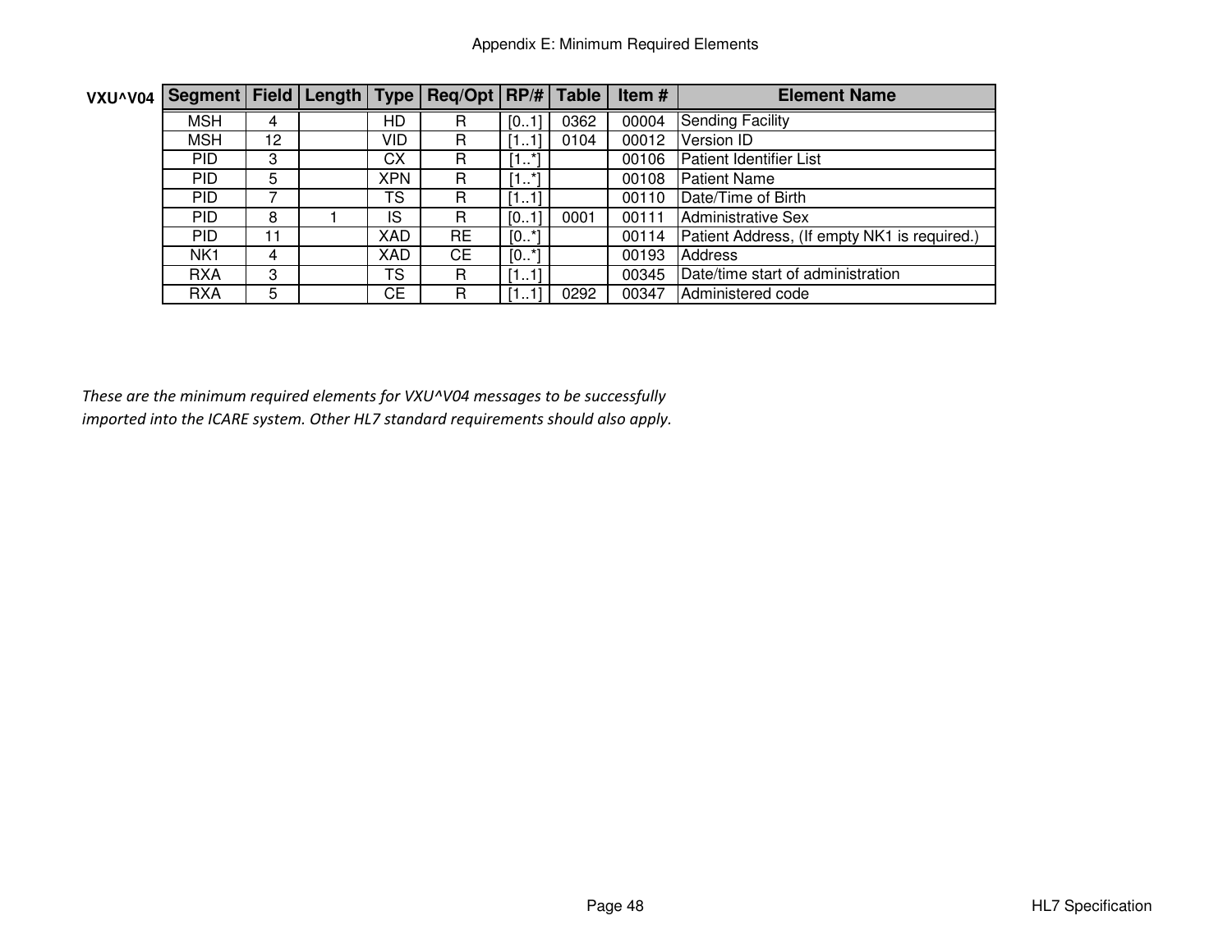Appendix E: Minimum Required Elements

**VXU^V04**

| Segment | Field | Length | Type | Req/Opt | RP/# | Table | Item # | Element Name |
|---|---|---|---|---|---|---|---|---|
| MSH | 4 | | HD | R | [0..1] | 0362 | 00004 | Sending Facility |
| MSH | 12 | | VID | R | [1..1] | 0104 | 00012 | Version ID |
| PID | 3 | | CX | R | [1..*] | | 00106 | Patient Identifier List |
| PID | 5 | | XPN | R | [1..*] | | 00108 | Patient Name |
| PID | 7 | | TS | R | [1..1] | | 00110 | Date/Time of Birth |
| PID | 8 | 1 | IS | R | [0..1] | 0001 | 00111 | Administrative Sex |
| PID | 11 | | XAD | RE | [0..*] | | 00114 | Patient Address, (If empty NK1 is required.) |
| NK1 | 4 | | XAD | CE | [0..*] | | 00193 | Address |
| RXA | 3 | | TS | R | [1..1] | | 00345 | Date/time start of administration |
| RXA | 5 | | CE | R | [1..1] | 0292 | 00347 | Administered code |

*These are the minimum required elements for VXU^V04 messages to be successfully imported into the ICARE system. Other HL7 standard requirements should also apply.*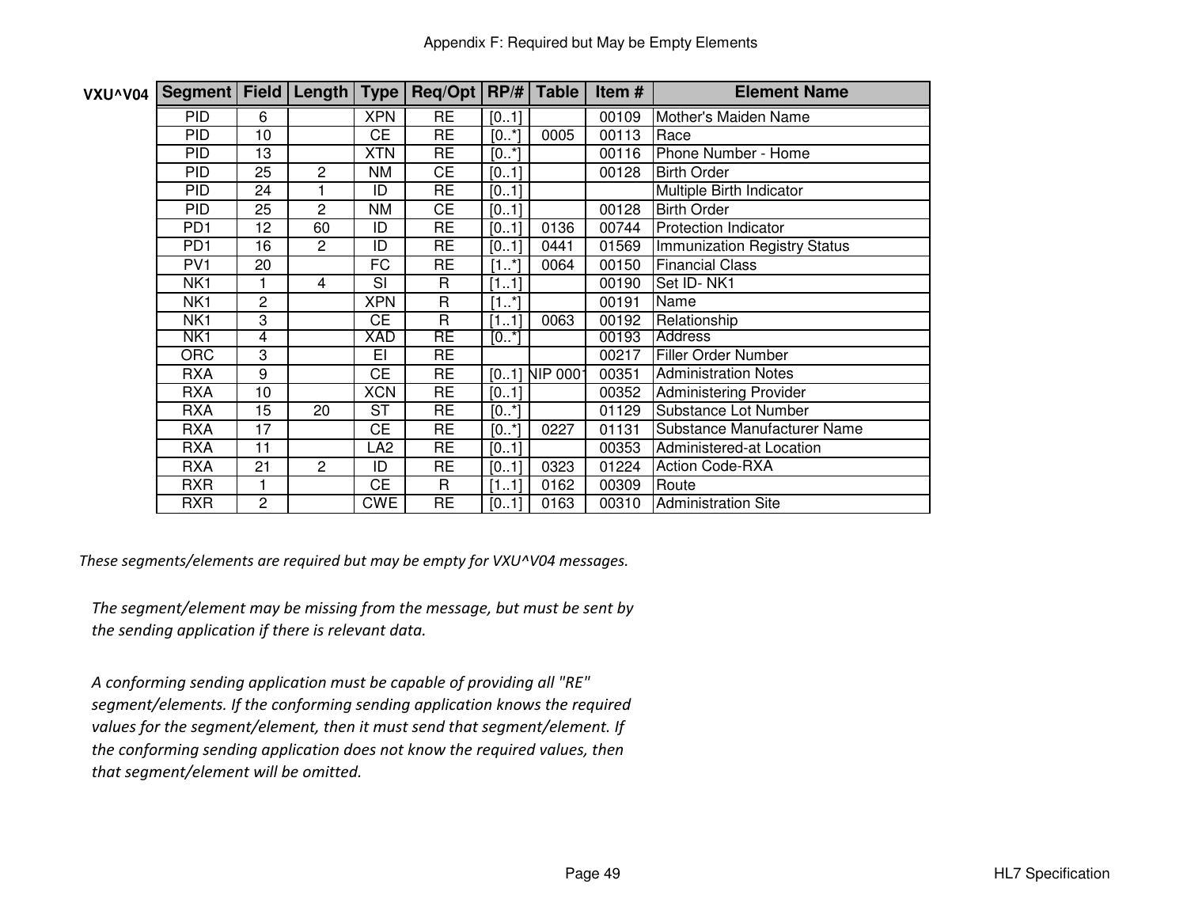Appendix F: Required but May be Empty Elements

**VXU^V04**

| Segment | Field | Length | Type | Req/Opt | RP/# | Table | Item # | Element Name |
|---|---|---|---|---|---|---|---|---|
| PID | 6 | | XPN | RE | [0..1] | | 00109 | Mother's Maiden Name |
| PID | 10 | | CE | RE | [0..*] | 0005 | 00113 | Race |
| PID | 13 | | XTN | RE | [0..*] | | 00116 | Phone Number - Home |
| PID | 25 | 2 | NM | CE | [0..1] | | 00128 | Birth Order |
| PID | 24 | 1 | ID | RE | [0..1] | | | Multiple Birth Indicator |
| PID | 25 | 2 | NM | CE | [0..1] | | 00128 | Birth Order |
| PD1 | 12 | 60 | ID | RE | [0..1] | 0136 | 00744 | Protection Indicator |
| PD1 | 16 | 2 | ID | RE | [0..1] | 0441 | 01569 | Immunization Registry Status |
| PV1 | 20 | | FC | RE | [1..*] | 0064 | 00150 | Financial Class |
| NK1 | 1 | 4 | SI | R | [1..1] | | 00190 | Set ID- NK1 |
| NK1 | 2 | | XPN | R | [1..*] | | 00191 | Name |
| NK1 | 3 | | CE | R | [1..1] | 0063 | 00192 | Relationship |
| NK1 | 4 | | XAD | RE | [0..*] | | 00193 | Address |
| ORC | 3 | | EI | RE | | | 00217 | Filler Order Number |
| RXA | 9 | | CE | RE | [0..1] | NIP 0001 | 00351 | Administration Notes |
| RXA | 10 | | XCN | RE | [0..1] | | 00352 | Administering Provider |
| RXA | 15 | 20 | ST | RE | [0..*] | | 01129 | Substance Lot Number |
| RXA | 17 | | CE | RE | [0..*] | 0227 | 01131 | Substance Manufacturer Name |
| RXA | 11 | | LA2 | RE | [0..1] | | 00353 | Administered-at Location |
| RXA | 21 | 2 | ID | RE | [0..1] | 0323 | 01224 | Action Code-RXA |
| RXR | 1 | | CE | R | [1..1] | 0162 | 00309 | Route |
| RXR | 2 | | CWE | RE | [0..1] | 0163 | 00310 | Administration Site |

*These segments/elements are required but may be empty for VXU^V04 messages.*

*The segment/element may be missing from the message, but must be sent by the sending application if there is relevant data.*

*A conforming sending application must be capable of providing all "RE" segment/elements. If the conforming sending application knows the required values for the segment/element, then it must send that segment/element. If the conforming sending application does not know the required values, then that segment/element will be omitted.*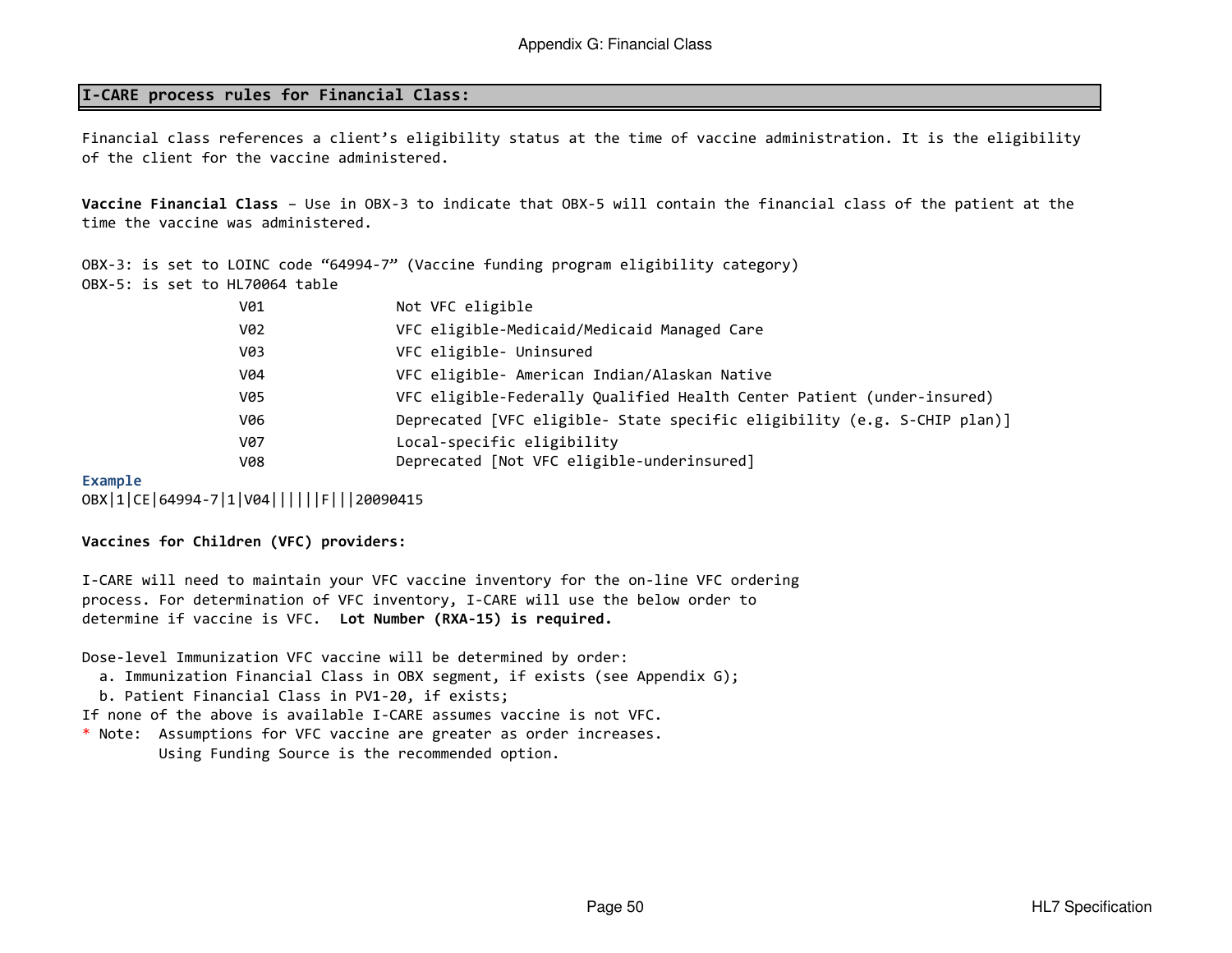Appendix G: Financial Class

## I-CARE process rules for Financial Class:

Financial class references a client's eligibility status at the time of vaccine administration. It is the eligibility of the client for the vaccine administered.

**Vaccine Financial Class** – Use in OBX-3 to indicate that OBX-5 will contain the financial class of the patient at the time the vaccine was administered.

OBX-3: is set to LOINC code "64994-7" (Vaccine funding program eligibility category)
OBX-5: is set to HL70064 table

| Code | Description |
|---|---|
| V01 | Not VFC eligible |
| V02 | VFC eligible-Medicaid/Medicaid Managed Care |
| V03 | VFC eligible- Uninsured |
| V04 | VFC eligible- American Indian/Alaskan Native |
| V05 | VFC eligible-Federally Qualified Health Center Patient (under-insured) |
| V06 | Deprecated [VFC eligible- State specific eligibility (e.g. S-CHIP plan)] |
| V07 | Local-specific eligibility |
| V08 | Deprecated [Not VFC eligible-underinsured] |

**Example**

```
OBX|1|CE|64994-7|1|V04||||||F|||20090415
```

**Vaccines for Children (VFC) providers:**

I-CARE will need to maintain your VFC vaccine inventory for the on-line VFC ordering process. For determination of VFC inventory, I-CARE will use the below order to determine if vaccine is VFC. **Lot Number (RXA-15) is required.**

Dose-level Immunization VFC vaccine will be determined by order:

a. Immunization Financial Class in OBX segment, if exists (see Appendix G);
b. Patient Financial Class in PV1-20, if exists;

If none of the above is available I-CARE assumes vaccine is not VFC.

* Note: Assumptions for VFC vaccine are greater as order increases.
Using Funding Source is the recommended option.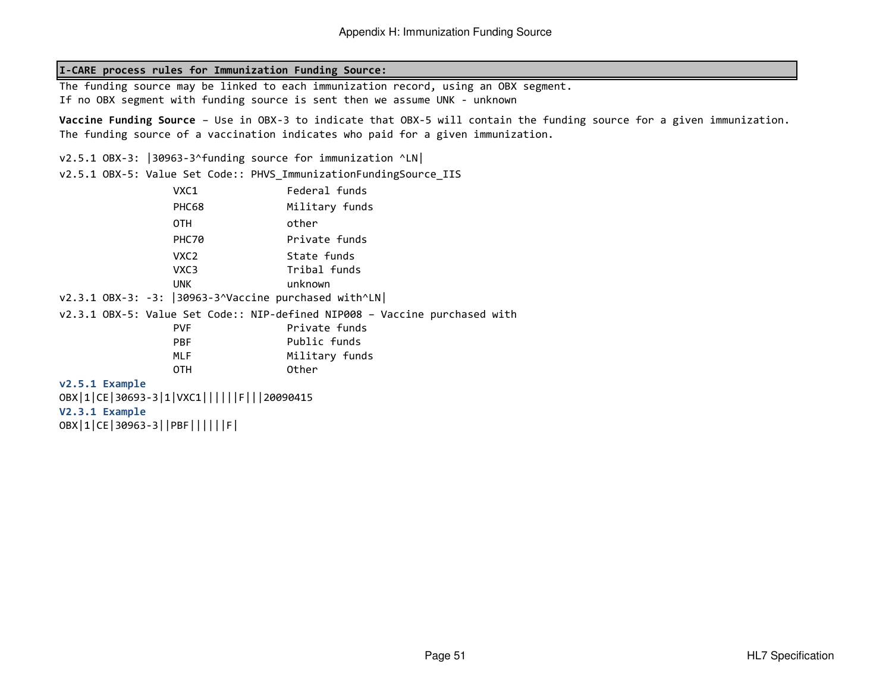## Appendix H: Immunization Funding Source

| **I-CARE process rules for Immunization Funding Source:** |
| --- |

The funding source may be linked to each immunization record, using an OBX segment.
If no OBX segment with funding source is sent then we assume UNK - unknown

**Vaccine Funding Source** – Use in OBX-3 to indicate that OBX-5 will contain the funding source for a given immunization. The funding source of a vaccination indicates who paid for a given immunization.

v2.5.1 OBX-3: |30963-3^funding source for immunization ^LN|

v2.5.1 OBX-5: Value Set Code:: PHVS_ImmunizationFundingSource_IIS

| | |
| --- | --- |
| VXC1 | Federal funds |
| PHC68 | Military funds |
| OTH | other |
| PHC70 | Private funds |
| VXC2 | State funds |
| VXC3 | Tribal funds |
| UNK | unknown |

v2.3.1 OBX-3: -3: |30963-3^Vaccine purchased with^LN|

v2.3.1 OBX-5: Value Set Code:: NIP-defined NIP008 – Vaccine purchased with

| | |
| --- | --- |
| PVF | Private funds |
| PBF | Public funds |
| MLF | Military funds |
| OTH | Other |

**v2.5.1 Example**

```
OBX|1|CE|30693-3|1|VXC1||||||F|||20090415
```

**V2.3.1 Example**

```
OBX|1|CE|30963-3||PBF||||||F|
```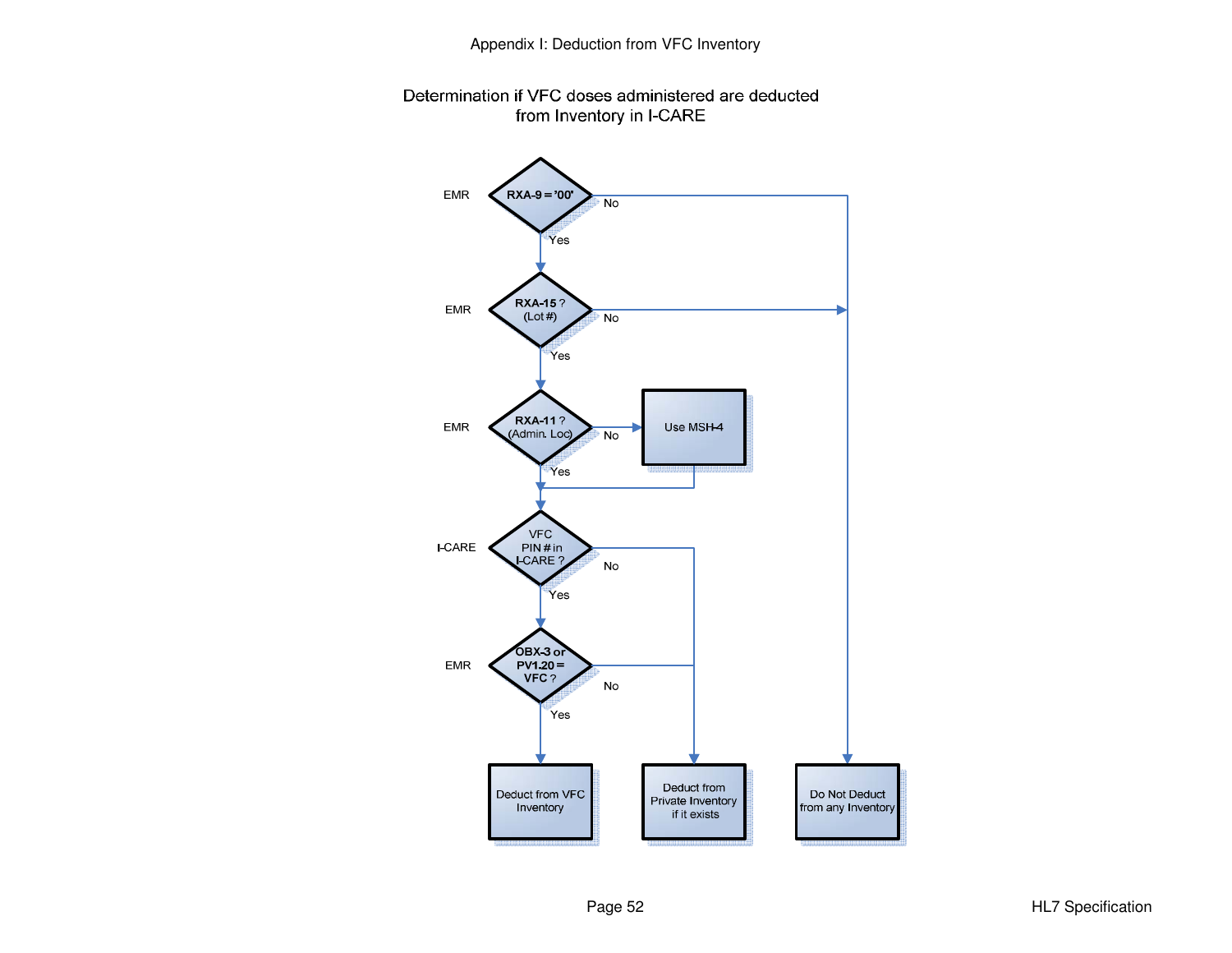# Appendix I: Deduction from VFC Inventory

## Determination if VFC doses administered are deducted from Inventory in I-CARE

EMR
RXA-9 = '00'
No
Yes

EMR
RXA-15 ? (Lot #)
No
Yes

EMR
RXA-11 ? (Admin. Loc)
No
Use MSH-4
Yes

I-CARE
VFC PIN # in I-CARE ?
No
Yes

EMR
OBX-3 or PV1.20 = VFC ?
No
Yes

Deduct from VFC Inventory

Deduct from Private Inventory if it exists

Do Not Deduct from any Inventory